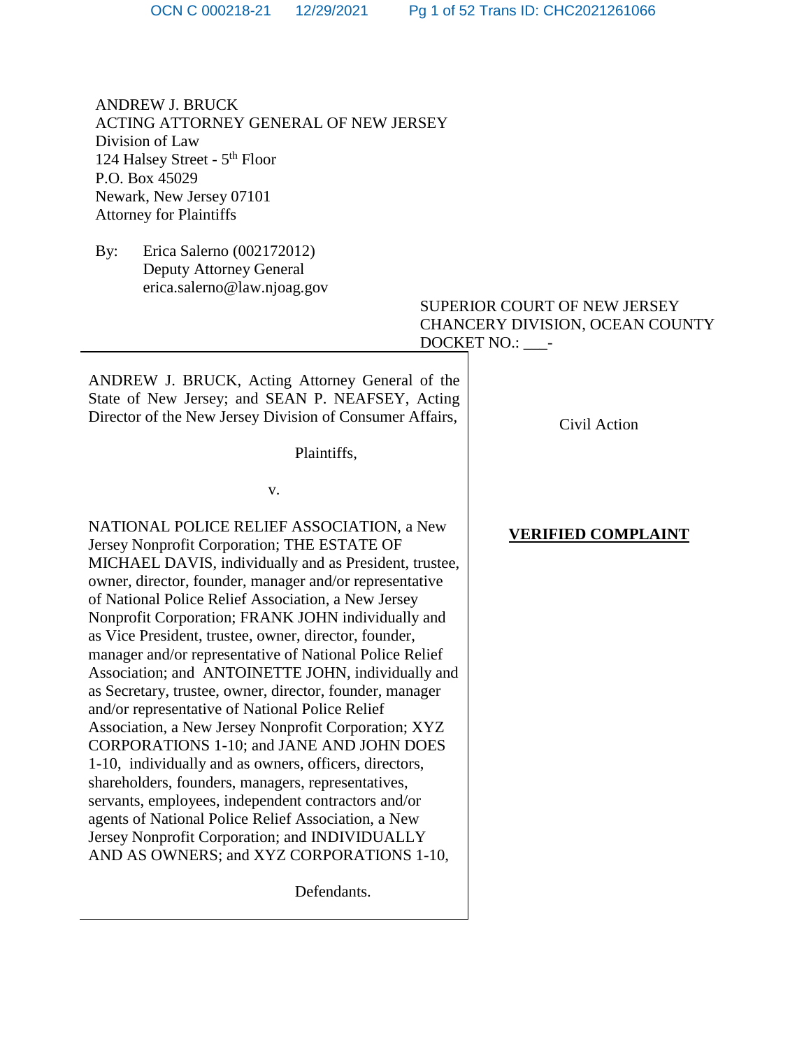ANDREW J. BRUCK
ACTING ATTORNEY GENERAL OF NEW JERSEY
Division of Law
124 Halsey Street - 5th Floor
P.O. Box 45029
Newark, New Jersey 07101
Attorney for Plaintiffs

By: Erica Salerno (002172012)
Deputy Attorney General
erica.salerno@law.njoag.gov

SUPERIOR COURT OF NEW JERSEY
CHANCERY DIVISION, OCEAN COUNTY
DOCKET NO.: ___-

ANDREW J. BRUCK, Acting Attorney General of the State of New Jersey; and SEAN P. NEAFSEY, Acting Director of the New Jersey Division of Consumer Affairs,

Plaintiffs,

v.

NATIONAL POLICE RELIEF ASSOCIATION, a New Jersey Nonprofit Corporation; THE ESTATE OF MICHAEL DAVIS, individually and as President, trustee, owner, director, founder, manager and/or representative of National Police Relief Association, a New Jersey Nonprofit Corporation; FRANK JOHN individually and as Vice President, trustee, owner, director, founder, manager and/or representative of National Police Relief Association; and ANTOINETTE JOHN, individually and as Secretary, trustee, owner, director, founder, manager and/or representative of National Police Relief Association, a New Jersey Nonprofit Corporation; XYZ CORPORATIONS 1-10; and JANE AND JOHN DOES 1-10, individually and as owners, officers, directors, shareholders, founders, managers, representatives, servants, employees, independent contractors and/or agents of National Police Relief Association, a New Jersey Nonprofit Corporation; and INDIVIDUALLY AND AS OWNERS; and XYZ CORPORATIONS 1-10,

Defendants.

Civil Action

**VERIFIED COMPLAINT**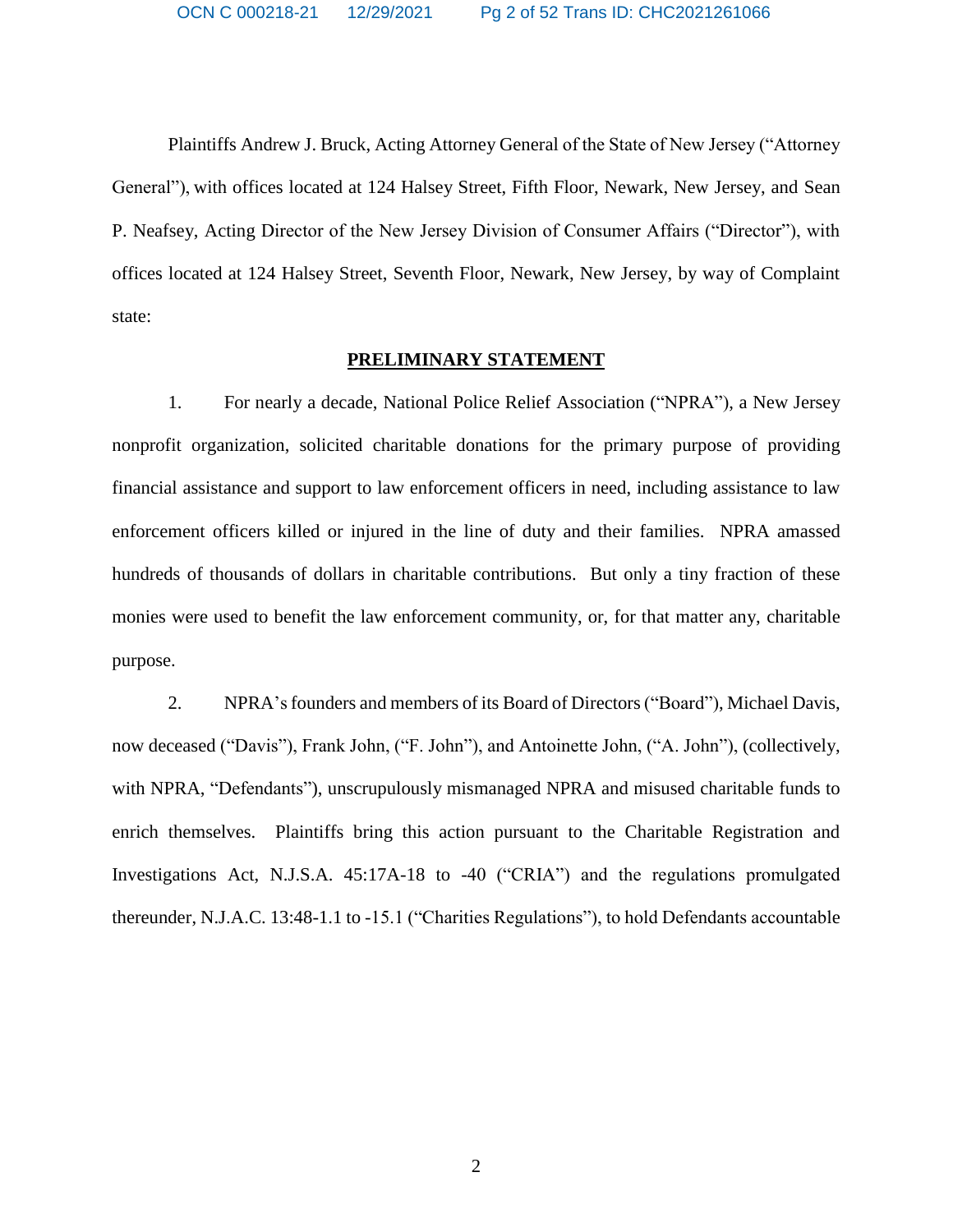Plaintiffs Andrew J. Bruck, Acting Attorney General of the State of New Jersey ("Attorney General"), with offices located at 124 Halsey Street, Fifth Floor, Newark, New Jersey, and Sean P. Neafsey, Acting Director of the New Jersey Division of Consumer Affairs ("Director"), with offices located at 124 Halsey Street, Seventh Floor, Newark, New Jersey, by way of Complaint state:

## PRELIMINARY STATEMENT

1. For nearly a decade, National Police Relief Association ("NPRA"), a New Jersey nonprofit organization, solicited charitable donations for the primary purpose of providing financial assistance and support to law enforcement officers in need, including assistance to law enforcement officers killed or injured in the line of duty and their families. NPRA amassed hundreds of thousands of dollars in charitable contributions. But only a tiny fraction of these monies were used to benefit the law enforcement community, or, for that matter any, charitable purpose.

2. NPRA's founders and members of its Board of Directors ("Board"), Michael Davis, now deceased ("Davis"), Frank John, ("F. John"), and Antoinette John, ("A. John"), (collectively, with NPRA, "Defendants"), unscrupulously mismanaged NPRA and misused charitable funds to enrich themselves. Plaintiffs bring this action pursuant to the Charitable Registration and Investigations Act, N.J.S.A. 45:17A-18 to -40 ("CRIA") and the regulations promulgated thereunder, N.J.A.C. 13:48-1.1 to -15.1 ("Charities Regulations"), to hold Defendants accountable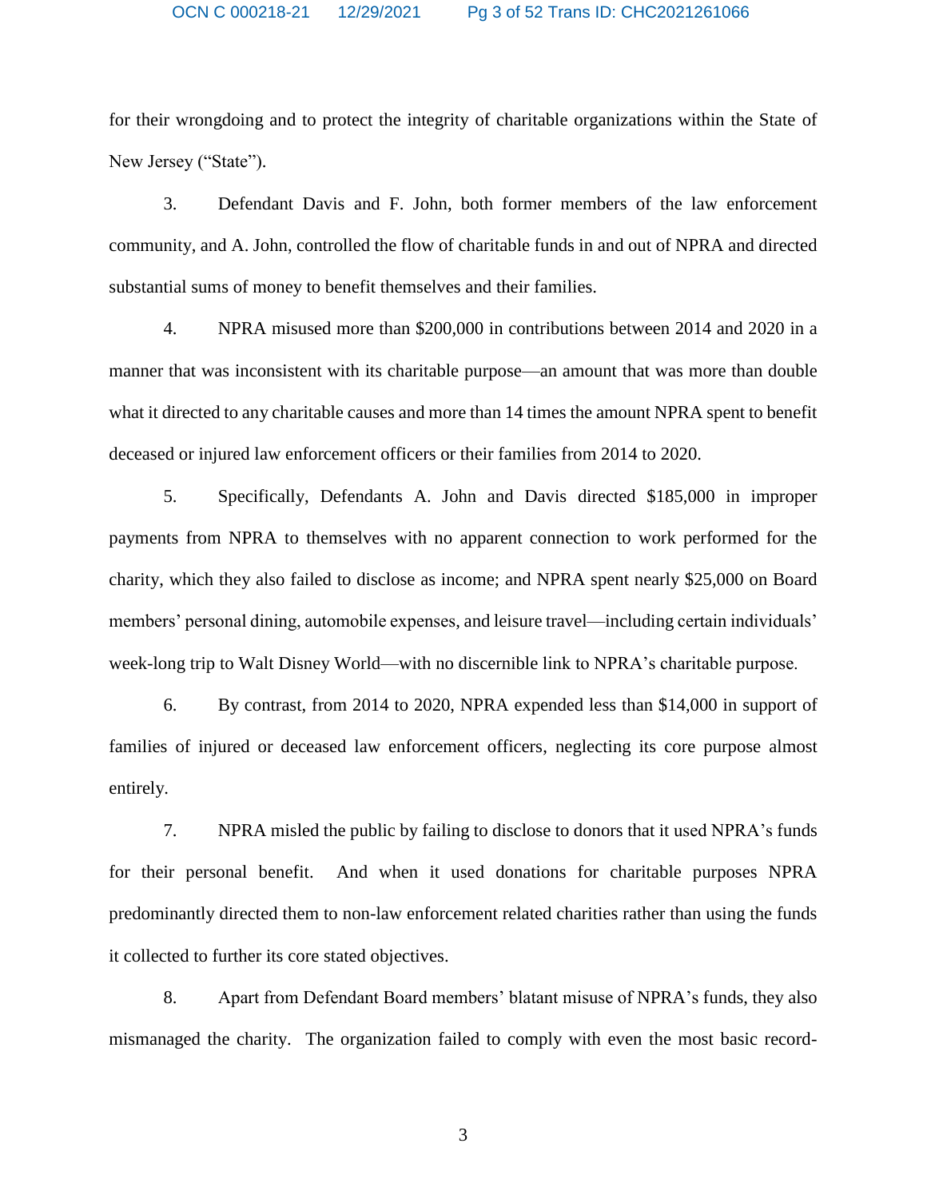for their wrongdoing and to protect the integrity of charitable organizations within the State of New Jersey ("State").

3. Defendant Davis and F. John, both former members of the law enforcement community, and A. John, controlled the flow of charitable funds in and out of NPRA and directed substantial sums of money to benefit themselves and their families.

4. NPRA misused more than $200,000 in contributions between 2014 and 2020 in a manner that was inconsistent with its charitable purpose—an amount that was more than double what it directed to any charitable causes and more than 14 times the amount NPRA spent to benefit deceased or injured law enforcement officers or their families from 2014 to 2020.

5. Specifically, Defendants A. John and Davis directed $185,000 in improper payments from NPRA to themselves with no apparent connection to work performed for the charity, which they also failed to disclose as income; and NPRA spent nearly $25,000 on Board members' personal dining, automobile expenses, and leisure travel—including certain individuals' week-long trip to Walt Disney World—with no discernible link to NPRA's charitable purpose.

6. By contrast, from 2014 to 2020, NPRA expended less than $14,000 in support of families of injured or deceased law enforcement officers, neglecting its core purpose almost entirely.

7. NPRA misled the public by failing to disclose to donors that it used NPRA's funds for their personal benefit. And when it used donations for charitable purposes NPRA predominantly directed them to non-law enforcement related charities rather than using the funds it collected to further its core stated objectives.

8. Apart from Defendant Board members' blatant misuse of NPRA's funds, they also mismanaged the charity. The organization failed to comply with even the most basic record-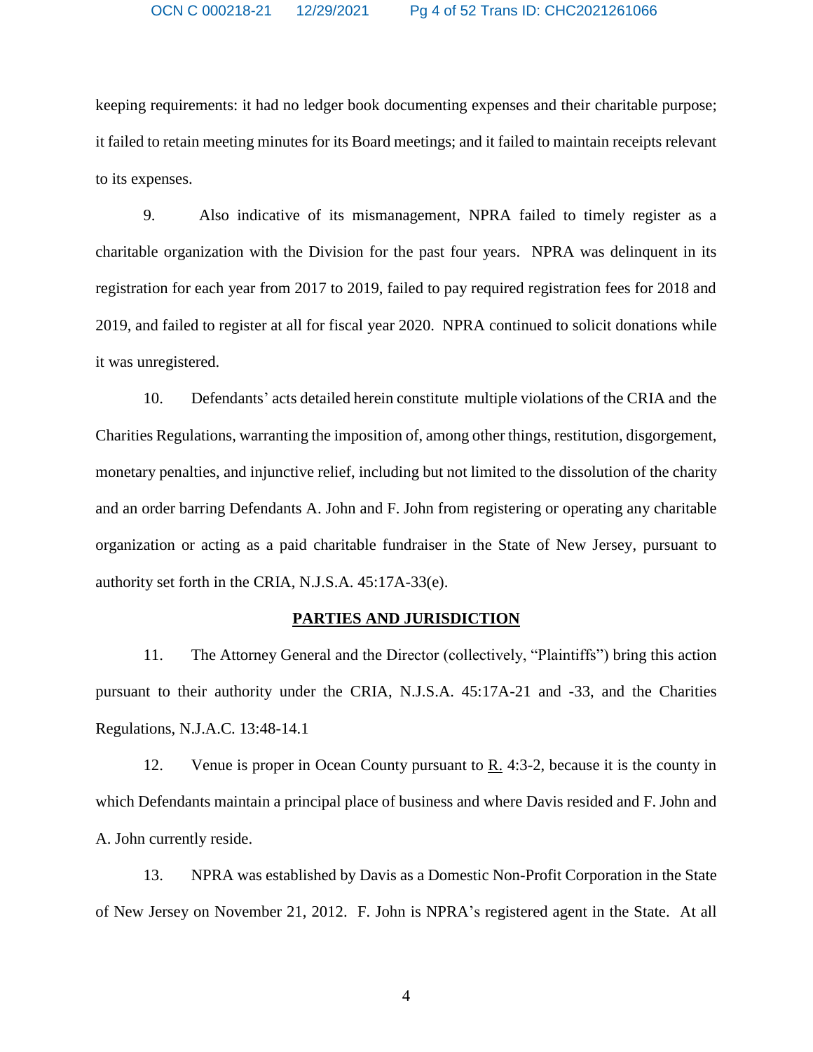keeping requirements: it had no ledger book documenting expenses and their charitable purpose; it failed to retain meeting minutes for its Board meetings; and it failed to maintain receipts relevant to its expenses.

9. Also indicative of its mismanagement, NPRA failed to timely register as a charitable organization with the Division for the past four years. NPRA was delinquent in its registration for each year from 2017 to 2019, failed to pay required registration fees for 2018 and 2019, and failed to register at all for fiscal year 2020. NPRA continued to solicit donations while it was unregistered.

10. Defendants' acts detailed herein constitute multiple violations of the CRIA and the Charities Regulations, warranting the imposition of, among other things, restitution, disgorgement, monetary penalties, and injunctive relief, including but not limited to the dissolution of the charity and an order barring Defendants A. John and F. John from registering or operating any charitable organization or acting as a paid charitable fundraiser in the State of New Jersey, pursuant to authority set forth in the CRIA, N.J.S.A. 45:17A-33(e).

## PARTIES AND JURISDICTION

11. The Attorney General and the Director (collectively, "Plaintiffs") bring this action pursuant to their authority under the CRIA, N.J.S.A. 45:17A-21 and -33, and the Charities Regulations, N.J.A.C. 13:48-14.1

12. Venue is proper in Ocean County pursuant to R. 4:3-2, because it is the county in which Defendants maintain a principal place of business and where Davis resided and F. John and A. John currently reside.

13. NPRA was established by Davis as a Domestic Non-Profit Corporation in the State of New Jersey on November 21, 2012. F. John is NPRA's registered agent in the State. At all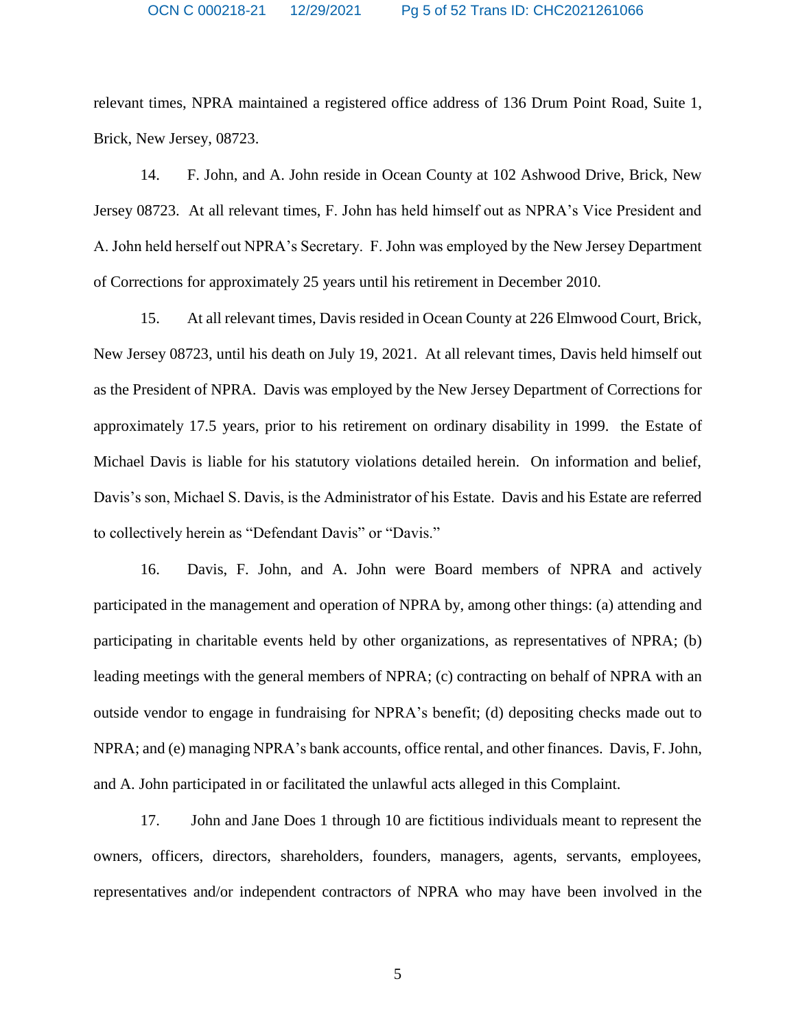relevant times, NPRA maintained a registered office address of 136 Drum Point Road, Suite 1, Brick, New Jersey, 08723.

14. F. John, and A. John reside in Ocean County at 102 Ashwood Drive, Brick, New Jersey 08723. At all relevant times, F. John has held himself out as NPRA's Vice President and A. John held herself out NPRA's Secretary. F. John was employed by the New Jersey Department of Corrections for approximately 25 years until his retirement in December 2010.

15. At all relevant times, Davis resided in Ocean County at 226 Elmwood Court, Brick, New Jersey 08723, until his death on July 19, 2021. At all relevant times, Davis held himself out as the President of NPRA. Davis was employed by the New Jersey Department of Corrections for approximately 17.5 years, prior to his retirement on ordinary disability in 1999. the Estate of Michael Davis is liable for his statutory violations detailed herein. On information and belief, Davis's son, Michael S. Davis, is the Administrator of his Estate. Davis and his Estate are referred to collectively herein as "Defendant Davis" or "Davis."

16. Davis, F. John, and A. John were Board members of NPRA and actively participated in the management and operation of NPRA by, among other things: (a) attending and participating in charitable events held by other organizations, as representatives of NPRA; (b) leading meetings with the general members of NPRA; (c) contracting on behalf of NPRA with an outside vendor to engage in fundraising for NPRA's benefit; (d) depositing checks made out to NPRA; and (e) managing NPRA's bank accounts, office rental, and other finances. Davis, F. John, and A. John participated in or facilitated the unlawful acts alleged in this Complaint.

17. John and Jane Does 1 through 10 are fictitious individuals meant to represent the owners, officers, directors, shareholders, founders, managers, agents, servants, employees, representatives and/or independent contractors of NPRA who may have been involved in the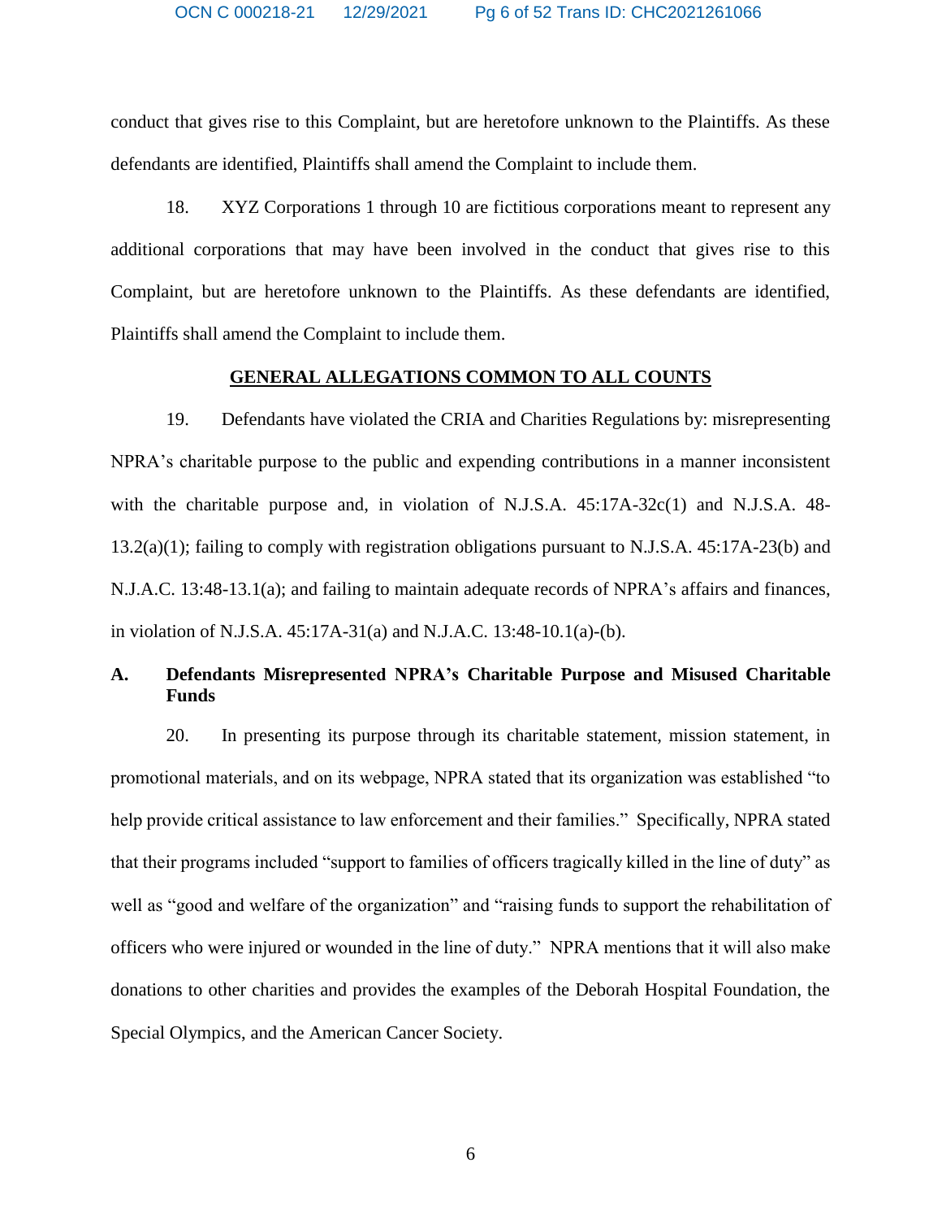conduct that gives rise to this Complaint, but are heretofore unknown to the Plaintiffs. As these defendants are identified, Plaintiffs shall amend the Complaint to include them.

18. XYZ Corporations 1 through 10 are fictitious corporations meant to represent any additional corporations that may have been involved in the conduct that gives rise to this Complaint, but are heretofore unknown to the Plaintiffs. As these defendants are identified, Plaintiffs shall amend the Complaint to include them.

## GENERAL ALLEGATIONS COMMON TO ALL COUNTS

19. Defendants have violated the CRIA and Charities Regulations by: misrepresenting NPRA's charitable purpose to the public and expending contributions in a manner inconsistent with the charitable purpose and, in violation of N.J.S.A. 45:17A-32c(1) and N.J.S.A. 48-13.2(a)(1); failing to comply with registration obligations pursuant to N.J.S.A. 45:17A-23(b) and N.J.A.C. 13:48-13.1(a); and failing to maintain adequate records of NPRA's affairs and finances, in violation of N.J.S.A. 45:17A-31(a) and N.J.A.C. 13:48-10.1(a)-(b).

### A. Defendants Misrepresented NPRA's Charitable Purpose and Misused Charitable Funds

20. In presenting its purpose through its charitable statement, mission statement, in promotional materials, and on its webpage, NPRA stated that its organization was established "to help provide critical assistance to law enforcement and their families." Specifically, NPRA stated that their programs included "support to families of officers tragically killed in the line of duty" as well as "good and welfare of the organization" and "raising funds to support the rehabilitation of officers who were injured or wounded in the line of duty." NPRA mentions that it will also make donations to other charities and provides the examples of the Deborah Hospital Foundation, the Special Olympics, and the American Cancer Society.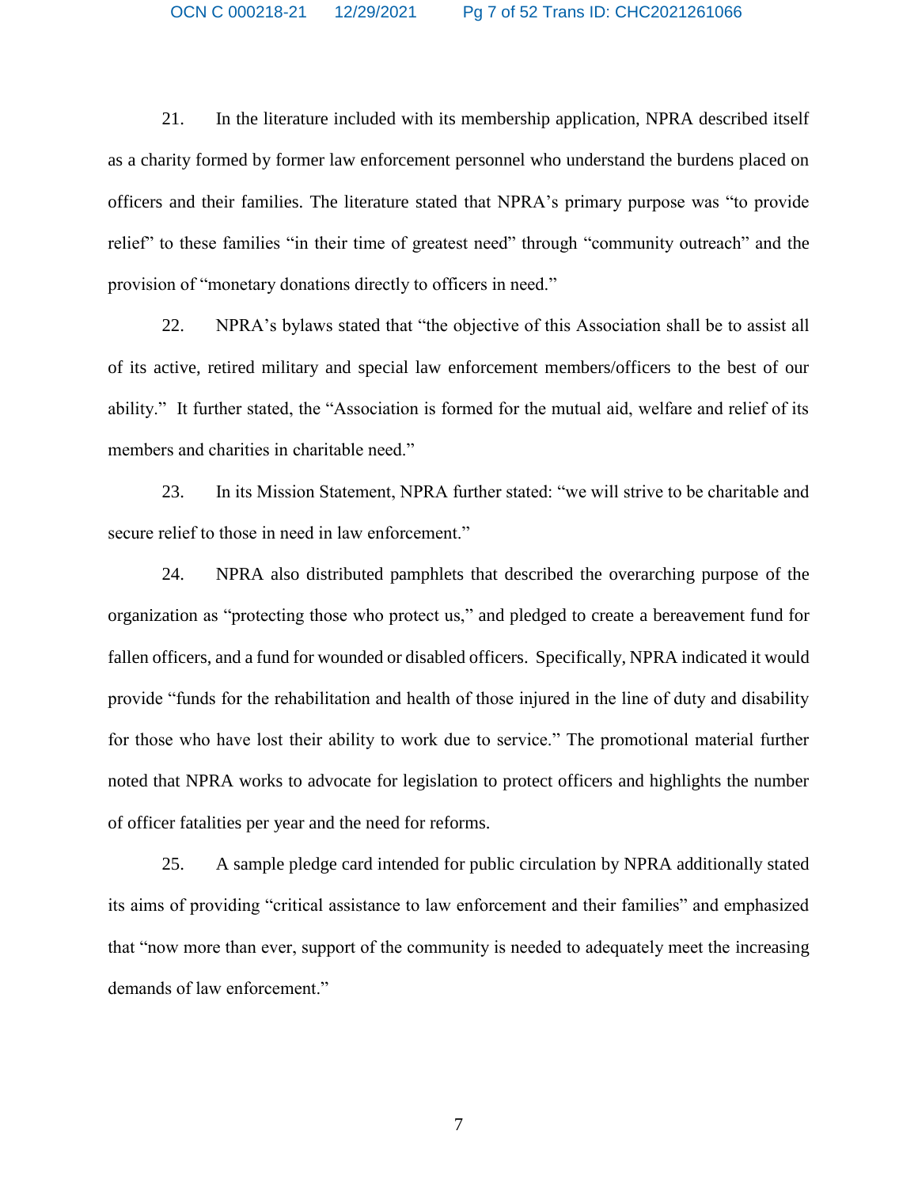21. In the literature included with its membership application, NPRA described itself as a charity formed by former law enforcement personnel who understand the burdens placed on officers and their families. The literature stated that NPRA's primary purpose was "to provide relief" to these families "in their time of greatest need" through "community outreach" and the provision of "monetary donations directly to officers in need."

22. NPRA's bylaws stated that "the objective of this Association shall be to assist all of its active, retired military and special law enforcement members/officers to the best of our ability." It further stated, the "Association is formed for the mutual aid, welfare and relief of its members and charities in charitable need."

23. In its Mission Statement, NPRA further stated: "we will strive to be charitable and secure relief to those in need in law enforcement."

24. NPRA also distributed pamphlets that described the overarching purpose of the organization as "protecting those who protect us," and pledged to create a bereavement fund for fallen officers, and a fund for wounded or disabled officers. Specifically, NPRA indicated it would provide "funds for the rehabilitation and health of those injured in the line of duty and disability for those who have lost their ability to work due to service." The promotional material further noted that NPRA works to advocate for legislation to protect officers and highlights the number of officer fatalities per year and the need for reforms.

25. A sample pledge card intended for public circulation by NPRA additionally stated its aims of providing "critical assistance to law enforcement and their families" and emphasized that "now more than ever, support of the community is needed to adequately meet the increasing demands of law enforcement."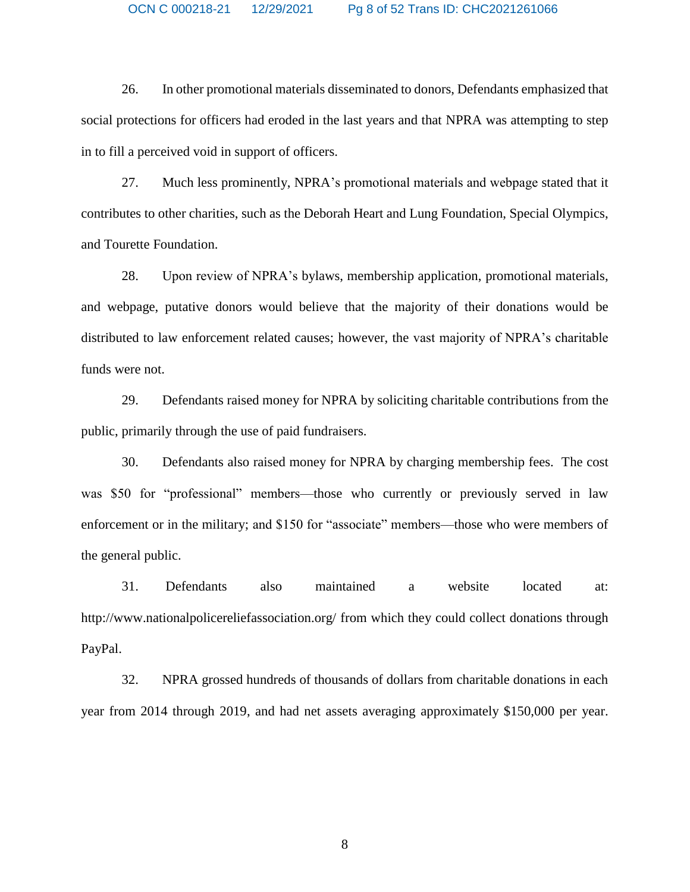26. In other promotional materials disseminated to donors, Defendants emphasized that social protections for officers had eroded in the last years and that NPRA was attempting to step in to fill a perceived void in support of officers.

27. Much less prominently, NPRA's promotional materials and webpage stated that it contributes to other charities, such as the Deborah Heart and Lung Foundation, Special Olympics, and Tourette Foundation.

28. Upon review of NPRA's bylaws, membership application, promotional materials, and webpage, putative donors would believe that the majority of their donations would be distributed to law enforcement related causes; however, the vast majority of NPRA's charitable funds were not.

29. Defendants raised money for NPRA by soliciting charitable contributions from the public, primarily through the use of paid fundraisers.

30. Defendants also raised money for NPRA by charging membership fees. The cost was $50 for "professional" members—those who currently or previously served in law enforcement or in the military; and $150 for "associate" members—those who were members of the general public.

31. Defendants also maintained a website located at: http://www.nationalpolicereliefassociation.org/ from which they could collect donations through PayPal.

32. NPRA grossed hundreds of thousands of dollars from charitable donations in each year from 2014 through 2019, and had net assets averaging approximately $150,000 per year.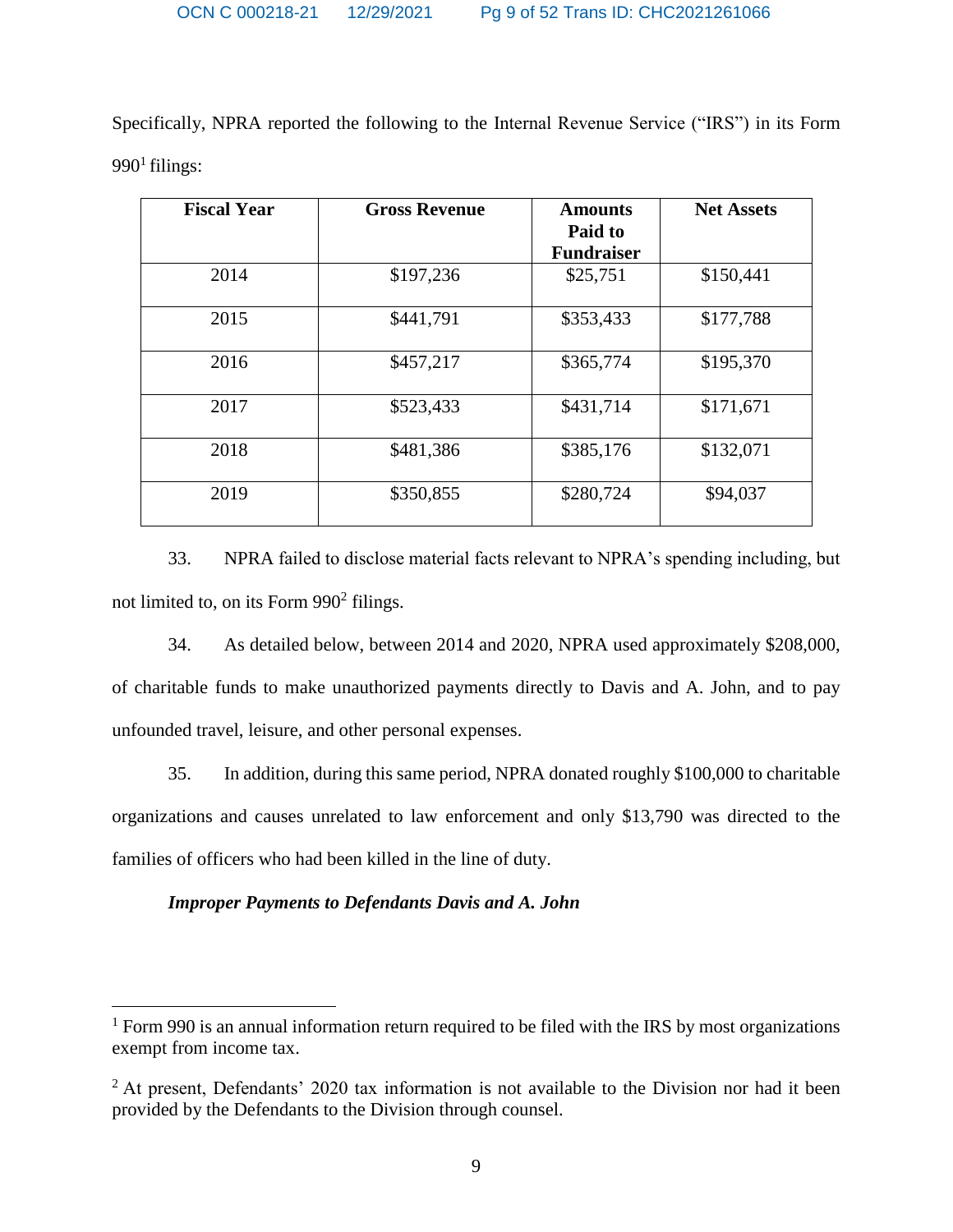Specifically, NPRA reported the following to the Internal Revenue Service ("IRS") in its Form 990[1] filings:

| Fiscal Year | Gross Revenue | Amounts Paid to Fundraiser | Net Assets |
|---|---|---|---|
| 2014 | $197,236 | $25,751 | $150,441 |
| 2015 | $441,791 | $353,433 | $177,788 |
| 2016 | $457,217 | $365,774 | $195,370 |
| 2017 | $523,433 | $431,714 | $171,671 |
| 2018 | $481,386 | $385,176 | $132,071 |
| 2019 | $350,855 | $280,724 | $94,037 |

33. NPRA failed to disclose material facts relevant to NPRA's spending including, but not limited to, on its Form 990[2] filings.

34. As detailed below, between 2014 and 2020, NPRA used approximately $208,000, of charitable funds to make unauthorized payments directly to Davis and A. John, and to pay unfounded travel, leisure, and other personal expenses.

35. In addition, during this same period, NPRA donated roughly $100,000 to charitable organizations and causes unrelated to law enforcement and only $13,790 was directed to the families of officers who had been killed in the line of duty.

***Improper Payments to Defendants Davis and A. John***

[1] Form 990 is an annual information return required to be filed with the IRS by most organizations exempt from income tax.

[2] At present, Defendants' 2020 tax information is not available to the Division nor had it been provided by the Defendants to the Division through counsel.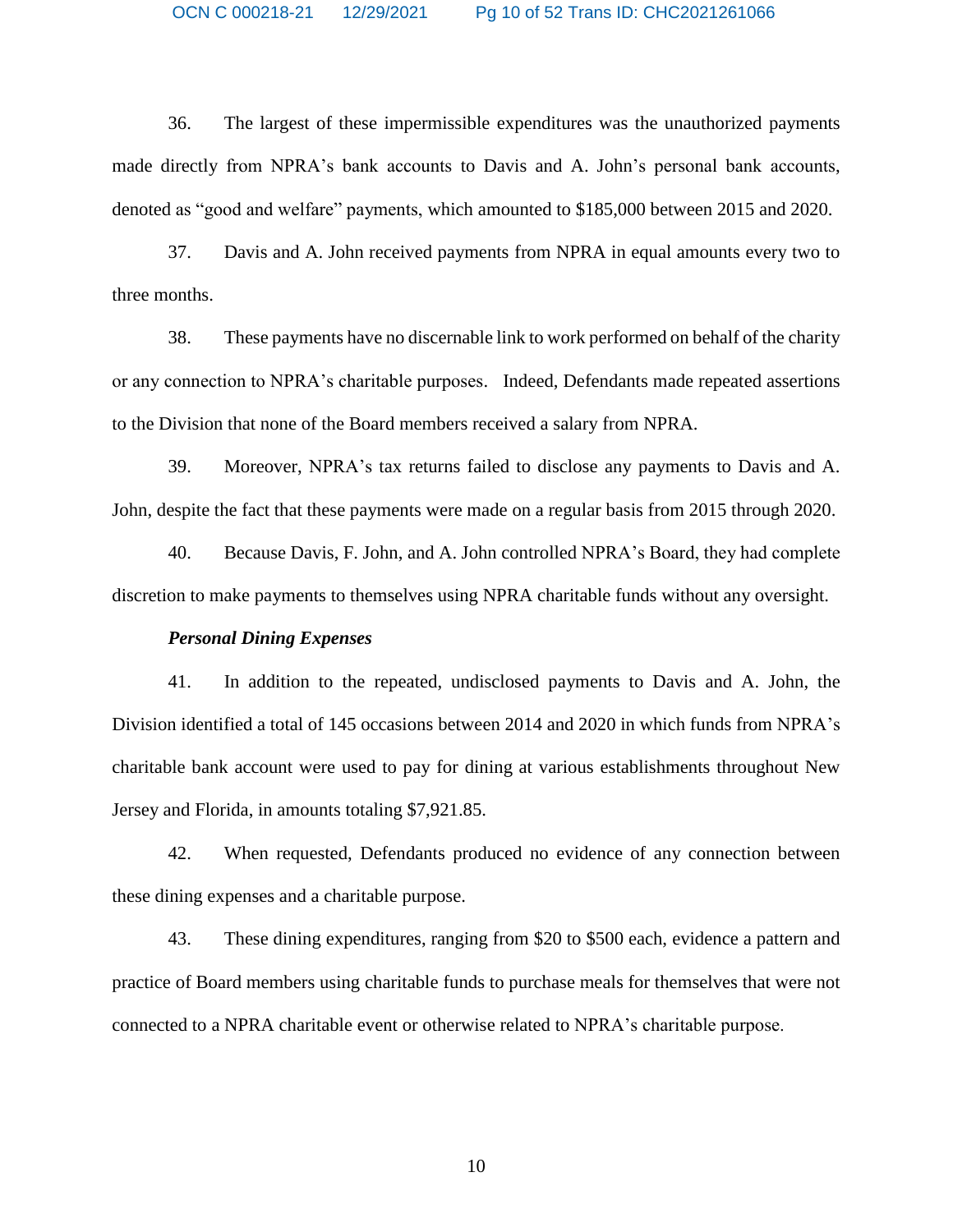36. The largest of these impermissible expenditures was the unauthorized payments made directly from NPRA's bank accounts to Davis and A. John's personal bank accounts, denoted as "good and welfare" payments, which amounted to $185,000 between 2015 and 2020.

37. Davis and A. John received payments from NPRA in equal amounts every two to three months.

38. These payments have no discernable link to work performed on behalf of the charity or any connection to NPRA's charitable purposes. Indeed, Defendants made repeated assertions to the Division that none of the Board members received a salary from NPRA.

39. Moreover, NPRA's tax returns failed to disclose any payments to Davis and A. John, despite the fact that these payments were made on a regular basis from 2015 through 2020.

40. Because Davis, F. John, and A. John controlled NPRA's Board, they had complete discretion to make payments to themselves using NPRA charitable funds without any oversight.

***Personal Dining Expenses***

41. In addition to the repeated, undisclosed payments to Davis and A. John, the Division identified a total of 145 occasions between 2014 and 2020 in which funds from NPRA's charitable bank account were used to pay for dining at various establishments throughout New Jersey and Florida, in amounts totaling $7,921.85.

42. When requested, Defendants produced no evidence of any connection between these dining expenses and a charitable purpose.

43. These dining expenditures, ranging from $20 to $500 each, evidence a pattern and practice of Board members using charitable funds to purchase meals for themselves that were not connected to a NPRA charitable event or otherwise related to NPRA's charitable purpose.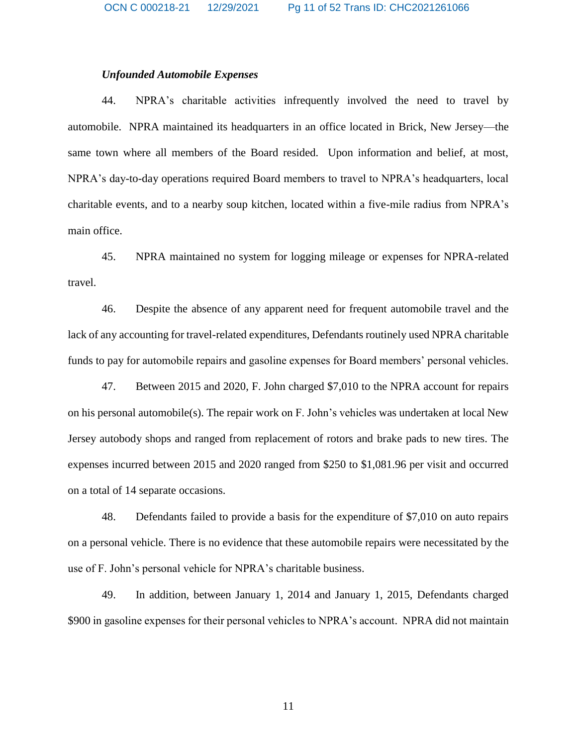***Unfounded Automobile Expenses***

44. NPRA's charitable activities infrequently involved the need to travel by automobile. NPRA maintained its headquarters in an office located in Brick, New Jersey—the same town where all members of the Board resided. Upon information and belief, at most, NPRA's day-to-day operations required Board members to travel to NPRA's headquarters, local charitable events, and to a nearby soup kitchen, located within a five-mile radius from NPRA's main office.

45. NPRA maintained no system for logging mileage or expenses for NPRA-related travel.

46. Despite the absence of any apparent need for frequent automobile travel and the lack of any accounting for travel-related expenditures, Defendants routinely used NPRA charitable funds to pay for automobile repairs and gasoline expenses for Board members' personal vehicles.

47. Between 2015 and 2020, F. John charged $7,010 to the NPRA account for repairs on his personal automobile(s). The repair work on F. John's vehicles was undertaken at local New Jersey autobody shops and ranged from replacement of rotors and brake pads to new tires. The expenses incurred between 2015 and 2020 ranged from $250 to $1,081.96 per visit and occurred on a total of 14 separate occasions.

48. Defendants failed to provide a basis for the expenditure of $7,010 on auto repairs on a personal vehicle. There is no evidence that these automobile repairs were necessitated by the use of F. John's personal vehicle for NPRA's charitable business.

49. In addition, between January 1, 2014 and January 1, 2015, Defendants charged $900 in gasoline expenses for their personal vehicles to NPRA's account. NPRA did not maintain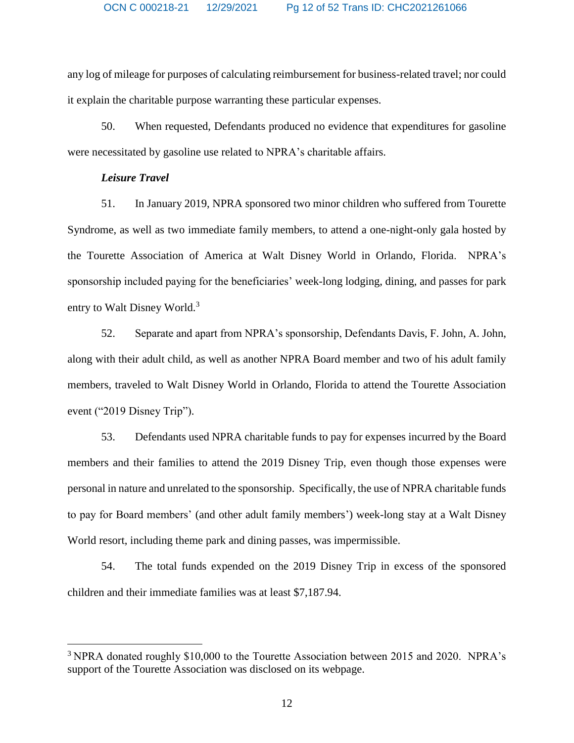any log of mileage for purposes of calculating reimbursement for business-related travel; nor could it explain the charitable purpose warranting these particular expenses.

50. When requested, Defendants produced no evidence that expenditures for gasoline were necessitated by gasoline use related to NPRA's charitable affairs.

***Leisure Travel***

51. In January 2019, NPRA sponsored two minor children who suffered from Tourette Syndrome, as well as two immediate family members, to attend a one-night-only gala hosted by the Tourette Association of America at Walt Disney World in Orlando, Florida. NPRA's sponsorship included paying for the beneficiaries' week-long lodging, dining, and passes for park entry to Walt Disney World.[3]

52. Separate and apart from NPRA's sponsorship, Defendants Davis, F. John, A. John, along with their adult child, as well as another NPRA Board member and two of his adult family members, traveled to Walt Disney World in Orlando, Florida to attend the Tourette Association event ("2019 Disney Trip").

53. Defendants used NPRA charitable funds to pay for expenses incurred by the Board members and their families to attend the 2019 Disney Trip, even though those expenses were personal in nature and unrelated to the sponsorship. Specifically, the use of NPRA charitable funds to pay for Board members' (and other adult family members') week-long stay at a Walt Disney World resort, including theme park and dining passes, was impermissible.

54. The total funds expended on the 2019 Disney Trip in excess of the sponsored children and their immediate families was at least $7,187.94.

---

[3] NPRA donated roughly $10,000 to the Tourette Association between 2015 and 2020. NPRA's support of the Tourette Association was disclosed on its webpage.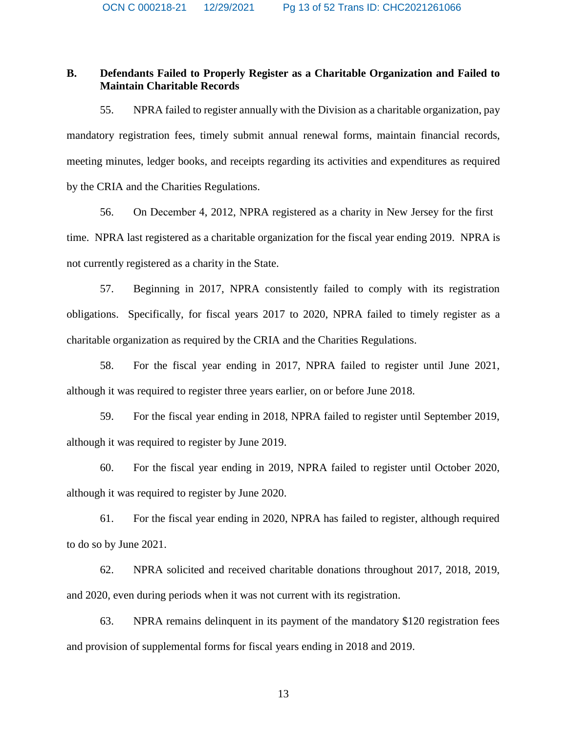### B. Defendants Failed to Properly Register as a Charitable Organization and Failed to Maintain Charitable Records

55. NPRA failed to register annually with the Division as a charitable organization, pay mandatory registration fees, timely submit annual renewal forms, maintain financial records, meeting minutes, ledger books, and receipts regarding its activities and expenditures as required by the CRIA and the Charities Regulations.

56. On December 4, 2012, NPRA registered as a charity in New Jersey for the first time. NPRA last registered as a charitable organization for the fiscal year ending 2019. NPRA is not currently registered as a charity in the State.

57. Beginning in 2017, NPRA consistently failed to comply with its registration obligations. Specifically, for fiscal years 2017 to 2020, NPRA failed to timely register as a charitable organization as required by the CRIA and the Charities Regulations.

58. For the fiscal year ending in 2017, NPRA failed to register until June 2021, although it was required to register three years earlier, on or before June 2018.

59. For the fiscal year ending in 2018, NPRA failed to register until September 2019, although it was required to register by June 2019.

60. For the fiscal year ending in 2019, NPRA failed to register until October 2020, although it was required to register by June 2020.

61. For the fiscal year ending in 2020, NPRA has failed to register, although required to do so by June 2021.

62. NPRA solicited and received charitable donations throughout 2017, 2018, 2019, and 2020, even during periods when it was not current with its registration.

63. NPRA remains delinquent in its payment of the mandatory $120 registration fees and provision of supplemental forms for fiscal years ending in 2018 and 2019.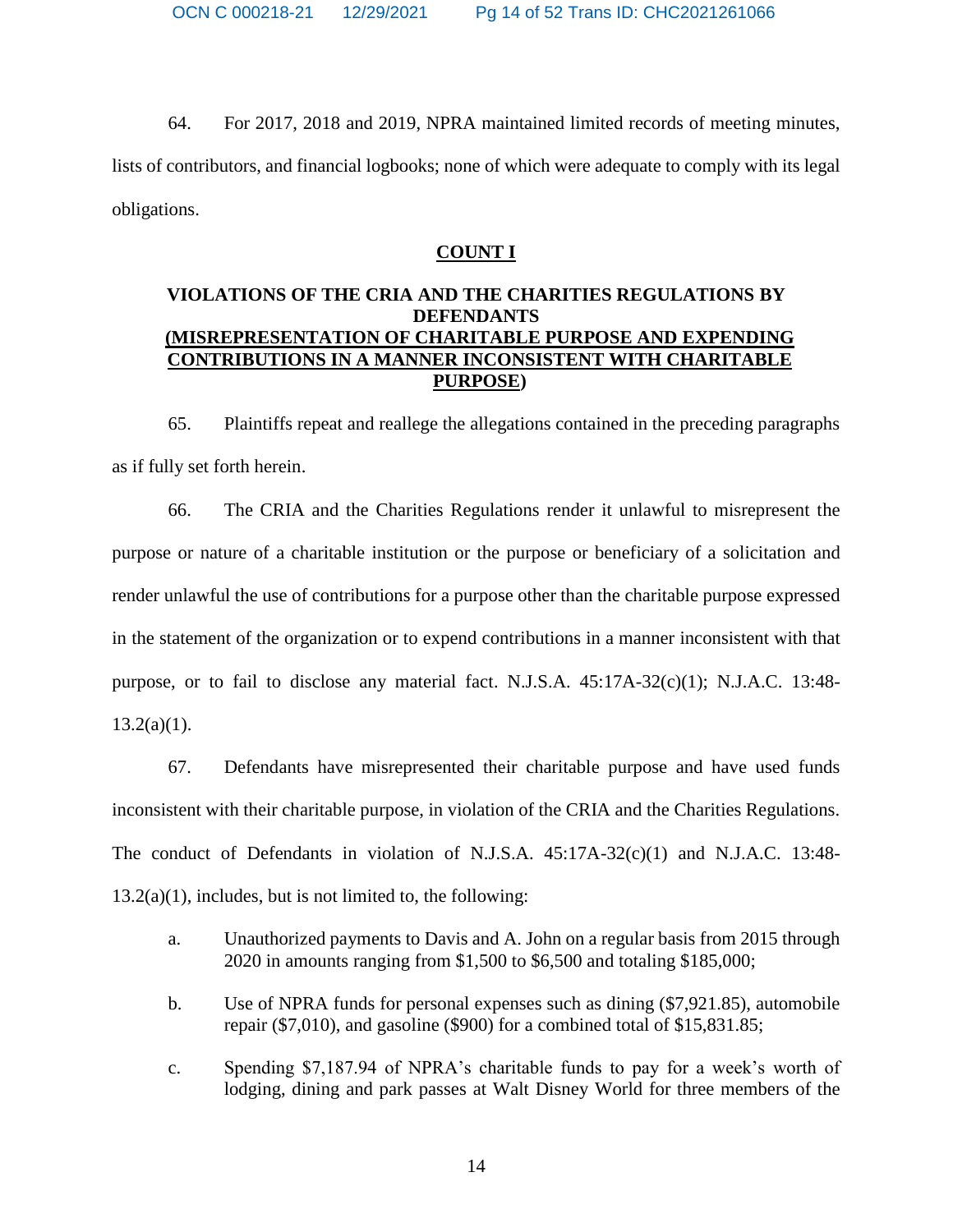64. For 2017, 2018 and 2019, NPRA maintained limited records of meeting minutes, lists of contributors, and financial logbooks; none of which were adequate to comply with its legal obligations.

## COUNT I

## VIOLATIONS OF THE CRIA AND THE CHARITIES REGULATIONS BY DEFENDANTS (MISREPRESENTATION OF CHARITABLE PURPOSE AND EXPENDING CONTRIBUTIONS IN A MANNER INCONSISTENT WITH CHARITABLE PURPOSE)

65. Plaintiffs repeat and reallege the allegations contained in the preceding paragraphs as if fully set forth herein.

66. The CRIA and the Charities Regulations render it unlawful to misrepresent the purpose or nature of a charitable institution or the purpose or beneficiary of a solicitation and render unlawful the use of contributions for a purpose other than the charitable purpose expressed in the statement of the organization or to expend contributions in a manner inconsistent with that purpose, or to fail to disclose any material fact. N.J.S.A. 45:17A-32(c)(1); N.J.A.C. 13:48-13.2(a)(1).

67. Defendants have misrepresented their charitable purpose and have used funds inconsistent with their charitable purpose, in violation of the CRIA and the Charities Regulations. The conduct of Defendants in violation of N.J.S.A. 45:17A-32(c)(1) and N.J.A.C. 13:48-13.2(a)(1), includes, but is not limited to, the following:

a. Unauthorized payments to Davis and A. John on a regular basis from 2015 through 2020 in amounts ranging from $1,500 to $6,500 and totaling $185,000;

b. Use of NPRA funds for personal expenses such as dining ($7,921.85), automobile repair ($7,010), and gasoline ($900) for a combined total of $15,831.85;

c. Spending $7,187.94 of NPRA's charitable funds to pay for a week's worth of lodging, dining and park passes at Walt Disney World for three members of the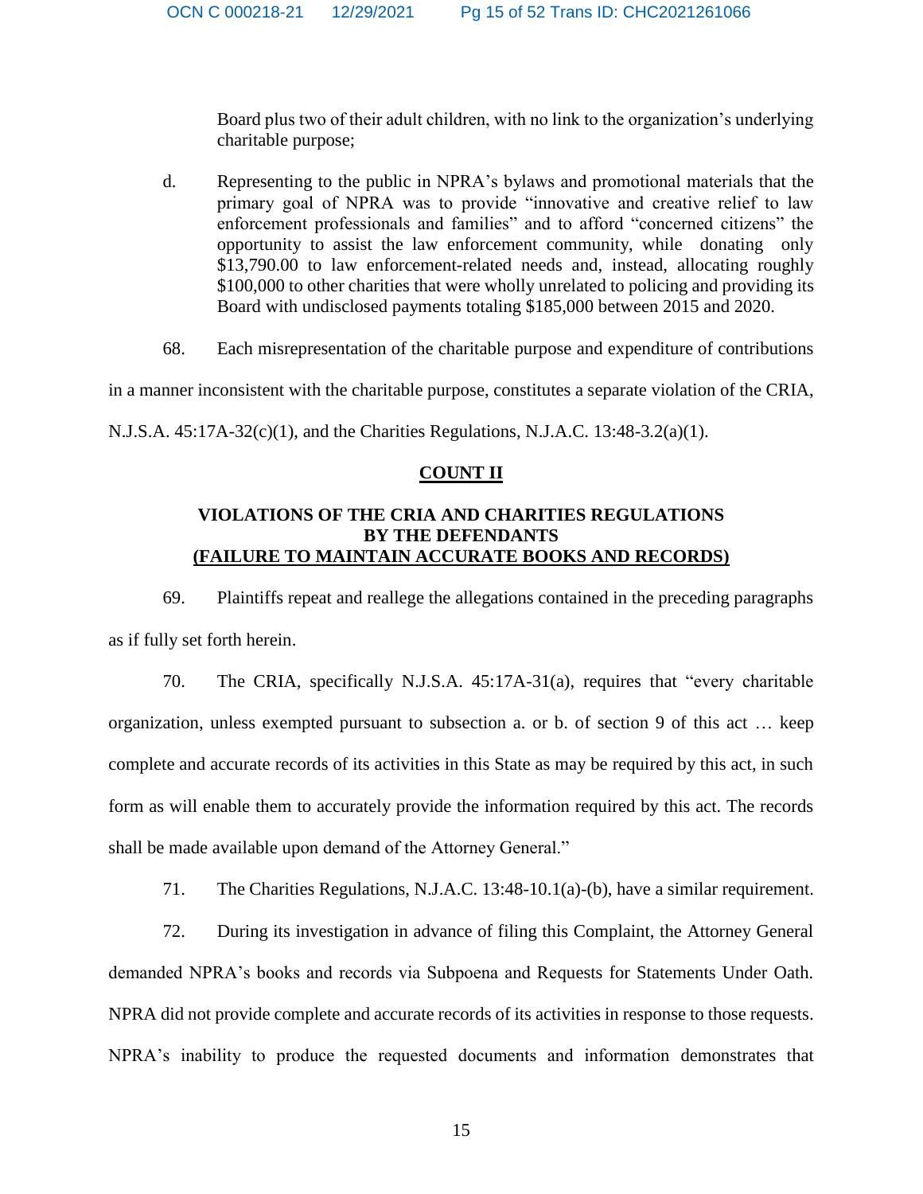Board plus two of their adult children, with no link to the organization's underlying charitable purpose;

d. Representing to the public in NPRA's bylaws and promotional materials that the primary goal of NPRA was to provide "innovative and creative relief to law enforcement professionals and families" and to afford "concerned citizens" the opportunity to assist the law enforcement community, while donating only $13,790.00 to law enforcement-related needs and, instead, allocating roughly $100,000 to other charities that were wholly unrelated to policing and providing its Board with undisclosed payments totaling $185,000 between 2015 and 2020.

68. Each misrepresentation of the charitable purpose and expenditure of contributions in a manner inconsistent with the charitable purpose, constitutes a separate violation of the CRIA, N.J.S.A. 45:17A-32(c)(1), and the Charities Regulations, N.J.A.C. 13:48-3.2(a)(1).

## COUNT II

### VIOLATIONS OF THE CRIA AND CHARITIES REGULATIONS BY THE DEFENDANTS (FAILURE TO MAINTAIN ACCURATE BOOKS AND RECORDS)

69. Plaintiffs repeat and reallege the allegations contained in the preceding paragraphs as if fully set forth herein.

70. The CRIA, specifically N.J.S.A. 45:17A-31(a), requires that "every charitable organization, unless exempted pursuant to subsection a. or b. of section 9 of this act … keep complete and accurate records of its activities in this State as may be required by this act, in such form as will enable them to accurately provide the information required by this act. The records shall be made available upon demand of the Attorney General."

71. The Charities Regulations, N.J.A.C. 13:48-10.1(a)-(b), have a similar requirement.

72. During its investigation in advance of filing this Complaint, the Attorney General demanded NPRA's books and records via Subpoena and Requests for Statements Under Oath. NPRA did not provide complete and accurate records of its activities in response to those requests. NPRA's inability to produce the requested documents and information demonstrates that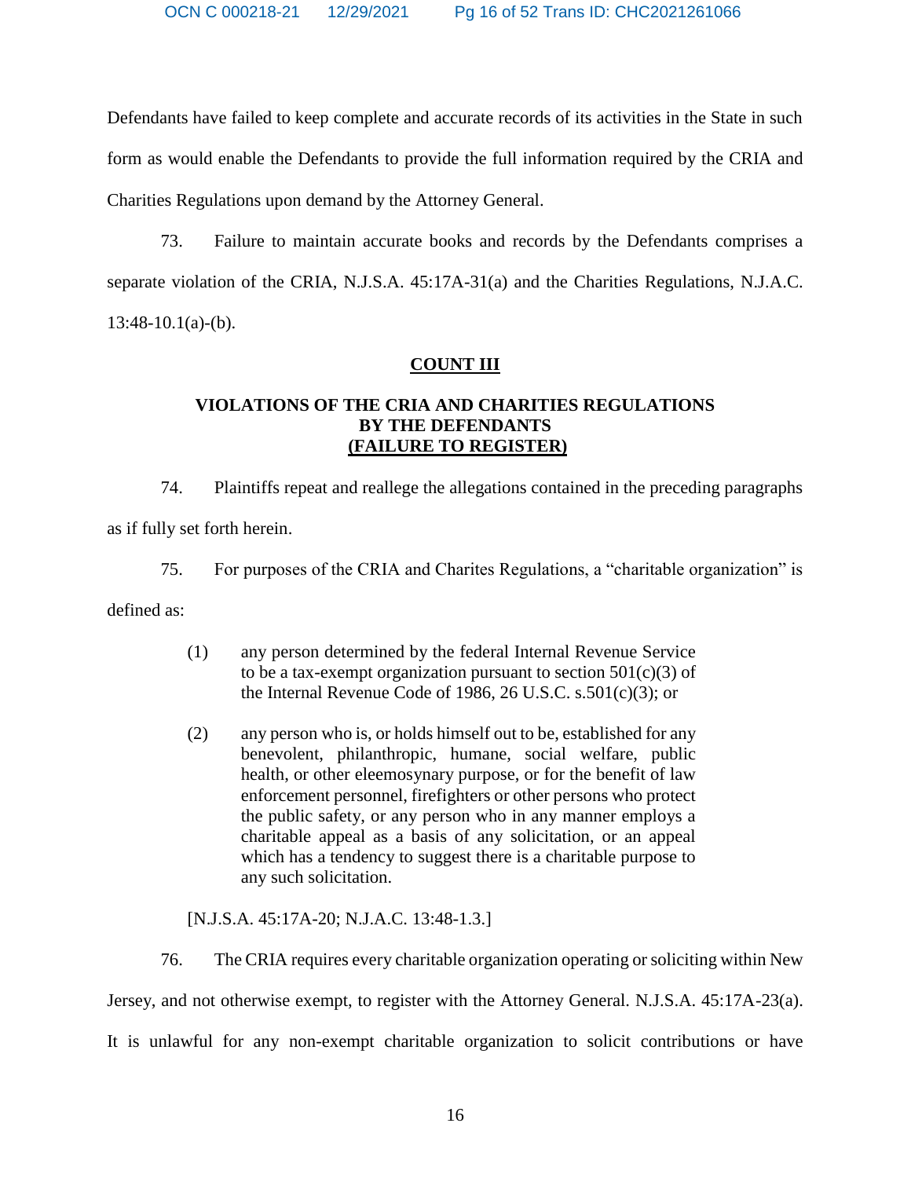Defendants have failed to keep complete and accurate records of its activities in the State in such form as would enable the Defendants to provide the full information required by the CRIA and Charities Regulations upon demand by the Attorney General.

73. Failure to maintain accurate books and records by the Defendants comprises a separate violation of the CRIA, N.J.S.A. 45:17A-31(a) and the Charities Regulations, N.J.A.C. 13:48-10.1(a)-(b).

**COUNT III**

**VIOLATIONS OF THE CRIA AND CHARITIES REGULATIONS BY THE DEFENDANTS**
**(FAILURE TO REGISTER)**

74. Plaintiffs repeat and reallege the allegations contained in the preceding paragraphs as if fully set forth herein.

75. For purposes of the CRIA and Charites Regulations, a "charitable organization" is defined as:

> (1) any person determined by the federal Internal Revenue Service to be a tax-exempt organization pursuant to section 501(c)(3) of the Internal Revenue Code of 1986, 26 U.S.C. s.501(c)(3); or
>
> (2) any person who is, or holds himself out to be, established for any benevolent, philanthropic, humane, social welfare, public health, or other eleemosynary purpose, or for the benefit of law enforcement personnel, firefighters or other persons who protect the public safety, or any person who in any manner employs a charitable appeal as a basis of any solicitation, or an appeal which has a tendency to suggest there is a charitable purpose to any such solicitation.

[N.J.S.A. 45:17A-20; N.J.A.C. 13:48-1.3.]

76. The CRIA requires every charitable organization operating or soliciting within New Jersey, and not otherwise exempt, to register with the Attorney General. N.J.S.A. 45:17A-23(a). It is unlawful for any non-exempt charitable organization to solicit contributions or have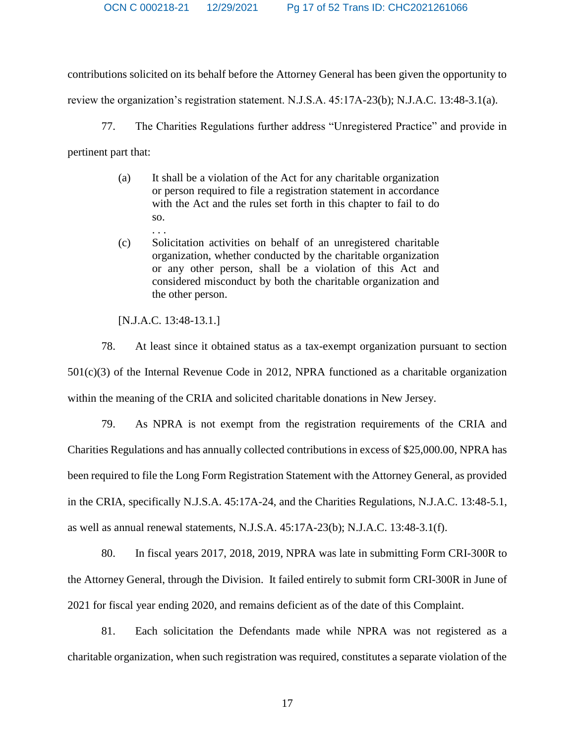contributions solicited on its behalf before the Attorney General has been given the opportunity to review the organization's registration statement. N.J.S.A. 45:17A-23(b); N.J.A.C. 13:48-3.1(a).

77. The Charities Regulations further address "Unregistered Practice" and provide in pertinent part that:

> (a) It shall be a violation of the Act for any charitable organization or person required to file a registration statement in accordance with the Act and the rules set forth in this chapter to fail to do so.
>
> . . .
>
> (c) Solicitation activities on behalf of an unregistered charitable organization, whether conducted by the charitable organization or any other person, shall be a violation of this Act and considered misconduct by both the charitable organization and the other person.
>
> [N.J.A.C. 13:48-13.1.]

78. At least since it obtained status as a tax-exempt organization pursuant to section 501(c)(3) of the Internal Revenue Code in 2012, NPRA functioned as a charitable organization within the meaning of the CRIA and solicited charitable donations in New Jersey.

79. As NPRA is not exempt from the registration requirements of the CRIA and Charities Regulations and has annually collected contributions in excess of $25,000.00, NPRA has been required to file the Long Form Registration Statement with the Attorney General, as provided in the CRIA, specifically N.J.S.A. 45:17A-24, and the Charities Regulations, N.J.A.C. 13:48-5.1, as well as annual renewal statements, N.J.S.A. 45:17A-23(b); N.J.A.C. 13:48-3.1(f).

80. In fiscal years 2017, 2018, 2019, NPRA was late in submitting Form CRI-300R to the Attorney General, through the Division. It failed entirely to submit form CRI-300R in June of 2021 for fiscal year ending 2020, and remains deficient as of the date of this Complaint.

81. Each solicitation the Defendants made while NPRA was not registered as a charitable organization, when such registration was required, constitutes a separate violation of the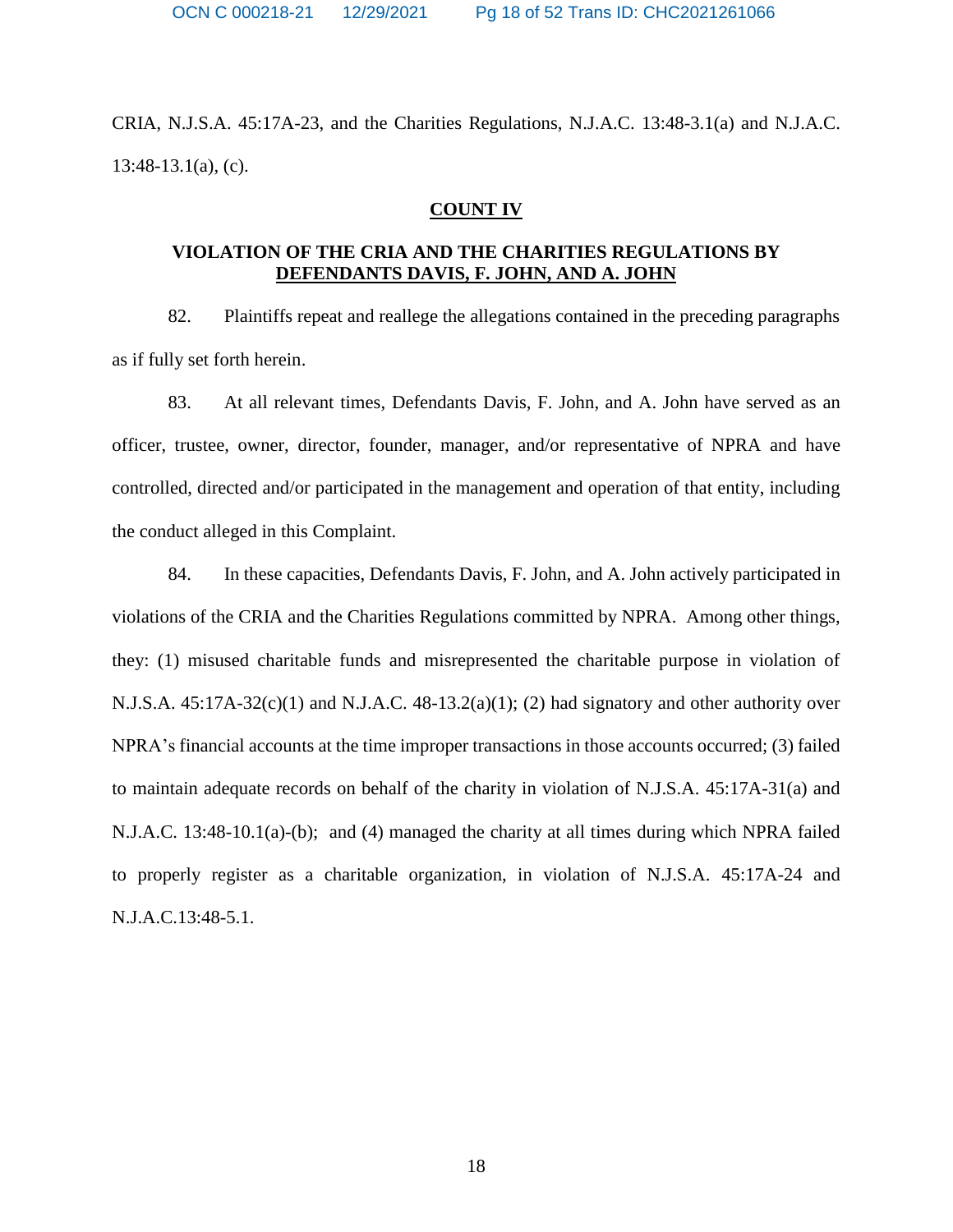CRIA, N.J.S.A. 45:17A-23, and the Charities Regulations, N.J.A.C. 13:48-3.1(a) and N.J.A.C. 13:48-13.1(a), (c).

**COUNT IV**

**VIOLATION OF THE CRIA AND THE CHARITIES REGULATIONS BY DEFENDANTS DAVIS, F. JOHN, AND A. JOHN**

82. Plaintiffs repeat and reallege the allegations contained in the preceding paragraphs as if fully set forth herein.

83. At all relevant times, Defendants Davis, F. John, and A. John have served as an officer, trustee, owner, director, founder, manager, and/or representative of NPRA and have controlled, directed and/or participated in the management and operation of that entity, including the conduct alleged in this Complaint.

84. In these capacities, Defendants Davis, F. John, and A. John actively participated in violations of the CRIA and the Charities Regulations committed by NPRA. Among other things, they: (1) misused charitable funds and misrepresented the charitable purpose in violation of N.J.S.A. 45:17A-32(c)(1) and N.J.A.C. 48-13.2(a)(1); (2) had signatory and other authority over NPRA's financial accounts at the time improper transactions in those accounts occurred; (3) failed to maintain adequate records on behalf of the charity in violation of N.J.S.A. 45:17A-31(a) and N.J.A.C. 13:48-10.1(a)-(b); and (4) managed the charity at all times during which NPRA failed to properly register as a charitable organization, in violation of N.J.S.A. 45:17A-24 and N.J.A.C.13:48-5.1.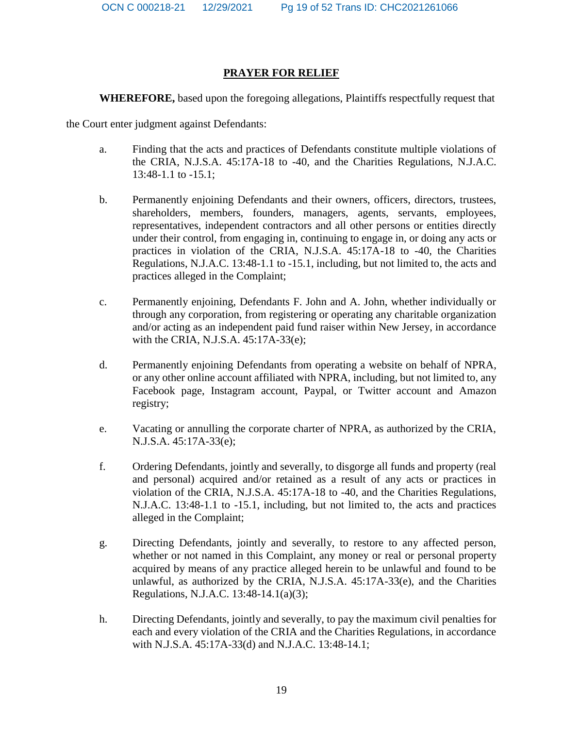## PRAYER FOR RELIEF

**WHEREFORE,** based upon the foregoing allegations, Plaintiffs respectfully request that the Court enter judgment against Defendants:

a. Finding that the acts and practices of Defendants constitute multiple violations of the CRIA, N.J.S.A. 45:17A-18 to -40, and the Charities Regulations, N.J.A.C. 13:48-1.1 to -15.1;

b. Permanently enjoining Defendants and their owners, officers, directors, trustees, shareholders, members, founders, managers, agents, servants, employees, representatives, independent contractors and all other persons or entities directly under their control, from engaging in, continuing to engage in, or doing any acts or practices in violation of the CRIA, N.J.S.A. 45:17A-18 to -40, the Charities Regulations, N.J.A.C. 13:48-1.1 to -15.1, including, but not limited to, the acts and practices alleged in the Complaint;

c. Permanently enjoining, Defendants F. John and A. John, whether individually or through any corporation, from registering or operating any charitable organization and/or acting as an independent paid fund raiser within New Jersey, in accordance with the CRIA, N.J.S.A. 45:17A-33(e);

d. Permanently enjoining Defendants from operating a website on behalf of NPRA, or any other online account affiliated with NPRA, including, but not limited to, any Facebook page, Instagram account, Paypal, or Twitter account and Amazon registry;

e. Vacating or annulling the corporate charter of NPRA, as authorized by the CRIA, N.J.S.A. 45:17A-33(e);

f. Ordering Defendants, jointly and severally, to disgorge all funds and property (real and personal) acquired and/or retained as a result of any acts or practices in violation of the CRIA, N.J.S.A. 45:17A-18 to -40, and the Charities Regulations, N.J.A.C. 13:48-1.1 to -15.1, including, but not limited to, the acts and practices alleged in the Complaint;

g. Directing Defendants, jointly and severally, to restore to any affected person, whether or not named in this Complaint, any money or real or personal property acquired by means of any practice alleged herein to be unlawful and found to be unlawful, as authorized by the CRIA, N.J.S.A. 45:17A-33(e), and the Charities Regulations, N.J.A.C. 13:48-14.1(a)(3);

h. Directing Defendants, jointly and severally, to pay the maximum civil penalties for each and every violation of the CRIA and the Charities Regulations, in accordance with N.J.S.A. 45:17A-33(d) and N.J.A.C. 13:48-14.1;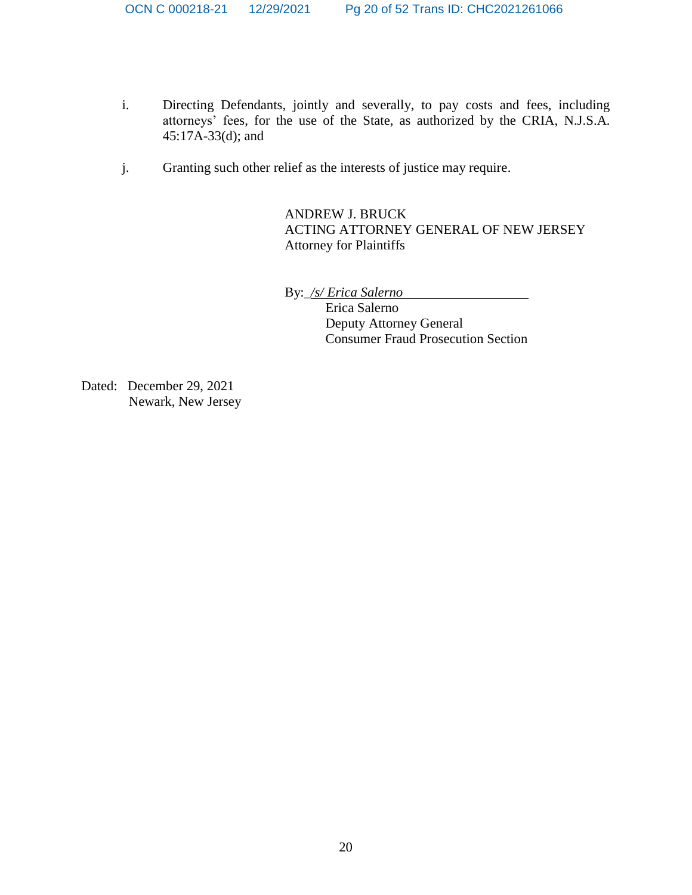i. Directing Defendants, jointly and severally, to pay costs and fees, including attorneys' fees, for the use of the State, as authorized by the CRIA, N.J.S.A. 45:17A-33(d); and

j. Granting such other relief as the interests of justice may require.

ANDREW J. BRUCK
ACTING ATTORNEY GENERAL OF NEW JERSEY
Attorney for Plaintiffs

By: */s/ Erica Salerno*
Erica Salerno
Deputy Attorney General
Consumer Fraud Prosecution Section

Dated: December 29, 2021
Newark, New Jersey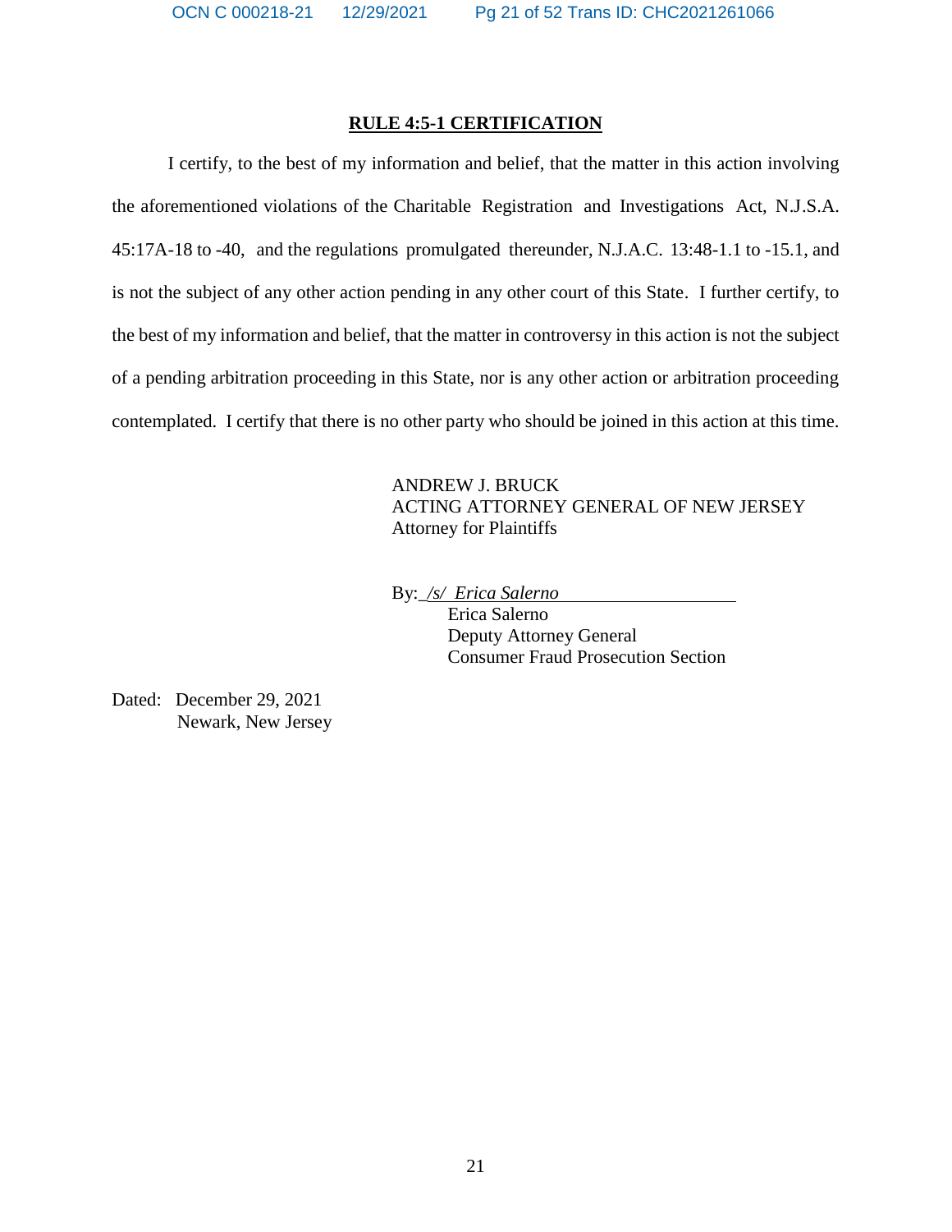**RULE 4:5-1 CERTIFICATION**

I certify, to the best of my information and belief, that the matter in this action involving the aforementioned violations of the Charitable Registration and Investigations Act, N.J.S.A. 45:17A-18 to -40, and the regulations promulgated thereunder, N.J.A.C. 13:48-1.1 to -15.1, and is not the subject of any other action pending in any other court of this State. I further certify, to the best of my information and belief, that the matter in controversy in this action is not the subject of a pending arbitration proceeding in this State, nor is any other action or arbitration proceeding contemplated. I certify that there is no other party who should be joined in this action at this time.

ANDREW J. BRUCK
ACTING ATTORNEY GENERAL OF NEW JERSEY
Attorney for Plaintiffs

By: */s/ Erica Salerno*
Erica Salerno
Deputy Attorney General
Consumer Fraud Prosecution Section

Dated: December 29, 2021
Newark, New Jersey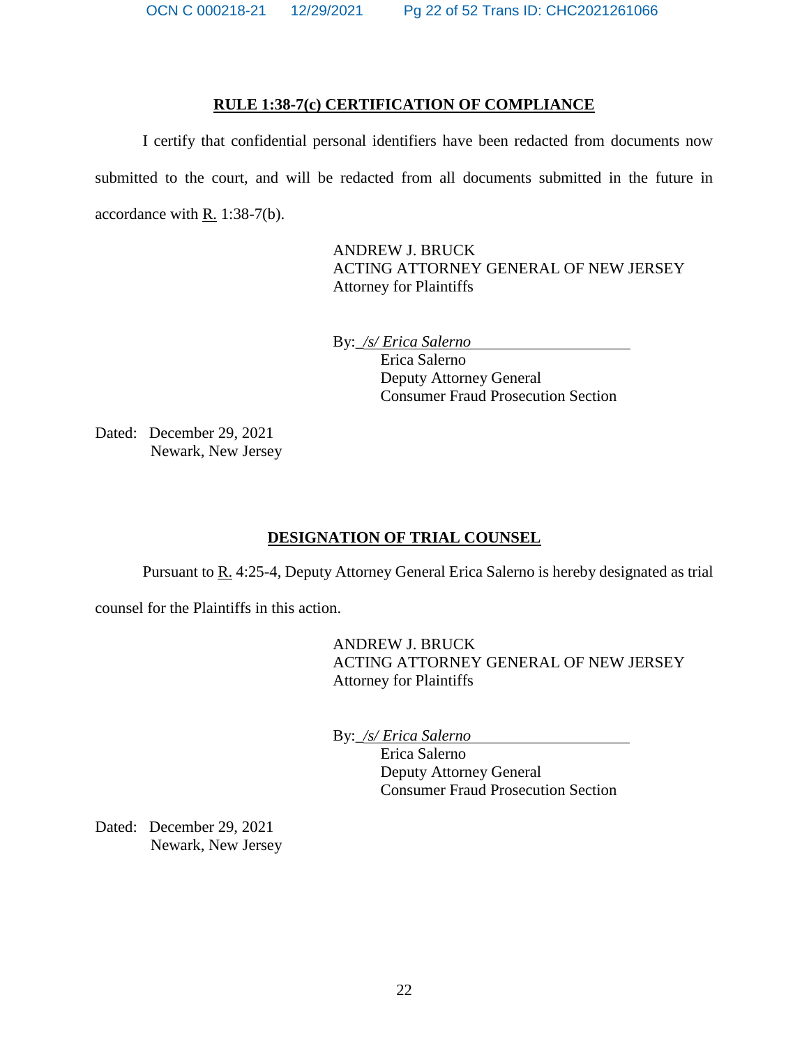**RULE 1:38-7(c) CERTIFICATION OF COMPLIANCE**

I certify that confidential personal identifiers have been redacted from documents now submitted to the court, and will be redacted from all documents submitted in the future in accordance with R. 1:38-7(b).

ANDREW J. BRUCK
ACTING ATTORNEY GENERAL OF NEW JERSEY
Attorney for Plaintiffs

By: */s/ Erica Salerno*
Erica Salerno
Deputy Attorney General
Consumer Fraud Prosecution Section

Dated: December 29, 2021
Newark, New Jersey

**DESIGNATION OF TRIAL COUNSEL**

Pursuant to R. 4:25-4, Deputy Attorney General Erica Salerno is hereby designated as trial counsel for the Plaintiffs in this action.

ANDREW J. BRUCK
ACTING ATTORNEY GENERAL OF NEW JERSEY
Attorney for Plaintiffs

By: */s/ Erica Salerno*
Erica Salerno
Deputy Attorney General
Consumer Fraud Prosecution Section

Dated: December 29, 2021
Newark, New Jersey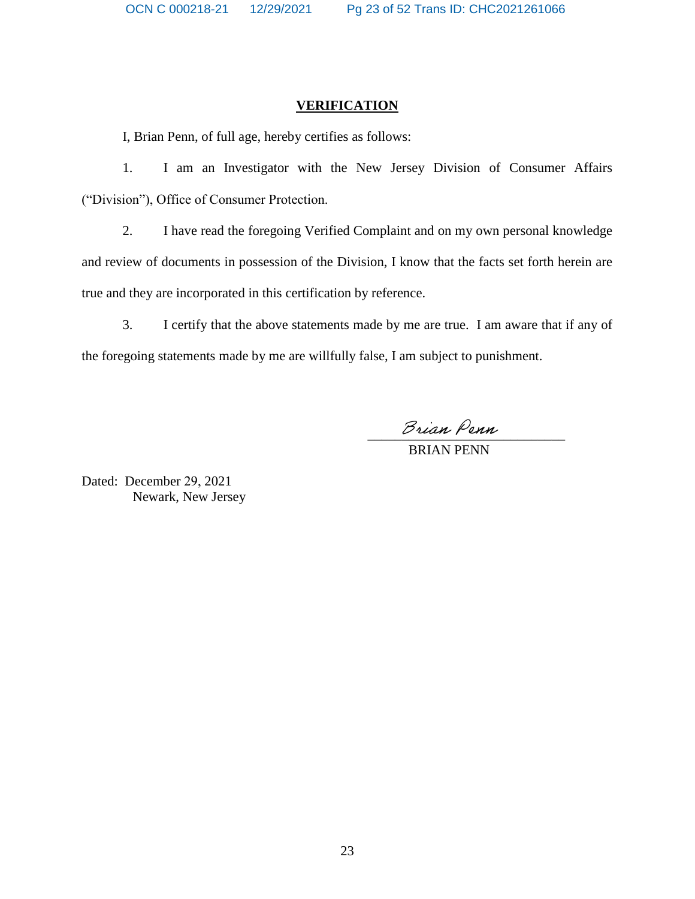## VERIFICATION

I, Brian Penn, of full age, hereby certifies as follows:

1. I am an Investigator with the New Jersey Division of Consumer Affairs ("Division"), Office of Consumer Protection.

2. I have read the foregoing Verified Complaint and on my own personal knowledge and review of documents in possession of the Division, I know that the facts set forth herein are true and they are incorporated in this certification by reference.

3. I certify that the above statements made by me are true. I am aware that if any of the foregoing statements made by me are willfully false, I am subject to punishment.

Brian Penn
BRIAN PENN

Dated: December 29, 2021
Newark, New Jersey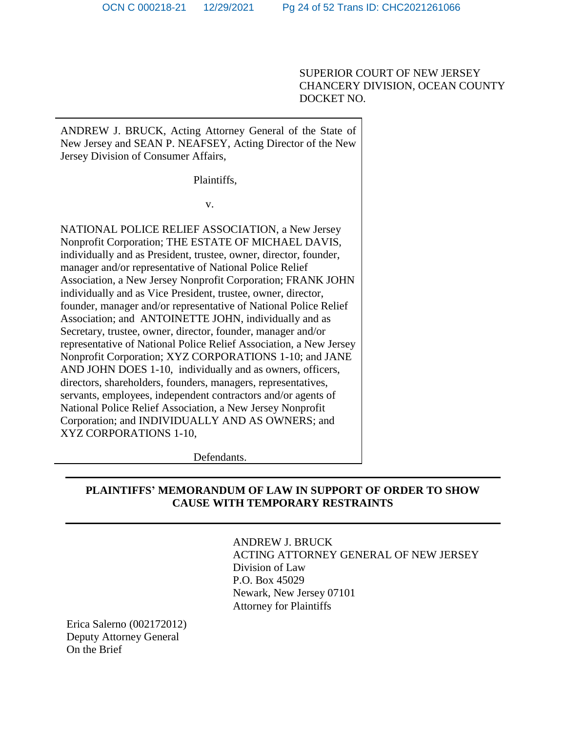SUPERIOR COURT OF NEW JERSEY
CHANCERY DIVISION, OCEAN COUNTY
DOCKET NO.

ANDREW J. BRUCK, Acting Attorney General of the State of New Jersey and SEAN P. NEAFSEY, Acting Director of the New Jersey Division of Consumer Affairs,

Plaintiffs,

v.

NATIONAL POLICE RELIEF ASSOCIATION, a New Jersey Nonprofit Corporation; THE ESTATE OF MICHAEL DAVIS, individually and as President, trustee, owner, director, founder, manager and/or representative of National Police Relief Association, a New Jersey Nonprofit Corporation; FRANK JOHN individually and as Vice President, trustee, owner, director, founder, manager and/or representative of National Police Relief Association; and ANTOINETTE JOHN, individually and as Secretary, trustee, owner, director, founder, manager and/or representative of National Police Relief Association, a New Jersey Nonprofit Corporation; XYZ CORPORATIONS 1-10; and JANE AND JOHN DOES 1-10, individually and as owners, officers, directors, shareholders, founders, managers, representatives, servants, employees, independent contractors and/or agents of National Police Relief Association, a New Jersey Nonprofit Corporation; and INDIVIDUALLY AND AS OWNERS; and XYZ CORPORATIONS 1-10,

Defendants.

---

**PLAINTIFFS' MEMORANDUM OF LAW IN SUPPORT OF ORDER TO SHOW CAUSE WITH TEMPORARY RESTRAINTS**

---

ANDREW J. BRUCK
ACTING ATTORNEY GENERAL OF NEW JERSEY
Division of Law
P.O. Box 45029
Newark, New Jersey 07101
Attorney for Plaintiffs

Erica Salerno (002172012)
Deputy Attorney General
On the Brief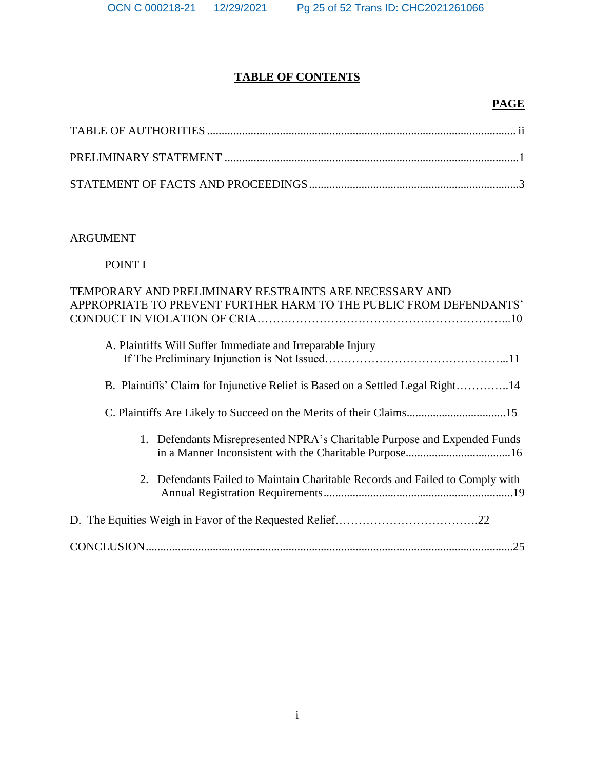# TABLE OF CONTENTS

**PAGE**

TABLE OF AUTHORITIES ........................................................................................................ ii

PRELIMINARY STATEMENT ...................................................................................................1

STATEMENT OF FACTS AND PROCEEDINGS .......................................................................3

ARGUMENT

POINT I

TEMPORARY AND PRELIMINARY RESTRAINTS ARE NECESSARY AND APPROPRIATE TO PREVENT FURTHER HARM TO THE PUBLIC FROM DEFENDANTS' CONDUCT IN VIOLATION OF CRIA…………………………………………………………...10

A. Plaintiffs Will Suffer Immediate and Irreparable Injury If The Preliminary Injunction is Not Issued……………………………………...11

B. Plaintiffs' Claim for Injunctive Relief is Based on a Settled Legal Right…………..14

C. Plaintiffs Are Likely to Succeed on the Merits of their Claims.................................15

1. Defendants Misrepresented NPRA's Charitable Purpose and Expended Funds in a Manner Inconsistent with the Charitable Purpose...................................16

2. Defendants Failed to Maintain Charitable Records and Failed to Comply with Annual Registration Requirements.................................................................19

D. The Equities Weigh in Favor of the Requested Relief……………………………….22

CONCLUSION...........................................................................................................................25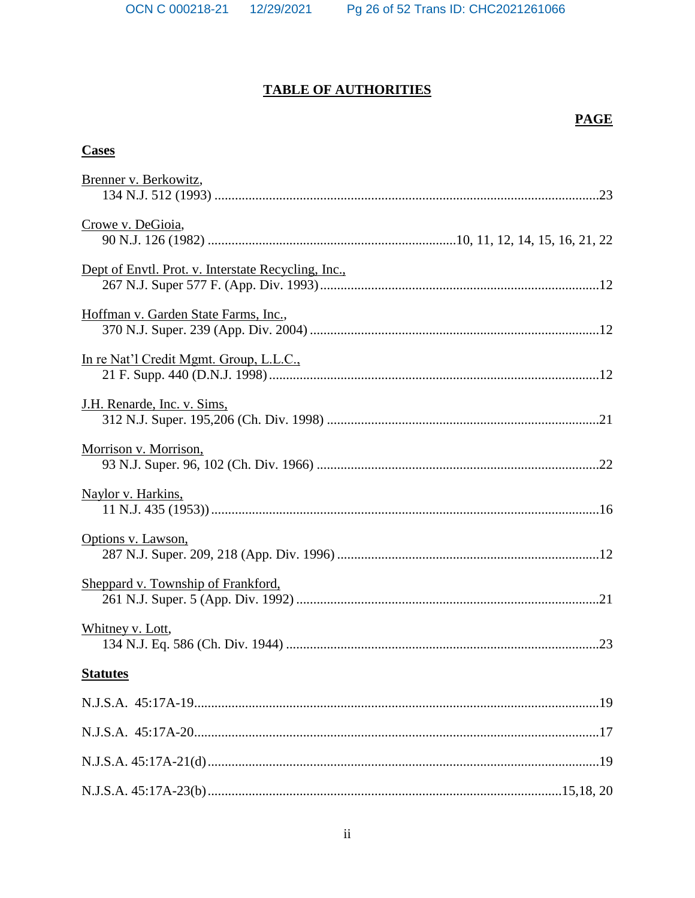# TABLE OF AUTHORITIES

**PAGE**

**Cases**

Brenner v. Berkowitz,
134 N.J. 512 (1993) ..........23

Crowe v. DeGioia,
90 N.J. 126 (1982) ..........10, 11, 12, 14, 15, 16, 21, 22

Dept of Envtl. Prot. v. Interstate Recycling, Inc.,
267 N.J. Super 577 F. (App. Div. 1993) ..........12

Hoffman v. Garden State Farms, Inc.,
370 N.J. Super. 239 (App. Div. 2004) ..........12

In re Nat'l Credit Mgmt. Group, L.L.C.,
21 F. Supp. 440 (D.N.J. 1998) ..........12

J.H. Renarde, Inc. v. Sims,
312 N.J. Super. 195,206 (Ch. Div. 1998) ..........21

Morrison v. Morrison,
93 N.J. Super. 96, 102 (Ch. Div. 1966) ..........22

Naylor v. Harkins,
11 N.J. 435 (1953)) ..........16

Options v. Lawson,
287 N.J. Super. 209, 218 (App. Div. 1996) ..........12

Sheppard v. Township of Frankford,
261 N.J. Super. 5 (App. Div. 1992) ..........21

Whitney v. Lott,
134 N.J. Eq. 586 (Ch. Div. 1944) ..........23

**Statutes**

N.J.S.A. 45:17A-19 ..........19

N.J.S.A. 45:17A-20 ..........17

N.J.S.A. 45:17A-21(d) ..........19

N.J.S.A. 45:17A-23(b) ..........15,18, 20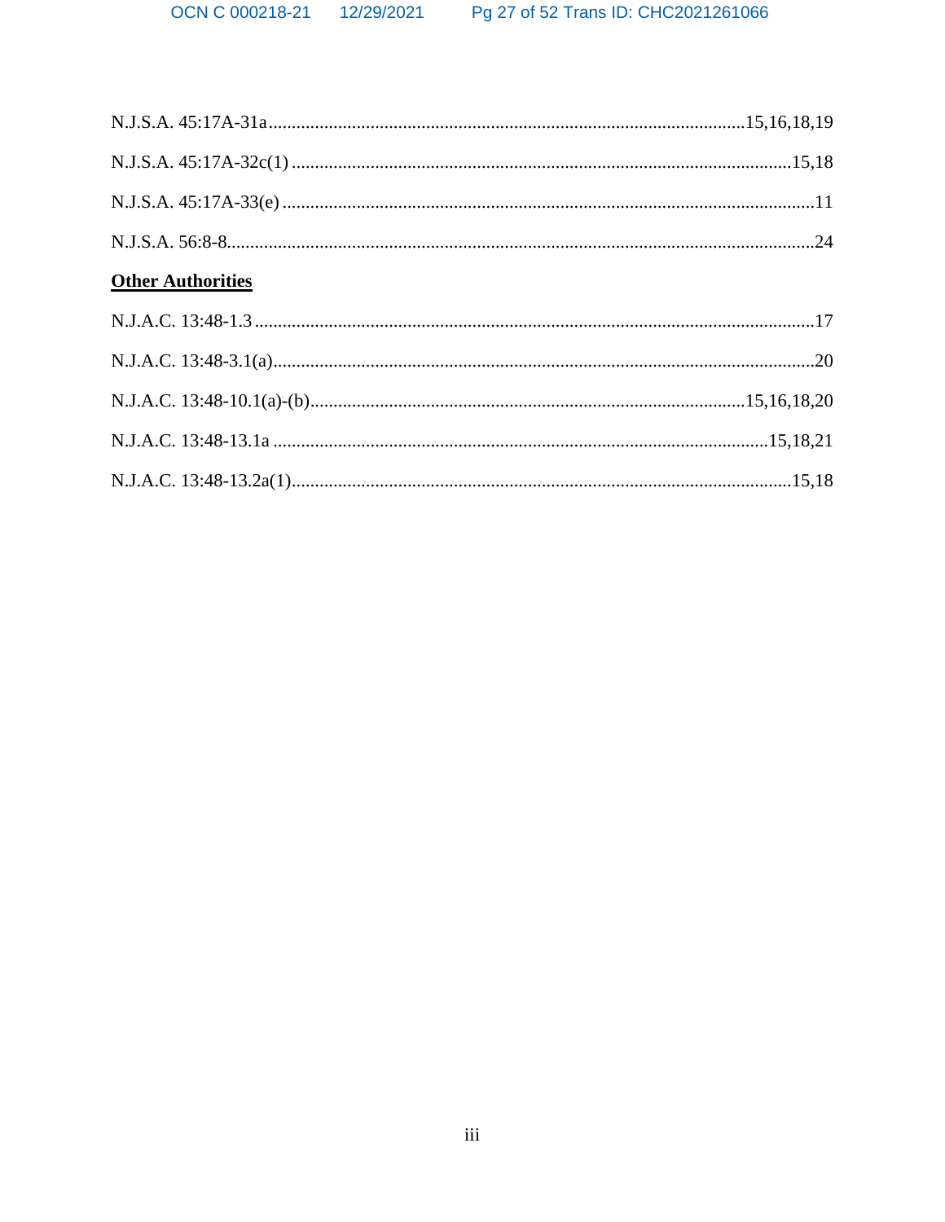N.J.S.A. 45:17A-31a ....................................................................................................15,16,18,19

N.J.S.A. 45:17A-32c(1) ..........................................................................................................15,18

N.J.S.A. 45:17A-33(e) ................................................................................................................11

N.J.S.A. 56:8-8.............................................................................................................................24

**Other Authorities**

N.J.A.C. 13:48-1.3 .......................................................................................................................17

N.J.A.C. 13:48-3.1(a)...................................................................................................................20

N.J.A.C. 13:48-10.1(a)-(b).............................................................................................15,16,18,20

N.J.A.C. 13:48-13.1a .........................................................................................................15,18,21

N.J.A.C. 13:48-13.2a(1)..........................................................................................................15,18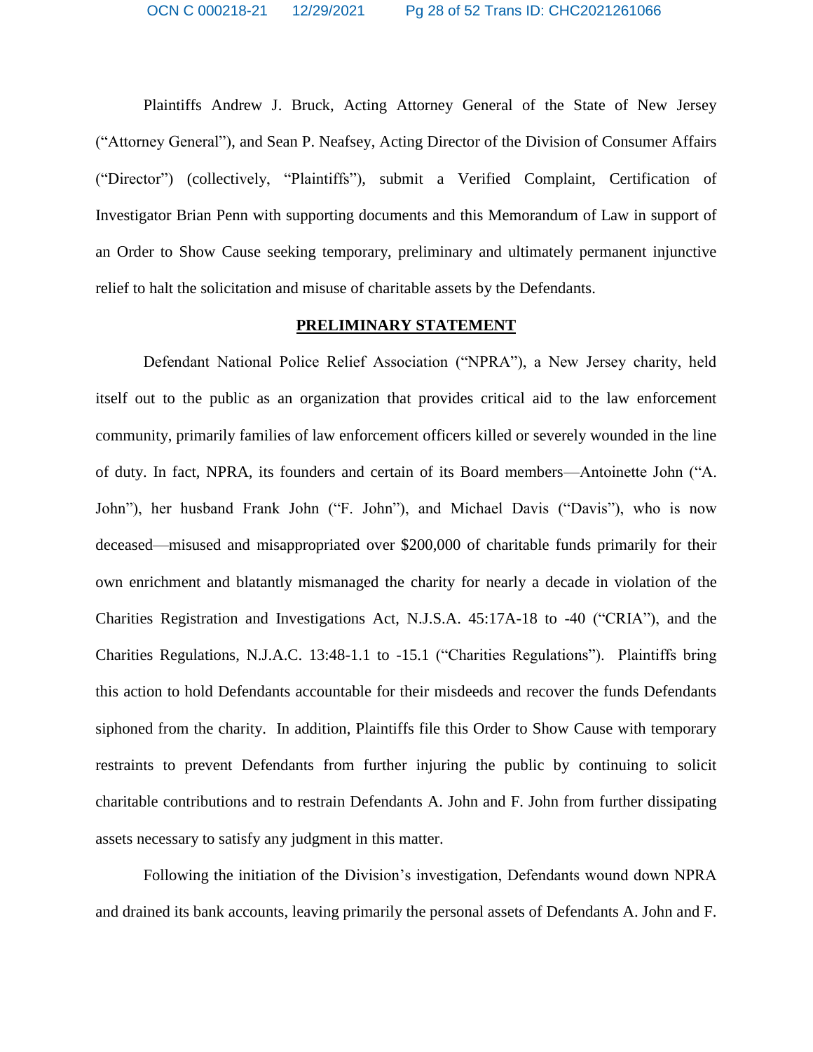Plaintiffs Andrew J. Bruck, Acting Attorney General of the State of New Jersey ("Attorney General"), and Sean P. Neafsey, Acting Director of the Division of Consumer Affairs ("Director") (collectively, "Plaintiffs"), submit a Verified Complaint, Certification of Investigator Brian Penn with supporting documents and this Memorandum of Law in support of an Order to Show Cause seeking temporary, preliminary and ultimately permanent injunctive relief to halt the solicitation and misuse of charitable assets by the Defendants.

## PRELIMINARY STATEMENT

Defendant National Police Relief Association ("NPRA"), a New Jersey charity, held itself out to the public as an organization that provides critical aid to the law enforcement community, primarily families of law enforcement officers killed or severely wounded in the line of duty. In fact, NPRA, its founders and certain of its Board members—Antoinette John ("A. John"), her husband Frank John ("F. John"), and Michael Davis ("Davis"), who is now deceased—misused and misappropriated over $200,000 of charitable funds primarily for their own enrichment and blatantly mismanaged the charity for nearly a decade in violation of the Charities Registration and Investigations Act, N.J.S.A. 45:17A-18 to -40 ("CRIA"), and the Charities Regulations, N.J.A.C. 13:48-1.1 to -15.1 ("Charities Regulations"). Plaintiffs bring this action to hold Defendants accountable for their misdeeds and recover the funds Defendants siphoned from the charity. In addition, Plaintiffs file this Order to Show Cause with temporary restraints to prevent Defendants from further injuring the public by continuing to solicit charitable contributions and to restrain Defendants A. John and F. John from further dissipating assets necessary to satisfy any judgment in this matter.

Following the initiation of the Division's investigation, Defendants wound down NPRA and drained its bank accounts, leaving primarily the personal assets of Defendants A. John and F.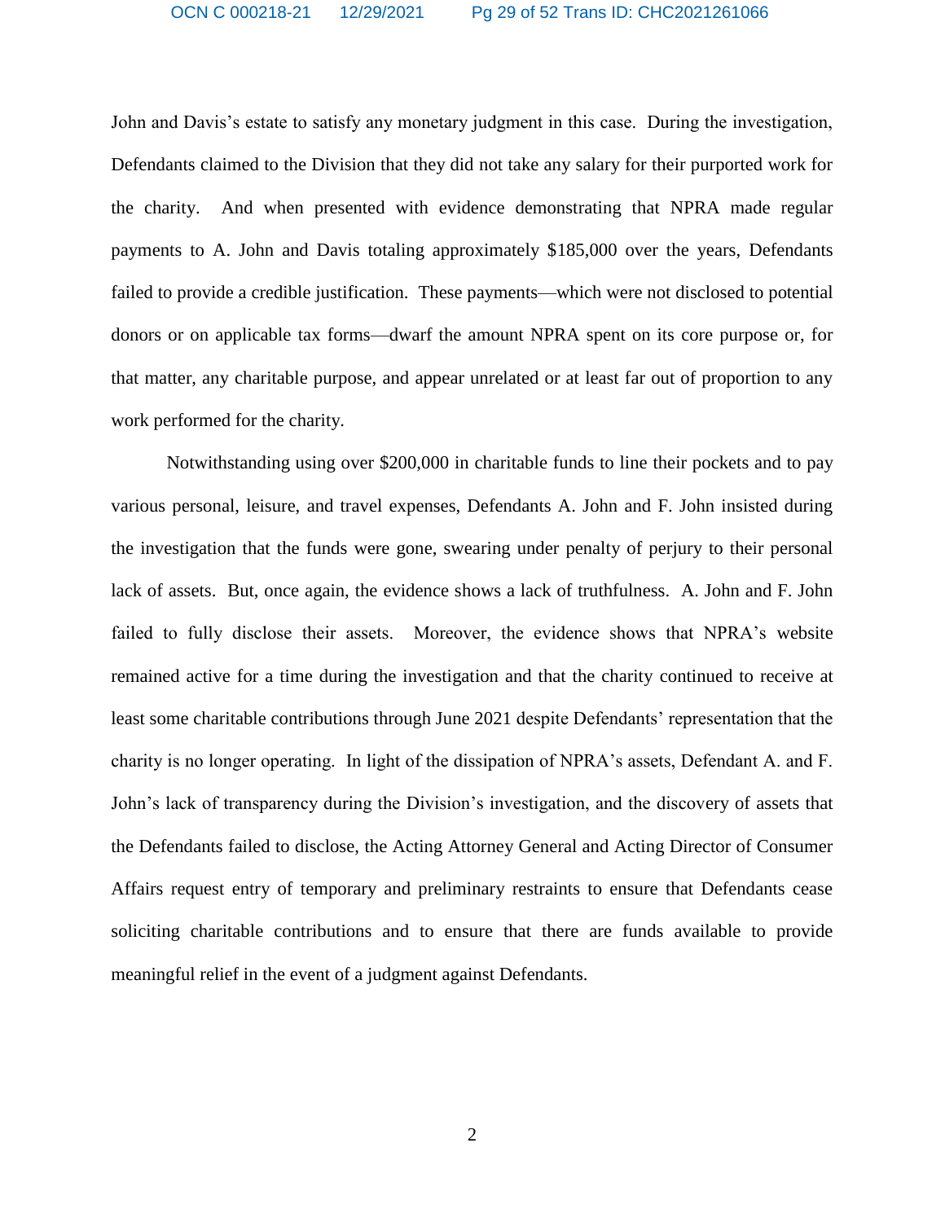John and Davis's estate to satisfy any monetary judgment in this case. During the investigation, Defendants claimed to the Division that they did not take any salary for their purported work for the charity. And when presented with evidence demonstrating that NPRA made regular payments to A. John and Davis totaling approximately $185,000 over the years, Defendants failed to provide a credible justification. These payments—which were not disclosed to potential donors or on applicable tax forms—dwarf the amount NPRA spent on its core purpose or, for that matter, any charitable purpose, and appear unrelated or at least far out of proportion to any work performed for the charity.

Notwithstanding using over $200,000 in charitable funds to line their pockets and to pay various personal, leisure, and travel expenses, Defendants A. John and F. John insisted during the investigation that the funds were gone, swearing under penalty of perjury to their personal lack of assets. But, once again, the evidence shows a lack of truthfulness. A. John and F. John failed to fully disclose their assets. Moreover, the evidence shows that NPRA's website remained active for a time during the investigation and that the charity continued to receive at least some charitable contributions through June 2021 despite Defendants' representation that the charity is no longer operating. In light of the dissipation of NPRA's assets, Defendant A. and F. John's lack of transparency during the Division's investigation, and the discovery of assets that the Defendants failed to disclose, the Acting Attorney General and Acting Director of Consumer Affairs request entry of temporary and preliminary restraints to ensure that Defendants cease soliciting charitable contributions and to ensure that there are funds available to provide meaningful relief in the event of a judgment against Defendants.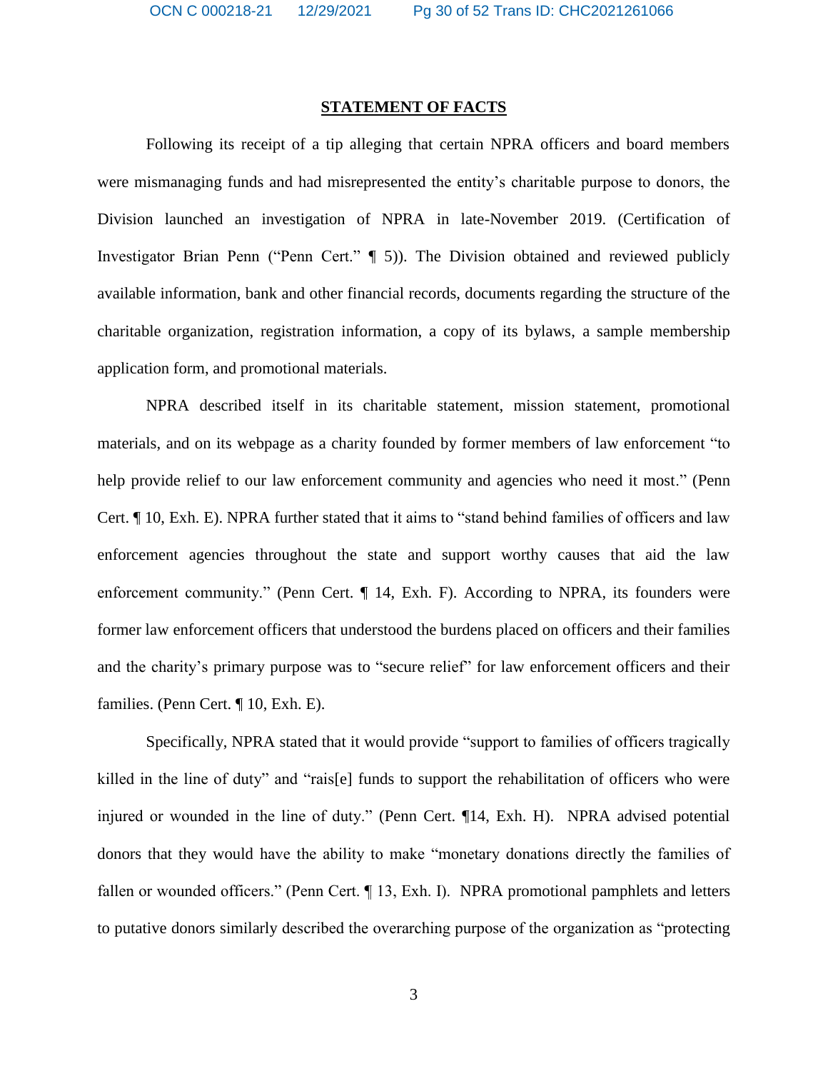## STATEMENT OF FACTS

Following its receipt of a tip alleging that certain NPRA officers and board members were mismanaging funds and had misrepresented the entity's charitable purpose to donors, the Division launched an investigation of NPRA in late-November 2019. (Certification of Investigator Brian Penn ("Penn Cert." ¶ 5)). The Division obtained and reviewed publicly available information, bank and other financial records, documents regarding the structure of the charitable organization, registration information, a copy of its bylaws, a sample membership application form, and promotional materials.

NPRA described itself in its charitable statement, mission statement, promotional materials, and on its webpage as a charity founded by former members of law enforcement "to help provide relief to our law enforcement community and agencies who need it most." (Penn Cert. ¶ 10, Exh. E). NPRA further stated that it aims to "stand behind families of officers and law enforcement agencies throughout the state and support worthy causes that aid the law enforcement community." (Penn Cert. ¶ 14, Exh. F). According to NPRA, its founders were former law enforcement officers that understood the burdens placed on officers and their families and the charity's primary purpose was to "secure relief" for law enforcement officers and their families. (Penn Cert. ¶ 10, Exh. E).

Specifically, NPRA stated that it would provide "support to families of officers tragically killed in the line of duty" and "rais[e] funds to support the rehabilitation of officers who were injured or wounded in the line of duty." (Penn Cert. ¶14, Exh. H). NPRA advised potential donors that they would have the ability to make "monetary donations directly the families of fallen or wounded officers." (Penn Cert. ¶ 13, Exh. I). NPRA promotional pamphlets and letters to putative donors similarly described the overarching purpose of the organization as "protecting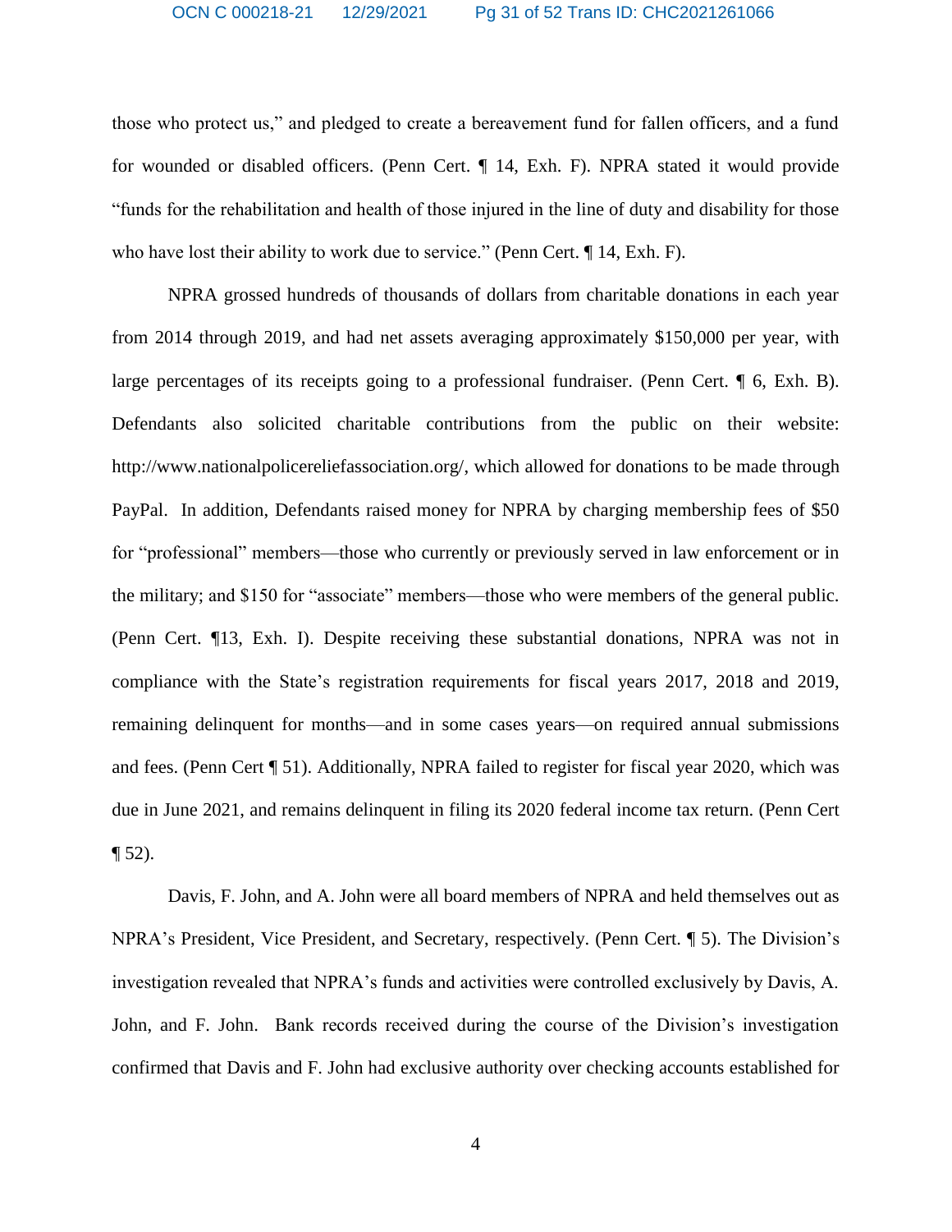those who protect us," and pledged to create a bereavement fund for fallen officers, and a fund for wounded or disabled officers. (Penn Cert. ¶ 14, Exh. F). NPRA stated it would provide "funds for the rehabilitation and health of those injured in the line of duty and disability for those who have lost their ability to work due to service." (Penn Cert. ¶ 14, Exh. F).

NPRA grossed hundreds of thousands of dollars from charitable donations in each year from 2014 through 2019, and had net assets averaging approximately $150,000 per year, with large percentages of its receipts going to a professional fundraiser. (Penn Cert. ¶ 6, Exh. B). Defendants also solicited charitable contributions from the public on their website: http://www.nationalpolicereliefassociation.org/, which allowed for donations to be made through PayPal. In addition, Defendants raised money for NPRA by charging membership fees of $50 for "professional" members—those who currently or previously served in law enforcement or in the military; and $150 for "associate" members—those who were members of the general public. (Penn Cert. ¶13, Exh. I). Despite receiving these substantial donations, NPRA was not in compliance with the State's registration requirements for fiscal years 2017, 2018 and 2019, remaining delinquent for months—and in some cases years—on required annual submissions and fees. (Penn Cert ¶ 51). Additionally, NPRA failed to register for fiscal year 2020, which was due in June 2021, and remains delinquent in filing its 2020 federal income tax return. (Penn Cert ¶ 52).

Davis, F. John, and A. John were all board members of NPRA and held themselves out as NPRA's President, Vice President, and Secretary, respectively. (Penn Cert. ¶ 5). The Division's investigation revealed that NPRA's funds and activities were controlled exclusively by Davis, A. John, and F. John. Bank records received during the course of the Division's investigation confirmed that Davis and F. John had exclusive authority over checking accounts established for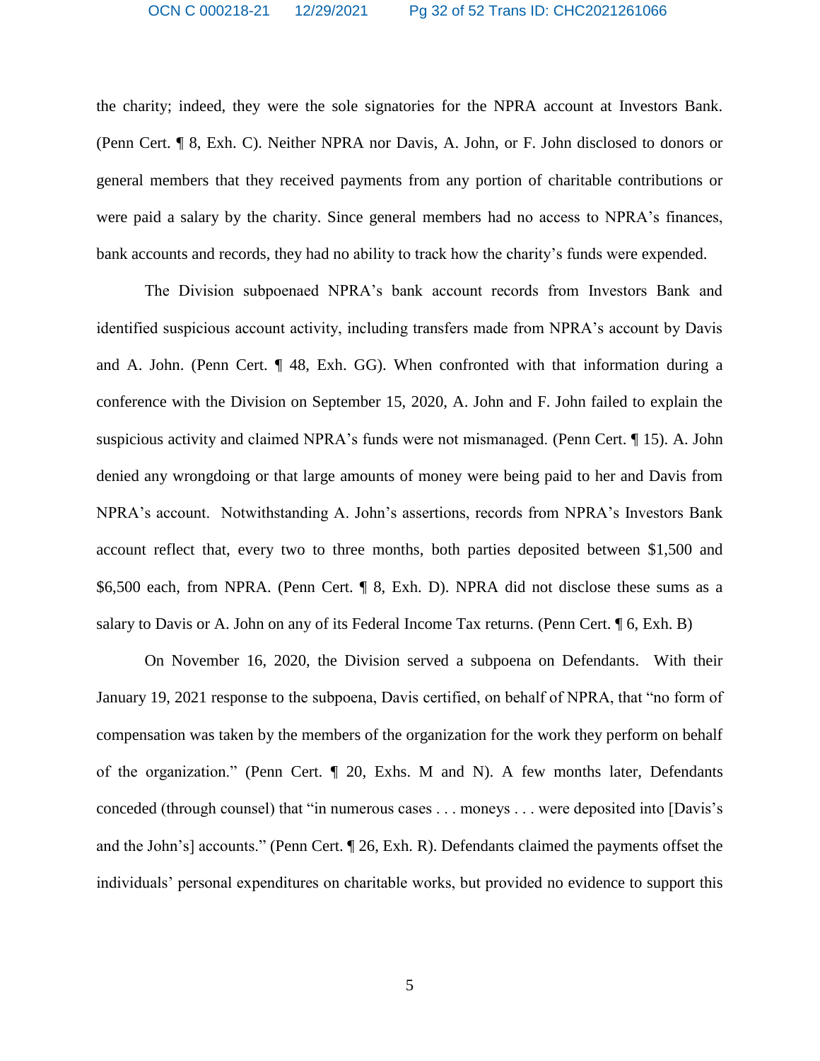the charity; indeed, they were the sole signatories for the NPRA account at Investors Bank. (Penn Cert. ¶ 8, Exh. C). Neither NPRA nor Davis, A. John, or F. John disclosed to donors or general members that they received payments from any portion of charitable contributions or were paid a salary by the charity. Since general members had no access to NPRA's finances, bank accounts and records, they had no ability to track how the charity's funds were expended.

The Division subpoenaed NPRA's bank account records from Investors Bank and identified suspicious account activity, including transfers made from NPRA's account by Davis and A. John. (Penn Cert. ¶ 48, Exh. GG). When confronted with that information during a conference with the Division on September 15, 2020, A. John and F. John failed to explain the suspicious activity and claimed NPRA's funds were not mismanaged. (Penn Cert. ¶ 15). A. John denied any wrongdoing or that large amounts of money were being paid to her and Davis from NPRA's account. Notwithstanding A. John's assertions, records from NPRA's Investors Bank account reflect that, every two to three months, both parties deposited between $1,500 and $6,500 each, from NPRA. (Penn Cert. ¶ 8, Exh. D). NPRA did not disclose these sums as a salary to Davis or A. John on any of its Federal Income Tax returns. (Penn Cert. ¶ 6, Exh. B)

On November 16, 2020, the Division served a subpoena on Defendants. With their January 19, 2021 response to the subpoena, Davis certified, on behalf of NPRA, that "no form of compensation was taken by the members of the organization for the work they perform on behalf of the organization." (Penn Cert. ¶ 20, Exhs. M and N). A few months later, Defendants conceded (through counsel) that "in numerous cases . . . moneys . . . were deposited into [Davis's and the John's] accounts." (Penn Cert. ¶ 26, Exh. R). Defendants claimed the payments offset the individuals' personal expenditures on charitable works, but provided no evidence to support this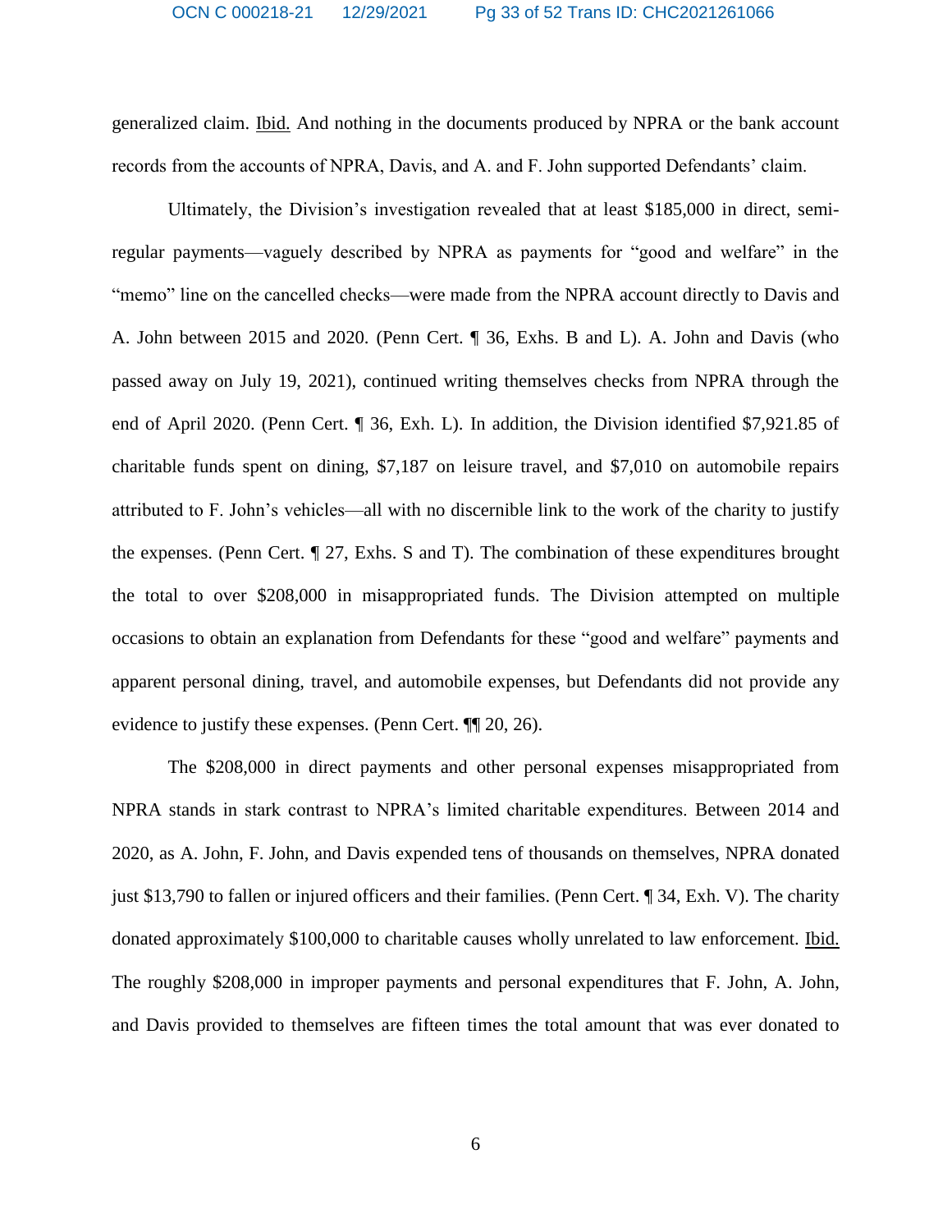generalized claim. Ibid. And nothing in the documents produced by NPRA or the bank account records from the accounts of NPRA, Davis, and A. and F. John supported Defendants' claim.

Ultimately, the Division's investigation revealed that at least $185,000 in direct, semi-regular payments—vaguely described by NPRA as payments for "good and welfare" in the "memo" line on the cancelled checks—were made from the NPRA account directly to Davis and A. John between 2015 and 2020. (Penn Cert. ¶ 36, Exhs. B and L). A. John and Davis (who passed away on July 19, 2021), continued writing themselves checks from NPRA through the end of April 2020. (Penn Cert. ¶ 36, Exh. L). In addition, the Division identified $7,921.85 of charitable funds spent on dining, $7,187 on leisure travel, and $7,010 on automobile repairs attributed to F. John's vehicles—all with no discernible link to the work of the charity to justify the expenses. (Penn Cert. ¶ 27, Exhs. S and T). The combination of these expenditures brought the total to over $208,000 in misappropriated funds. The Division attempted on multiple occasions to obtain an explanation from Defendants for these "good and welfare" payments and apparent personal dining, travel, and automobile expenses, but Defendants did not provide any evidence to justify these expenses. (Penn Cert. ¶¶ 20, 26).

The $208,000 in direct payments and other personal expenses misappropriated from NPRA stands in stark contrast to NPRA's limited charitable expenditures. Between 2014 and 2020, as A. John, F. John, and Davis expended tens of thousands on themselves, NPRA donated just $13,790 to fallen or injured officers and their families. (Penn Cert. ¶ 34, Exh. V). The charity donated approximately $100,000 to charitable causes wholly unrelated to law enforcement. Ibid. The roughly $208,000 in improper payments and personal expenditures that F. John, A. John, and Davis provided to themselves are fifteen times the total amount that was ever donated to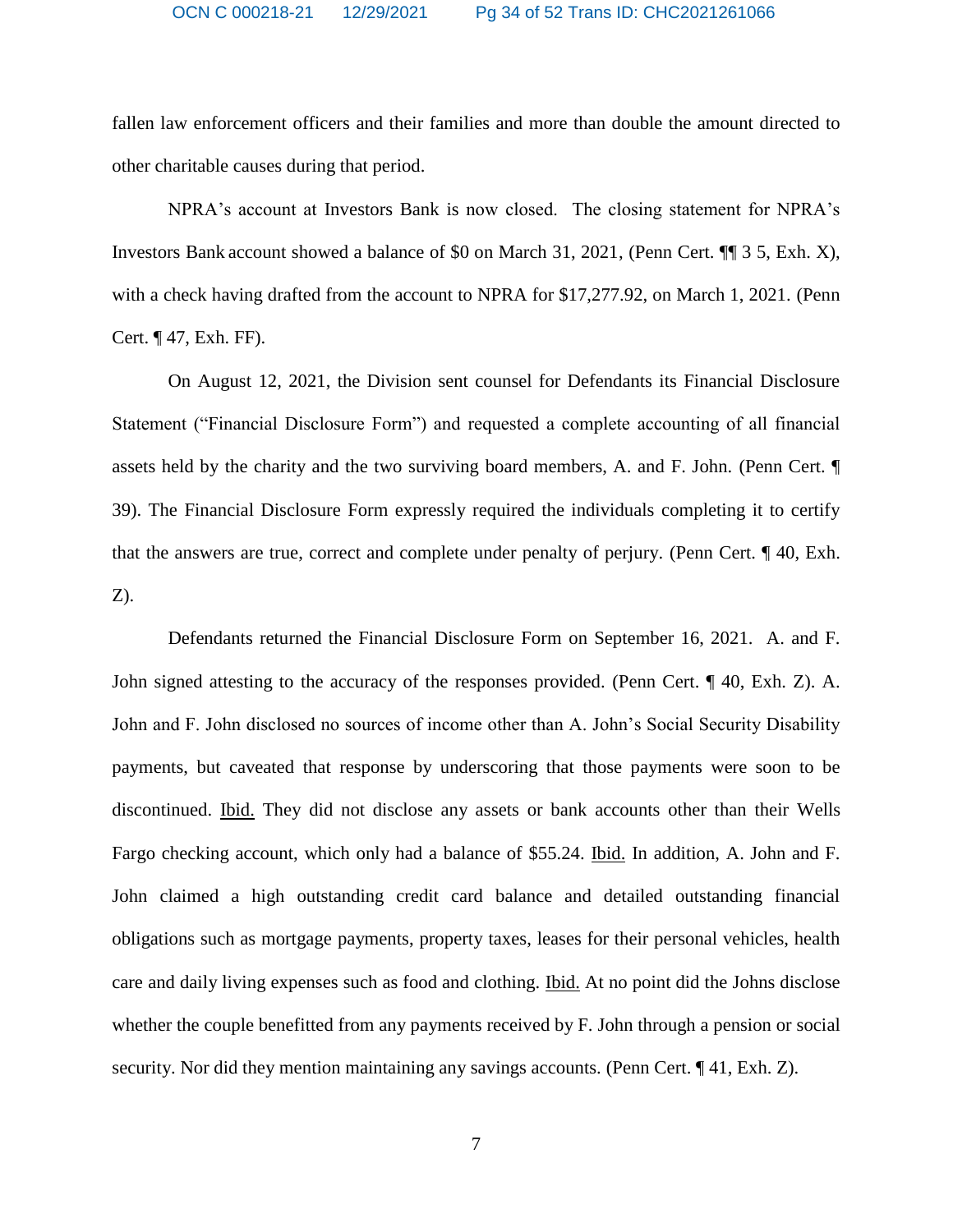fallen law enforcement officers and their families and more than double the amount directed to other charitable causes during that period.

NPRA's account at Investors Bank is now closed. The closing statement for NPRA's Investors Bank account showed a balance of $0 on March 31, 2021, (Penn Cert. ¶¶ 3 5, Exh. X), with a check having drafted from the account to NPRA for $17,277.92, on March 1, 2021. (Penn Cert. ¶ 47, Exh. FF).

On August 12, 2021, the Division sent counsel for Defendants its Financial Disclosure Statement ("Financial Disclosure Form") and requested a complete accounting of all financial assets held by the charity and the two surviving board members, A. and F. John. (Penn Cert. ¶ 39). The Financial Disclosure Form expressly required the individuals completing it to certify that the answers are true, correct and complete under penalty of perjury. (Penn Cert. ¶ 40, Exh. Z).

Defendants returned the Financial Disclosure Form on September 16, 2021. A. and F. John signed attesting to the accuracy of the responses provided. (Penn Cert. ¶ 40, Exh. Z). A. John and F. John disclosed no sources of income other than A. John's Social Security Disability payments, but caveated that response by underscoring that those payments were soon to be discontinued. Ibid. They did not disclose any assets or bank accounts other than their Wells Fargo checking account, which only had a balance of $55.24. Ibid. In addition, A. John and F. John claimed a high outstanding credit card balance and detailed outstanding financial obligations such as mortgage payments, property taxes, leases for their personal vehicles, health care and daily living expenses such as food and clothing. Ibid. At no point did the Johns disclose whether the couple benefitted from any payments received by F. John through a pension or social security. Nor did they mention maintaining any savings accounts. (Penn Cert. ¶ 41, Exh. Z).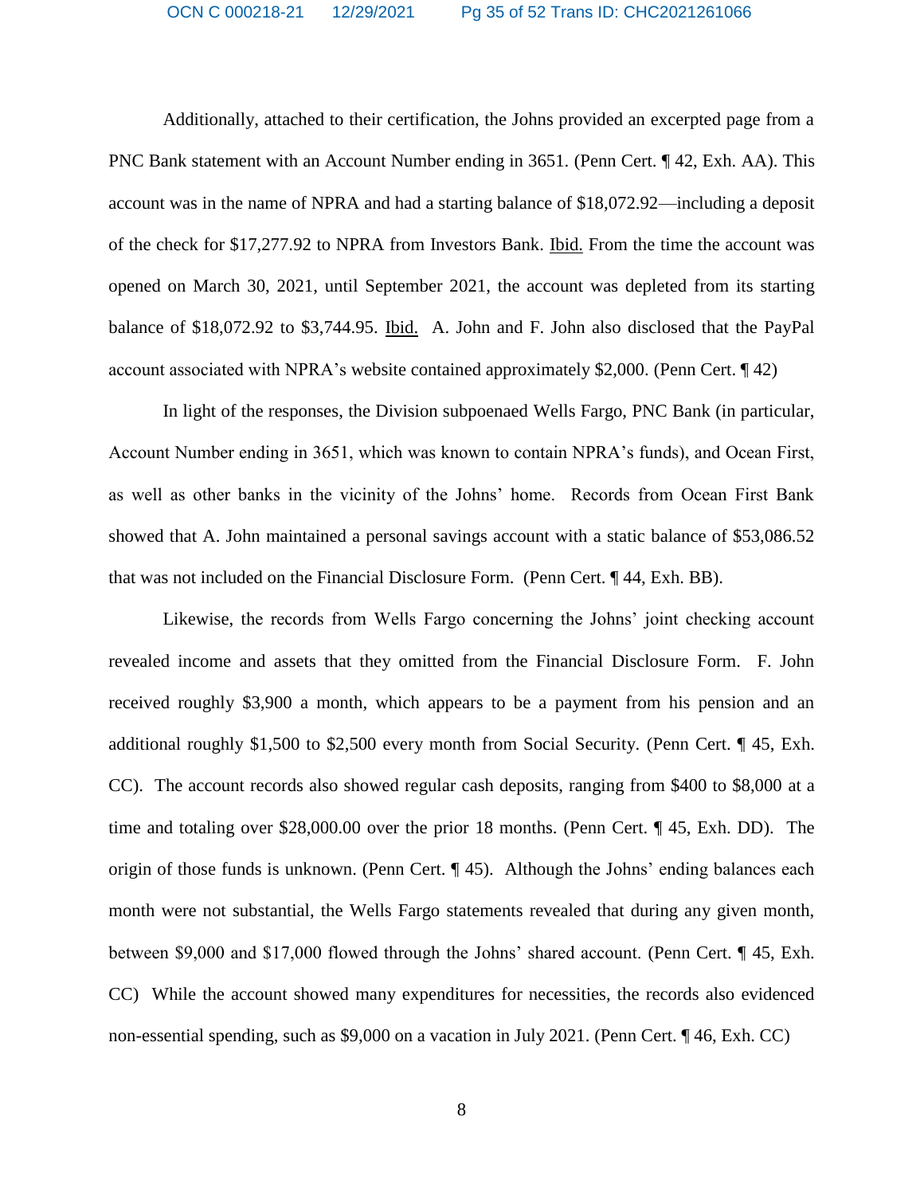Additionally, attached to their certification, the Johns provided an excerpted page from a PNC Bank statement with an Account Number ending in 3651. (Penn Cert. ¶ 42, Exh. AA). This account was in the name of NPRA and had a starting balance of $18,072.92—including a deposit of the check for $17,277.92 to NPRA from Investors Bank. Ibid. From the time the account was opened on March 30, 2021, until September 2021, the account was depleted from its starting balance of $18,072.92 to $3,744.95. Ibid. A. John and F. John also disclosed that the PayPal account associated with NPRA's website contained approximately $2,000. (Penn Cert. ¶ 42)

In light of the responses, the Division subpoenaed Wells Fargo, PNC Bank (in particular, Account Number ending in 3651, which was known to contain NPRA's funds), and Ocean First, as well as other banks in the vicinity of the Johns' home. Records from Ocean First Bank showed that A. John maintained a personal savings account with a static balance of $53,086.52 that was not included on the Financial Disclosure Form. (Penn Cert. ¶ 44, Exh. BB).

Likewise, the records from Wells Fargo concerning the Johns' joint checking account revealed income and assets that they omitted from the Financial Disclosure Form. F. John received roughly $3,900 a month, which appears to be a payment from his pension and an additional roughly $1,500 to $2,500 every month from Social Security. (Penn Cert. ¶ 45, Exh. CC). The account records also showed regular cash deposits, ranging from $400 to $8,000 at a time and totaling over $28,000.00 over the prior 18 months. (Penn Cert. ¶ 45, Exh. DD). The origin of those funds is unknown. (Penn Cert. ¶ 45). Although the Johns' ending balances each month were not substantial, the Wells Fargo statements revealed that during any given month, between $9,000 and $17,000 flowed through the Johns' shared account. (Penn Cert. ¶ 45, Exh. CC) While the account showed many expenditures for necessities, the records also evidenced non-essential spending, such as $9,000 on a vacation in July 2021. (Penn Cert. ¶ 46, Exh. CC)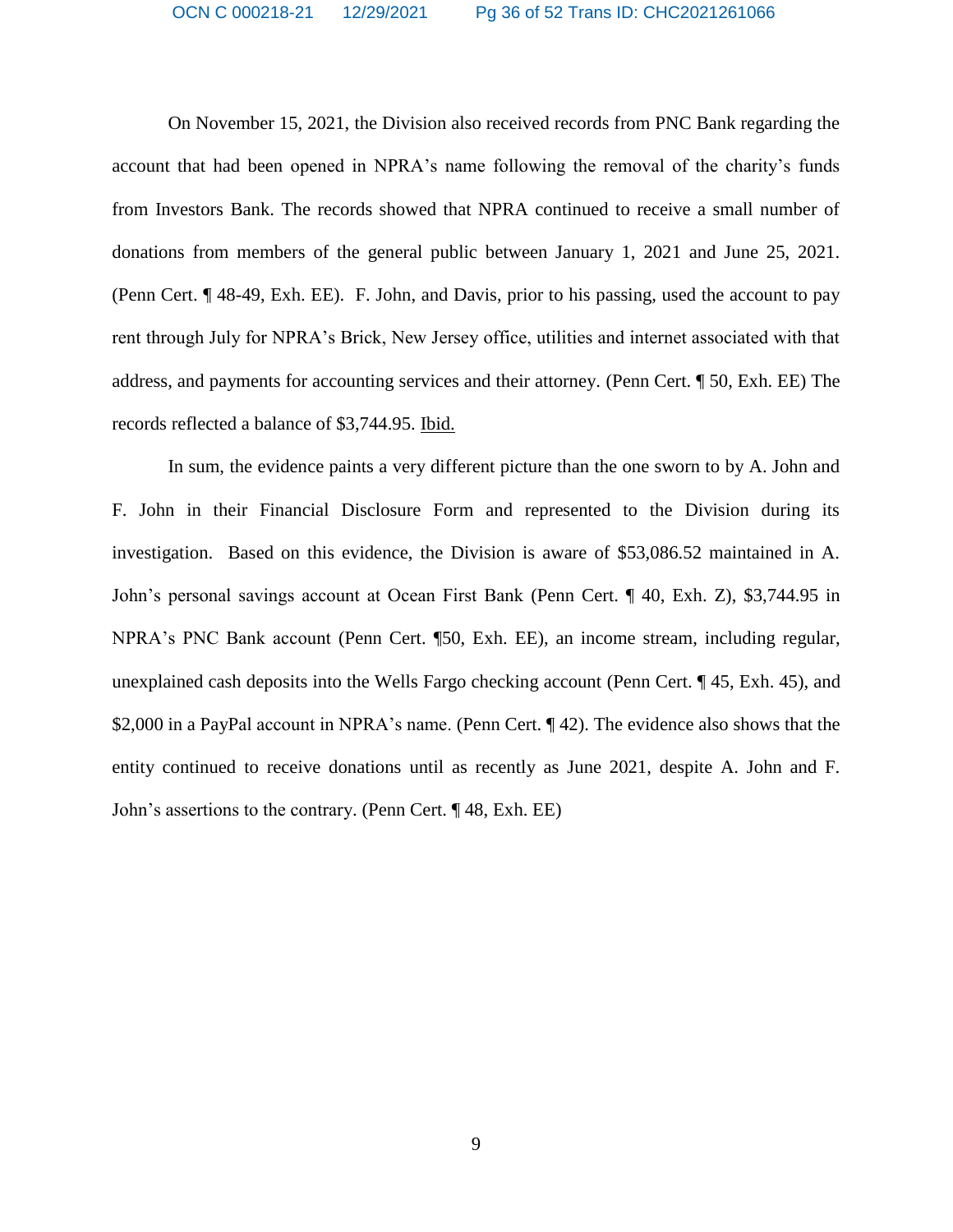On November 15, 2021, the Division also received records from PNC Bank regarding the account that had been opened in NPRA's name following the removal of the charity's funds from Investors Bank. The records showed that NPRA continued to receive a small number of donations from members of the general public between January 1, 2021 and June 25, 2021. (Penn Cert. ¶ 48-49, Exh. EE). F. John, and Davis, prior to his passing, used the account to pay rent through July for NPRA's Brick, New Jersey office, utilities and internet associated with that address, and payments for accounting services and their attorney. (Penn Cert. ¶ 50, Exh. EE) The records reflected a balance of $3,744.95. Ibid.

In sum, the evidence paints a very different picture than the one sworn to by A. John and F. John in their Financial Disclosure Form and represented to the Division during its investigation. Based on this evidence, the Division is aware of $53,086.52 maintained in A. John's personal savings account at Ocean First Bank (Penn Cert. ¶ 40, Exh. Z), $3,744.95 in NPRA's PNC Bank account (Penn Cert. ¶50, Exh. EE), an income stream, including regular, unexplained cash deposits into the Wells Fargo checking account (Penn Cert. ¶ 45, Exh. 45), and $2,000 in a PayPal account in NPRA's name. (Penn Cert. ¶ 42). The evidence also shows that the entity continued to receive donations until as recently as June 2021, despite A. John and F. John's assertions to the contrary. (Penn Cert. ¶ 48, Exh. EE)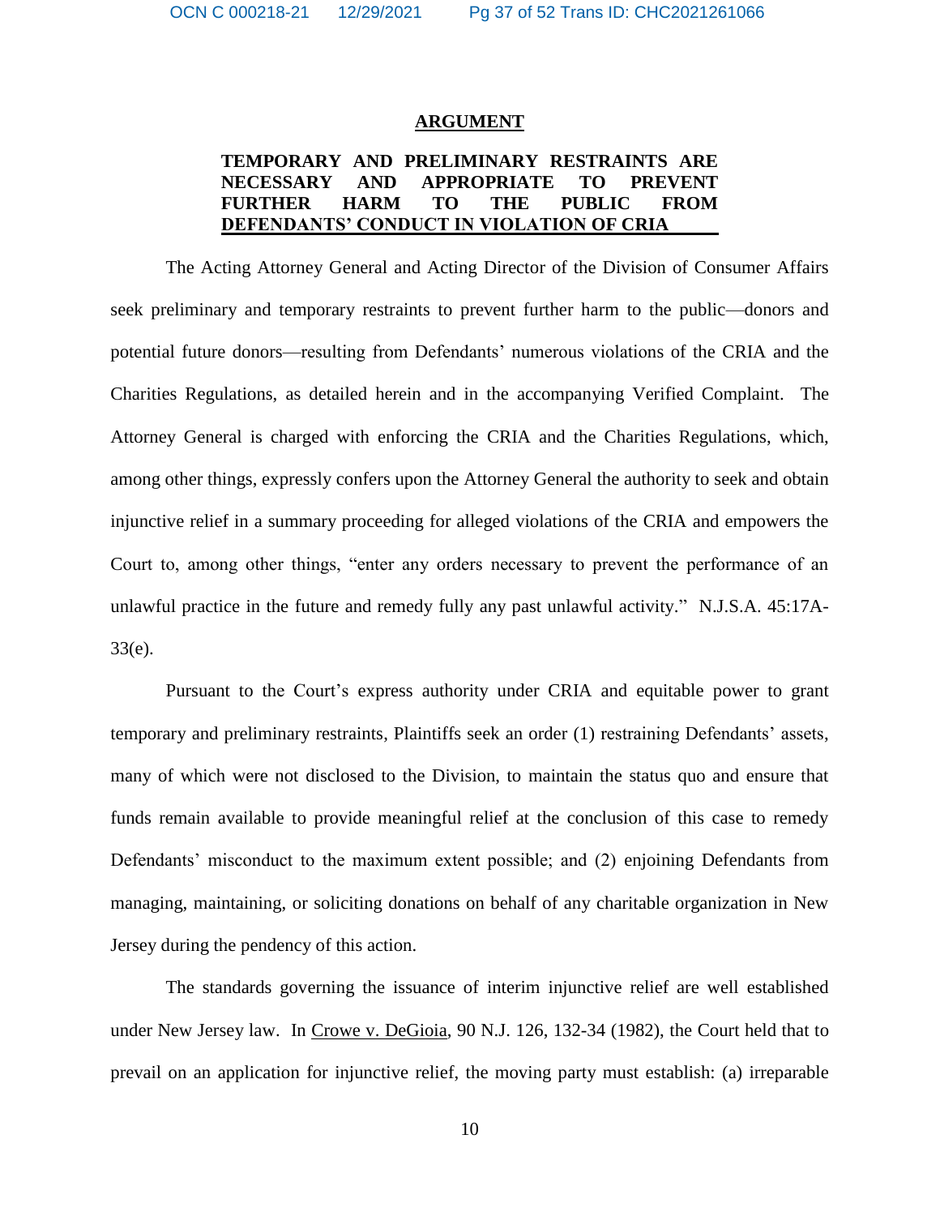## ARGUMENT

### TEMPORARY AND PRELIMINARY RESTRAINTS ARE NECESSARY AND APPROPRIATE TO PREVENT FURTHER HARM TO THE PUBLIC FROM DEFENDANTS' CONDUCT IN VIOLATION OF CRIA

The Acting Attorney General and Acting Director of the Division of Consumer Affairs seek preliminary and temporary restraints to prevent further harm to the public—donors and potential future donors—resulting from Defendants' numerous violations of the CRIA and the Charities Regulations, as detailed herein and in the accompanying Verified Complaint. The Attorney General is charged with enforcing the CRIA and the Charities Regulations, which, among other things, expressly confers upon the Attorney General the authority to seek and obtain injunctive relief in a summary proceeding for alleged violations of the CRIA and empowers the Court to, among other things, "enter any orders necessary to prevent the performance of an unlawful practice in the future and remedy fully any past unlawful activity." N.J.S.A. 45:17A-33(e).

Pursuant to the Court's express authority under CRIA and equitable power to grant temporary and preliminary restraints, Plaintiffs seek an order (1) restraining Defendants' assets, many of which were not disclosed to the Division, to maintain the status quo and ensure that funds remain available to provide meaningful relief at the conclusion of this case to remedy Defendants' misconduct to the maximum extent possible; and (2) enjoining Defendants from managing, maintaining, or soliciting donations on behalf of any charitable organization in New Jersey during the pendency of this action.

The standards governing the issuance of interim injunctive relief are well established under New Jersey law. In Crowe v. DeGioia, 90 N.J. 126, 132-34 (1982), the Court held that to prevail on an application for injunctive relief, the moving party must establish: (a) irreparable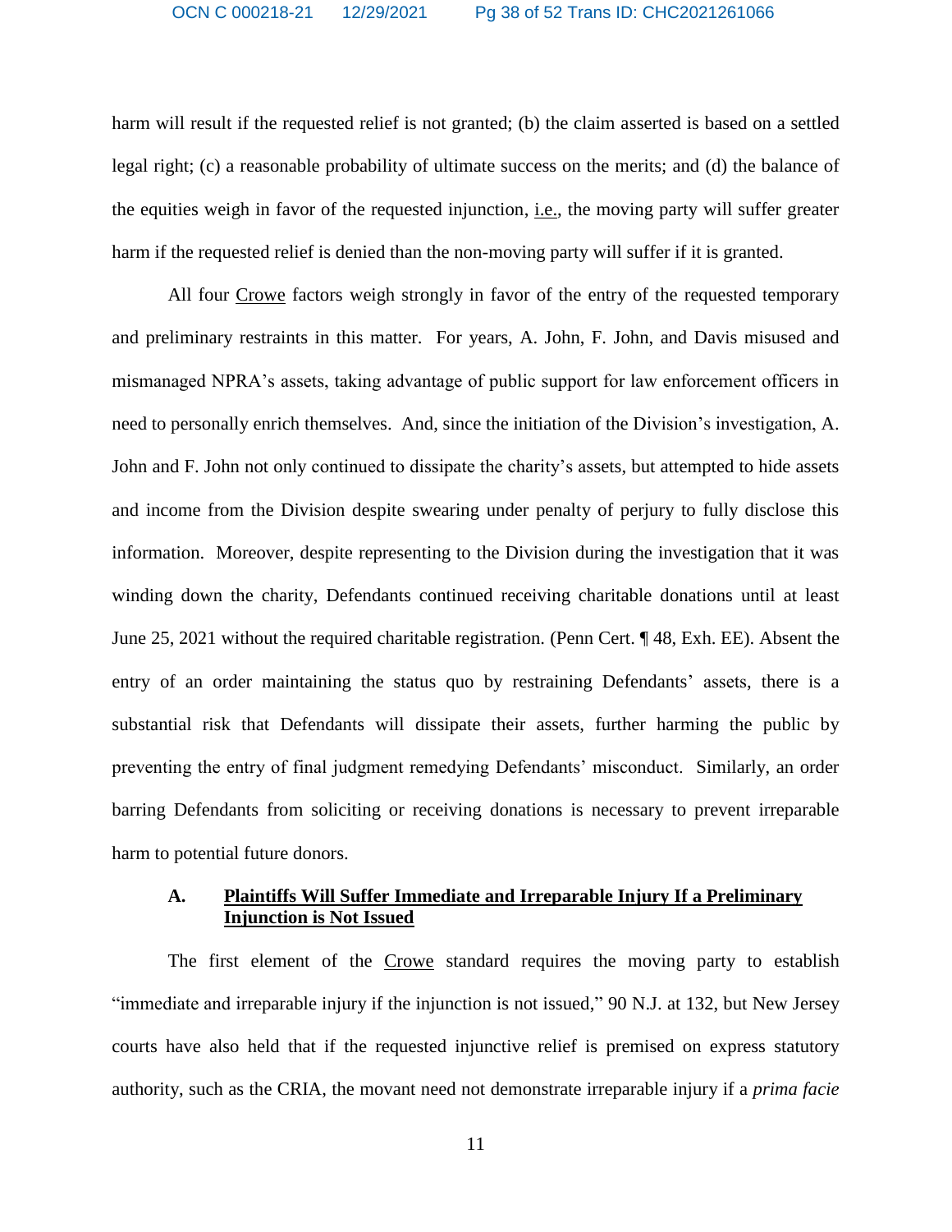harm will result if the requested relief is not granted; (b) the claim asserted is based on a settled legal right; (c) a reasonable probability of ultimate success on the merits; and (d) the balance of the equities weigh in favor of the requested injunction, i.e., the moving party will suffer greater harm if the requested relief is denied than the non-moving party will suffer if it is granted.

All four Crowe factors weigh strongly in favor of the entry of the requested temporary and preliminary restraints in this matter. For years, A. John, F. John, and Davis misused and mismanaged NPRA's assets, taking advantage of public support for law enforcement officers in need to personally enrich themselves. And, since the initiation of the Division's investigation, A. John and F. John not only continued to dissipate the charity's assets, but attempted to hide assets and income from the Division despite swearing under penalty of perjury to fully disclose this information. Moreover, despite representing to the Division during the investigation that it was winding down the charity, Defendants continued receiving charitable donations until at least June 25, 2021 without the required charitable registration. (Penn Cert. ¶ 48, Exh. EE). Absent the entry of an order maintaining the status quo by restraining Defendants' assets, there is a substantial risk that Defendants will dissipate their assets, further harming the public by preventing the entry of final judgment remedying Defendants' misconduct. Similarly, an order barring Defendants from soliciting or receiving donations is necessary to prevent irreparable harm to potential future donors.

### A. Plaintiffs Will Suffer Immediate and Irreparable Injury If a Preliminary Injunction is Not Issued

The first element of the Crowe standard requires the moving party to establish "immediate and irreparable injury if the injunction is not issued," 90 N.J. at 132, but New Jersey courts have also held that if the requested injunctive relief is premised on express statutory authority, such as the CRIA, the movant need not demonstrate irreparable injury if a *prima facie*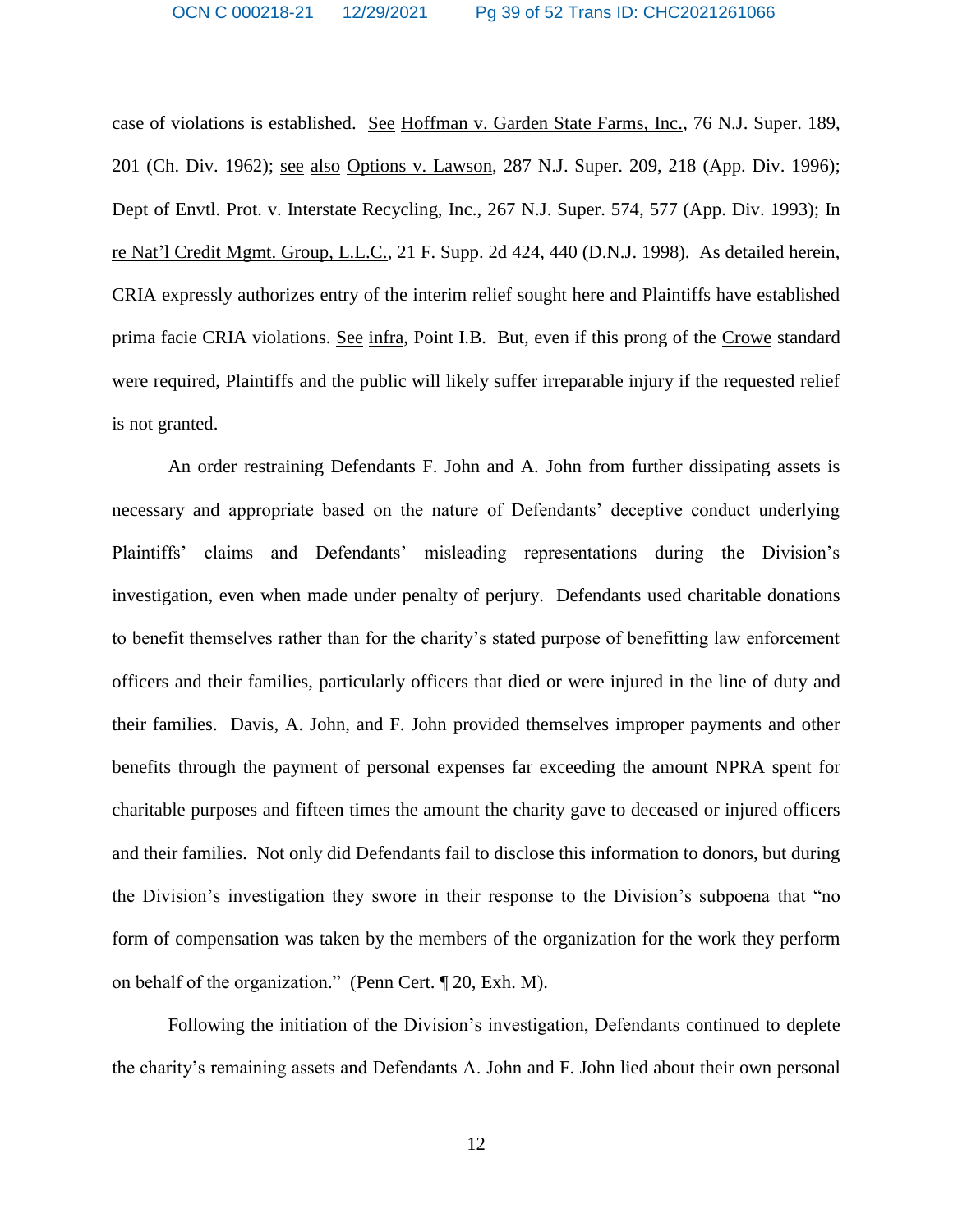case of violations is established. See Hoffman v. Garden State Farms, Inc., 76 N.J. Super. 189, 201 (Ch. Div. 1962); see also Options v. Lawson, 287 N.J. Super. 209, 218 (App. Div. 1996); Dept of Envtl. Prot. v. Interstate Recycling, Inc., 267 N.J. Super. 574, 577 (App. Div. 1993); In re Nat'l Credit Mgmt. Group, L.L.C., 21 F. Supp. 2d 424, 440 (D.N.J. 1998). As detailed herein, CRIA expressly authorizes entry of the interim relief sought here and Plaintiffs have established prima facie CRIA violations. See infra, Point I.B. But, even if this prong of the Crowe standard were required, Plaintiffs and the public will likely suffer irreparable injury if the requested relief is not granted.

An order restraining Defendants F. John and A. John from further dissipating assets is necessary and appropriate based on the nature of Defendants' deceptive conduct underlying Plaintiffs' claims and Defendants' misleading representations during the Division's investigation, even when made under penalty of perjury. Defendants used charitable donations to benefit themselves rather than for the charity's stated purpose of benefitting law enforcement officers and their families, particularly officers that died or were injured in the line of duty and their families. Davis, A. John, and F. John provided themselves improper payments and other benefits through the payment of personal expenses far exceeding the amount NPRA spent for charitable purposes and fifteen times the amount the charity gave to deceased or injured officers and their families. Not only did Defendants fail to disclose this information to donors, but during the Division's investigation they swore in their response to the Division's subpoena that "no form of compensation was taken by the members of the organization for the work they perform on behalf of the organization." (Penn Cert. ¶ 20, Exh. M).

Following the initiation of the Division's investigation, Defendants continued to deplete the charity's remaining assets and Defendants A. John and F. John lied about their own personal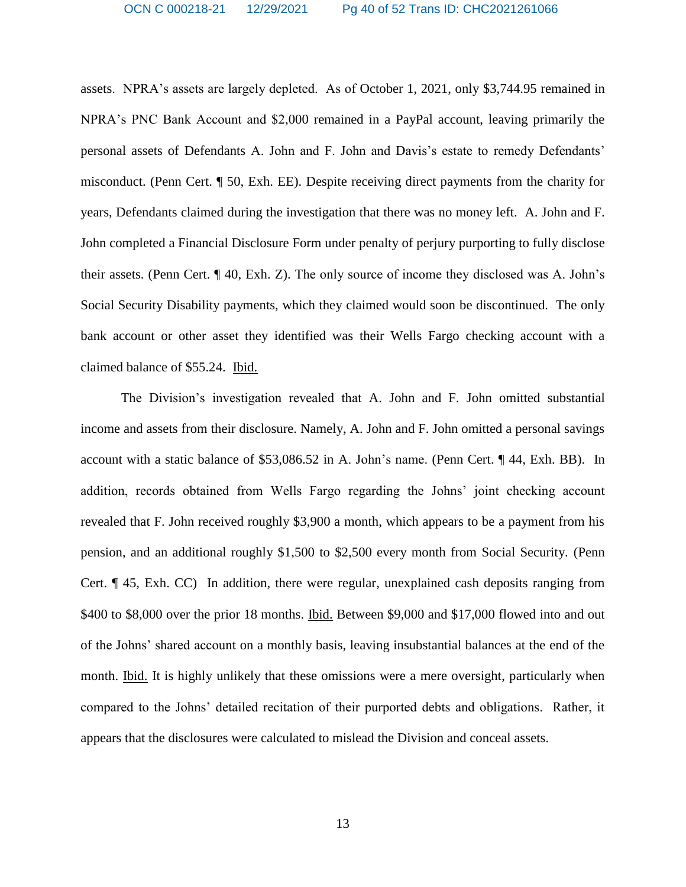assets. NPRA's assets are largely depleted. As of October 1, 2021, only $3,744.95 remained in NPRA's PNC Bank Account and $2,000 remained in a PayPal account, leaving primarily the personal assets of Defendants A. John and F. John and Davis's estate to remedy Defendants' misconduct. (Penn Cert. ¶ 50, Exh. EE). Despite receiving direct payments from the charity for years, Defendants claimed during the investigation that there was no money left. A. John and F. John completed a Financial Disclosure Form under penalty of perjury purporting to fully disclose their assets. (Penn Cert. ¶ 40, Exh. Z). The only source of income they disclosed was A. John's Social Security Disability payments, which they claimed would soon be discontinued. The only bank account or other asset they identified was their Wells Fargo checking account with a claimed balance of $55.24. Ibid.

The Division's investigation revealed that A. John and F. John omitted substantial income and assets from their disclosure. Namely, A. John and F. John omitted a personal savings account with a static balance of $53,086.52 in A. John's name. (Penn Cert. ¶ 44, Exh. BB). In addition, records obtained from Wells Fargo regarding the Johns' joint checking account revealed that F. John received roughly $3,900 a month, which appears to be a payment from his pension, and an additional roughly $1,500 to $2,500 every month from Social Security. (Penn Cert. ¶ 45, Exh. CC) In addition, there were regular, unexplained cash deposits ranging from $400 to $8,000 over the prior 18 months. Ibid. Between $9,000 and $17,000 flowed into and out of the Johns' shared account on a monthly basis, leaving insubstantial balances at the end of the month. Ibid. It is highly unlikely that these omissions were a mere oversight, particularly when compared to the Johns' detailed recitation of their purported debts and obligations. Rather, it appears that the disclosures were calculated to mislead the Division and conceal assets.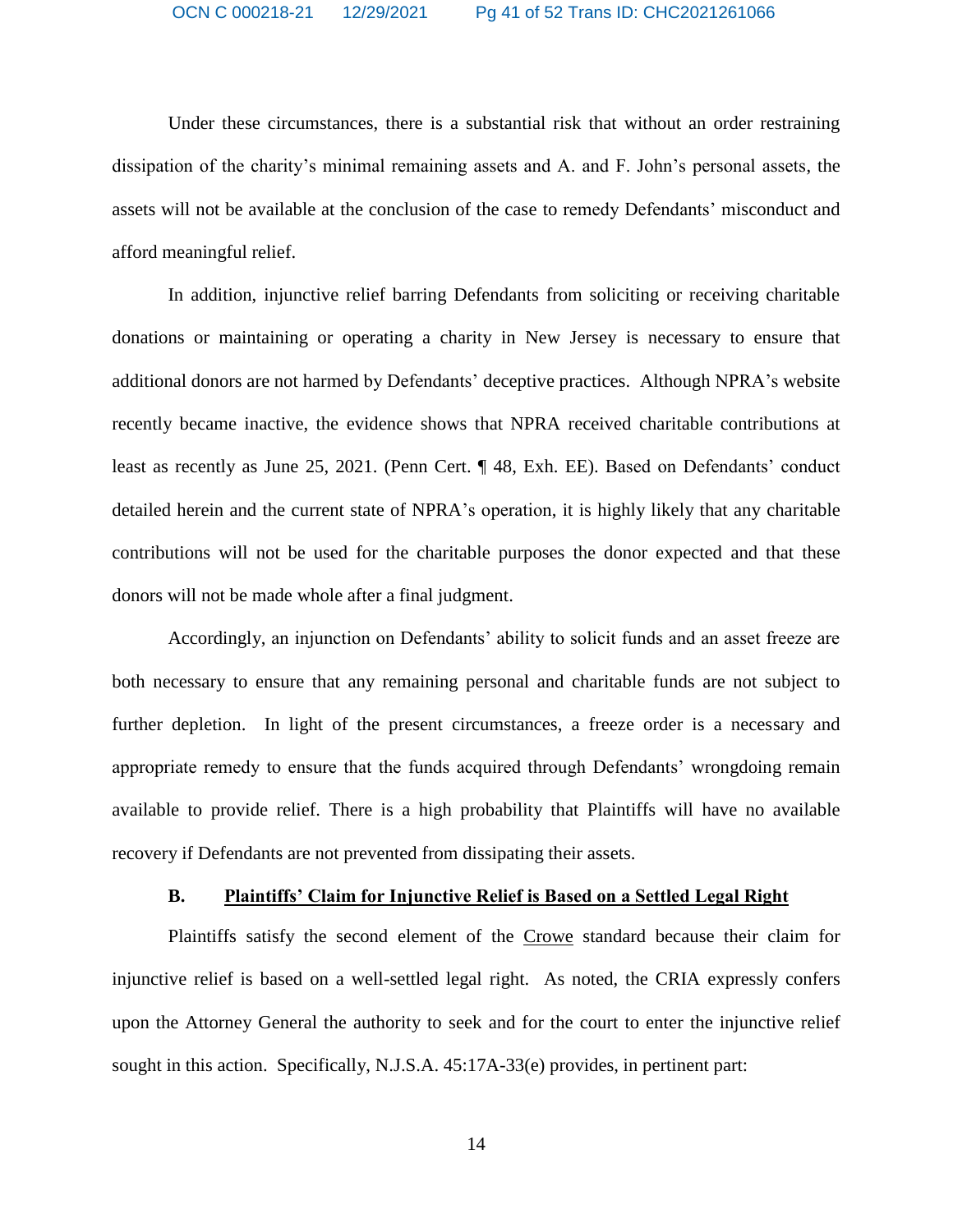Under these circumstances, there is a substantial risk that without an order restraining dissipation of the charity's minimal remaining assets and A. and F. John's personal assets, the assets will not be available at the conclusion of the case to remedy Defendants' misconduct and afford meaningful relief.

In addition, injunctive relief barring Defendants from soliciting or receiving charitable donations or maintaining or operating a charity in New Jersey is necessary to ensure that additional donors are not harmed by Defendants' deceptive practices. Although NPRA's website recently became inactive, the evidence shows that NPRA received charitable contributions at least as recently as June 25, 2021. (Penn Cert. ¶ 48, Exh. EE). Based on Defendants' conduct detailed herein and the current state of NPRA's operation, it is highly likely that any charitable contributions will not be used for the charitable purposes the donor expected and that these donors will not be made whole after a final judgment.

Accordingly, an injunction on Defendants' ability to solicit funds and an asset freeze are both necessary to ensure that any remaining personal and charitable funds are not subject to further depletion. In light of the present circumstances, a freeze order is a necessary and appropriate remedy to ensure that the funds acquired through Defendants' wrongdoing remain available to provide relief. There is a high probability that Plaintiffs will have no available recovery if Defendants are not prevented from dissipating their assets.

### B. <u>Plaintiffs' Claim for Injunctive Relief is Based on a Settled Legal Right</u>

Plaintiffs satisfy the second element of the <u>Crowe</u> standard because their claim for injunctive relief is based on a well-settled legal right. As noted, the CRIA expressly confers upon the Attorney General the authority to seek and for the court to enter the injunctive relief sought in this action. Specifically, N.J.S.A. 45:17A-33(e) provides, in pertinent part: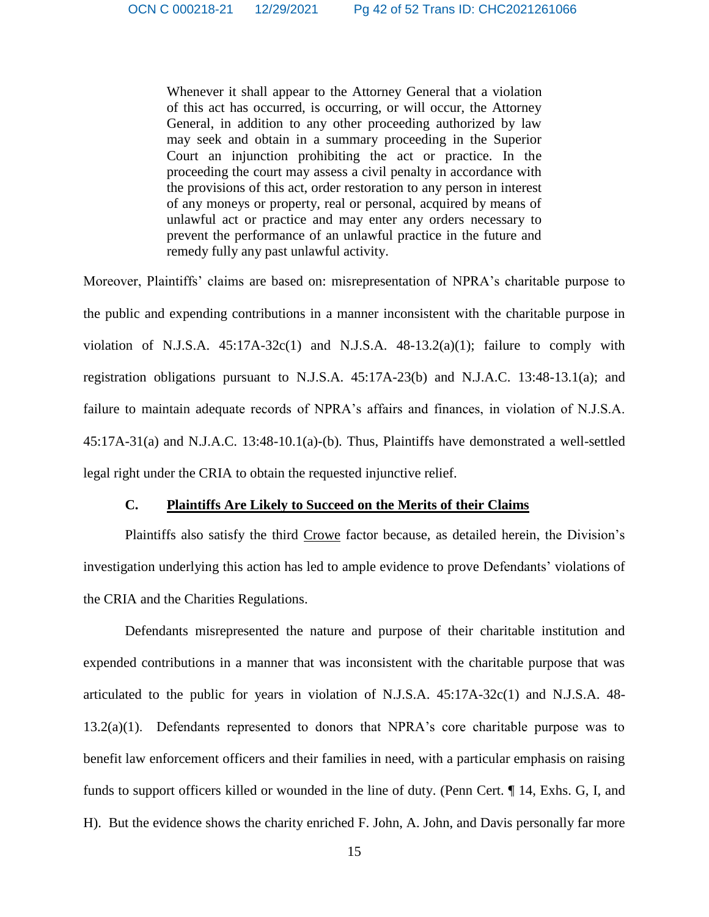> Whenever it shall appear to the Attorney General that a violation of this act has occurred, is occurring, or will occur, the Attorney General, in addition to any other proceeding authorized by law may seek and obtain in a summary proceeding in the Superior Court an injunction prohibiting the act or practice. In the proceeding the court may assess a civil penalty in accordance with the provisions of this act, order restoration to any person in interest of any moneys or property, real or personal, acquired by means of unlawful act or practice and may enter any orders necessary to prevent the performance of an unlawful practice in the future and remedy fully any past unlawful activity.

Moreover, Plaintiffs' claims are based on: misrepresentation of NPRA's charitable purpose to the public and expending contributions in a manner inconsistent with the charitable purpose in violation of N.J.S.A. 45:17A-32c(1) and N.J.S.A. 48-13.2(a)(1); failure to comply with registration obligations pursuant to N.J.S.A. 45:17A-23(b) and N.J.A.C. 13:48-13.1(a); and failure to maintain adequate records of NPRA's affairs and finances, in violation of N.J.S.A. 45:17A-31(a) and N.J.A.C. 13:48-10.1(a)-(b). Thus, Plaintiffs have demonstrated a well-settled legal right under the CRIA to obtain the requested injunctive relief.

### C. Plaintiffs Are Likely to Succeed on the Merits of their Claims

Plaintiffs also satisfy the third Crowe factor because, as detailed herein, the Division's investigation underlying this action has led to ample evidence to prove Defendants' violations of the CRIA and the Charities Regulations.

Defendants misrepresented the nature and purpose of their charitable institution and expended contributions in a manner that was inconsistent with the charitable purpose that was articulated to the public for years in violation of N.J.S.A. 45:17A-32c(1) and N.J.S.A. 48-13.2(a)(1). Defendants represented to donors that NPRA's core charitable purpose was to benefit law enforcement officers and their families in need, with a particular emphasis on raising funds to support officers killed or wounded in the line of duty. (Penn Cert. ¶ 14, Exhs. G, I, and H). But the evidence shows the charity enriched F. John, A. John, and Davis personally far more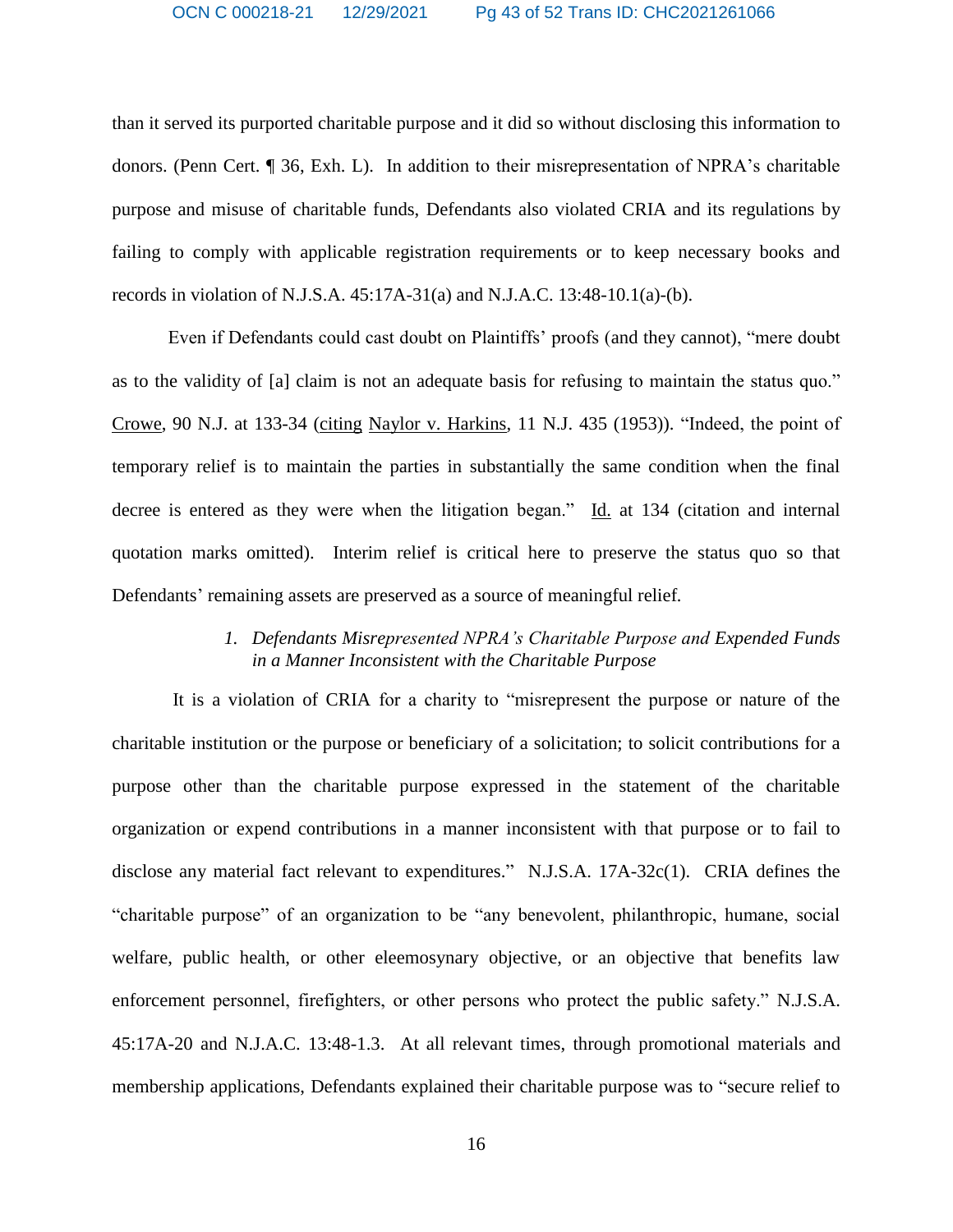than it served its purported charitable purpose and it did so without disclosing this information to donors. (Penn Cert. ¶ 36, Exh. L). In addition to their misrepresentation of NPRA's charitable purpose and misuse of charitable funds, Defendants also violated CRIA and its regulations by failing to comply with applicable registration requirements or to keep necessary books and records in violation of N.J.S.A. 45:17A-31(a) and N.J.A.C. 13:48-10.1(a)-(b).

Even if Defendants could cast doubt on Plaintiffs' proofs (and they cannot), "mere doubt as to the validity of [a] claim is not an adequate basis for refusing to maintain the status quo." Crowe, 90 N.J. at 133-34 (citing Naylor v. Harkins, 11 N.J. 435 (1953)). "Indeed, the point of temporary relief is to maintain the parties in substantially the same condition when the final decree is entered as they were when the litigation began." Id. at 134 (citation and internal quotation marks omitted). Interim relief is critical here to preserve the status quo so that Defendants' remaining assets are preserved as a source of meaningful relief.

### *1. Defendants Misrepresented NPRA's Charitable Purpose and Expended Funds in a Manner Inconsistent with the Charitable Purpose*

It is a violation of CRIA for a charity to "misrepresent the purpose or nature of the charitable institution or the purpose or beneficiary of a solicitation; to solicit contributions for a purpose other than the charitable purpose expressed in the statement of the charitable organization or expend contributions in a manner inconsistent with that purpose or to fail to disclose any material fact relevant to expenditures." N.J.S.A. 17A-32c(1). CRIA defines the "charitable purpose" of an organization to be "any benevolent, philanthropic, humane, social welfare, public health, or other eleemosynary objective, or an objective that benefits law enforcement personnel, firefighters, or other persons who protect the public safety." N.J.S.A. 45:17A-20 and N.J.A.C. 13:48-1.3. At all relevant times, through promotional materials and membership applications, Defendants explained their charitable purpose was to "secure relief to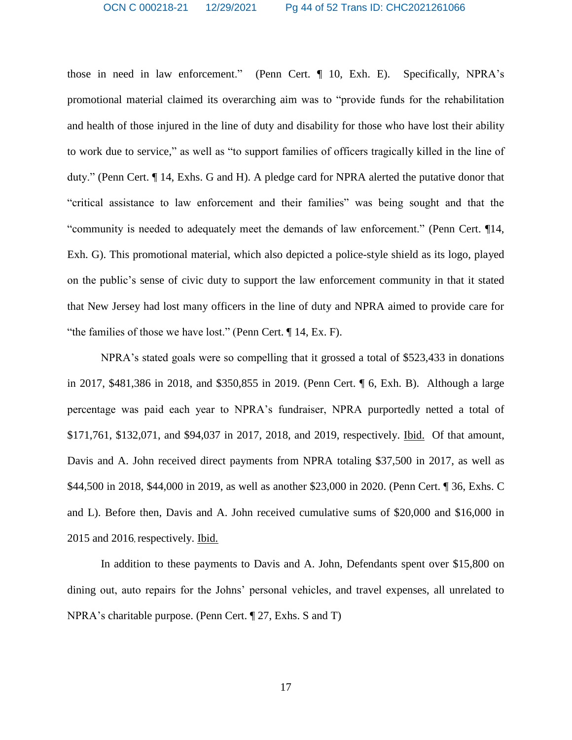those in need in law enforcement." (Penn Cert. ¶ 10, Exh. E). Specifically, NPRA's promotional material claimed its overarching aim was to "provide funds for the rehabilitation and health of those injured in the line of duty and disability for those who have lost their ability to work due to service," as well as "to support families of officers tragically killed in the line of duty." (Penn Cert. ¶ 14, Exhs. G and H). A pledge card for NPRA alerted the putative donor that "critical assistance to law enforcement and their families" was being sought and that the "community is needed to adequately meet the demands of law enforcement." (Penn Cert. ¶14, Exh. G). This promotional material, which also depicted a police-style shield as its logo, played on the public's sense of civic duty to support the law enforcement community in that it stated that New Jersey had lost many officers in the line of duty and NPRA aimed to provide care for "the families of those we have lost." (Penn Cert. ¶ 14, Ex. F).

NPRA's stated goals were so compelling that it grossed a total of $523,433 in donations in 2017, $481,386 in 2018, and $350,855 in 2019. (Penn Cert. ¶ 6, Exh. B). Although a large percentage was paid each year to NPRA's fundraiser, NPRA purportedly netted a total of $171,761, $132,071, and $94,037 in 2017, 2018, and 2019, respectively. Ibid. Of that amount, Davis and A. John received direct payments from NPRA totaling $37,500 in 2017, as well as $44,500 in 2018, $44,000 in 2019, as well as another $23,000 in 2020. (Penn Cert. ¶ 36, Exhs. C and L). Before then, Davis and A. John received cumulative sums of $20,000 and $16,000 in 2015 and 2016, respectively. Ibid.

In addition to these payments to Davis and A. John, Defendants spent over $15,800 on dining out, auto repairs for the Johns' personal vehicles, and travel expenses, all unrelated to NPRA's charitable purpose. (Penn Cert. ¶ 27, Exhs. S and T)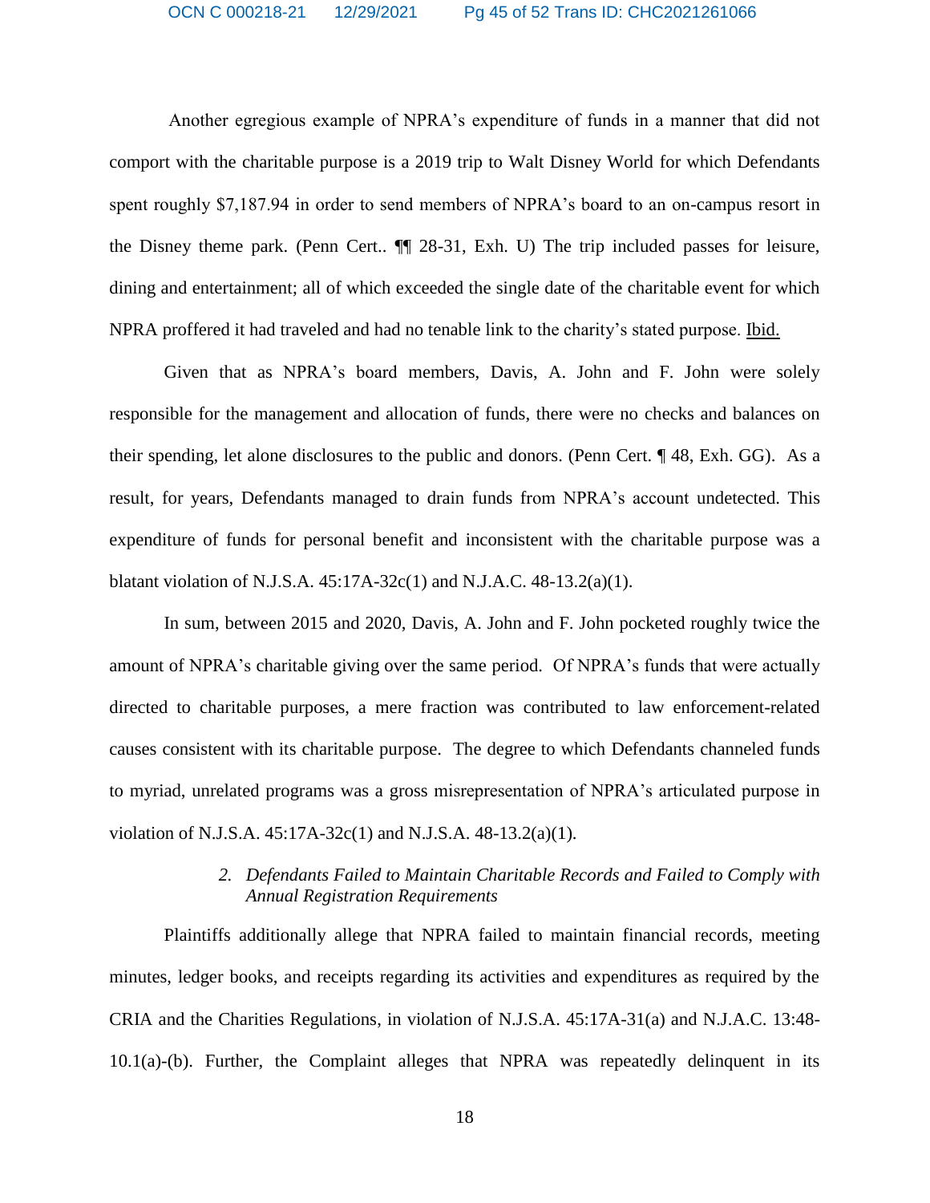Another egregious example of NPRA's expenditure of funds in a manner that did not comport with the charitable purpose is a 2019 trip to Walt Disney World for which Defendants spent roughly $7,187.94 in order to send members of NPRA's board to an on-campus resort in the Disney theme park. (Penn Cert.. ¶¶ 28-31, Exh. U) The trip included passes for leisure, dining and entertainment; all of which exceeded the single date of the charitable event for which NPRA proffered it had traveled and had no tenable link to the charity's stated purpose. Ibid.

Given that as NPRA's board members, Davis, A. John and F. John were solely responsible for the management and allocation of funds, there were no checks and balances on their spending, let alone disclosures to the public and donors. (Penn Cert. ¶ 48, Exh. GG). As a result, for years, Defendants managed to drain funds from NPRA's account undetected. This expenditure of funds for personal benefit and inconsistent with the charitable purpose was a blatant violation of N.J.S.A. 45:17A-32c(1) and N.J.A.C. 48-13.2(a)(1).

In sum, between 2015 and 2020, Davis, A. John and F. John pocketed roughly twice the amount of NPRA's charitable giving over the same period. Of NPRA's funds that were actually directed to charitable purposes, a mere fraction was contributed to law enforcement-related causes consistent with its charitable purpose. The degree to which Defendants channeled funds to myriad, unrelated programs was a gross misrepresentation of NPRA's articulated purpose in violation of N.J.S.A. 45:17A-32c(1) and N.J.S.A. 48-13.2(a)(1).

*2. Defendants Failed to Maintain Charitable Records and Failed to Comply with Annual Registration Requirements*

Plaintiffs additionally allege that NPRA failed to maintain financial records, meeting minutes, ledger books, and receipts regarding its activities and expenditures as required by the CRIA and the Charities Regulations, in violation of N.J.S.A. 45:17A-31(a) and N.J.A.C. 13:48-10.1(a)-(b). Further, the Complaint alleges that NPRA was repeatedly delinquent in its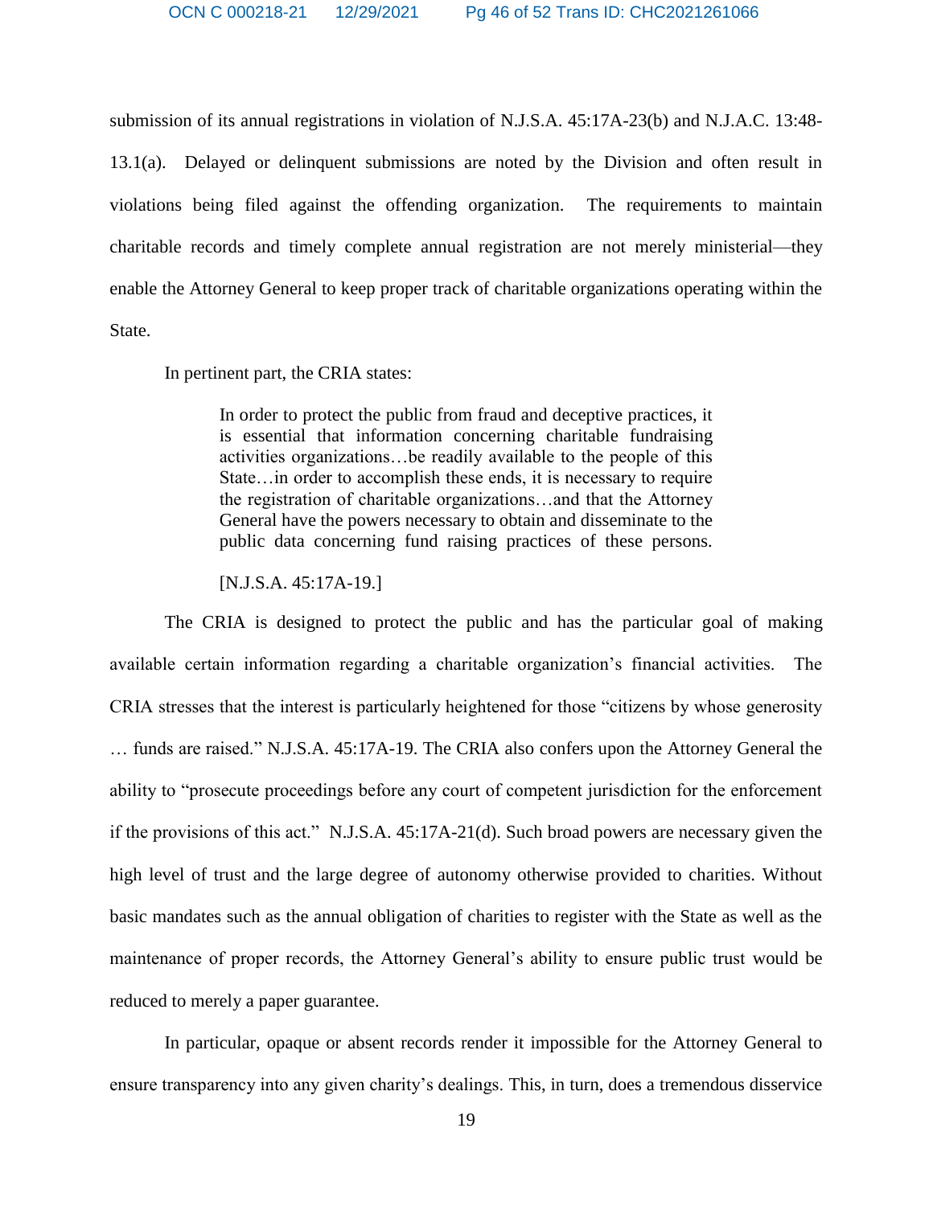submission of its annual registrations in violation of N.J.S.A. 45:17A-23(b) and N.J.A.C. 13:48-13.1(a). Delayed or delinquent submissions are noted by the Division and often result in violations being filed against the offending organization. The requirements to maintain charitable records and timely complete annual registration are not merely ministerial—they enable the Attorney General to keep proper track of charitable organizations operating within the State.

In pertinent part, the CRIA states:

> In order to protect the public from fraud and deceptive practices, it is essential that information concerning charitable fundraising activities organizations…be readily available to the people of this State…in order to accomplish these ends, it is necessary to require the registration of charitable organizations…and that the Attorney General have the powers necessary to obtain and disseminate to the public data concerning fund raising practices of these persons.
>
> [N.J.S.A. 45:17A-19.]

The CRIA is designed to protect the public and has the particular goal of making available certain information regarding a charitable organization's financial activities. The CRIA stresses that the interest is particularly heightened for those "citizens by whose generosity … funds are raised." N.J.S.A. 45:17A-19. The CRIA also confers upon the Attorney General the ability to "prosecute proceedings before any court of competent jurisdiction for the enforcement if the provisions of this act." N.J.S.A. 45:17A-21(d). Such broad powers are necessary given the high level of trust and the large degree of autonomy otherwise provided to charities. Without basic mandates such as the annual obligation of charities to register with the State as well as the maintenance of proper records, the Attorney General's ability to ensure public trust would be reduced to merely a paper guarantee.

In particular, opaque or absent records render it impossible for the Attorney General to ensure transparency into any given charity's dealings. This, in turn, does a tremendous disservice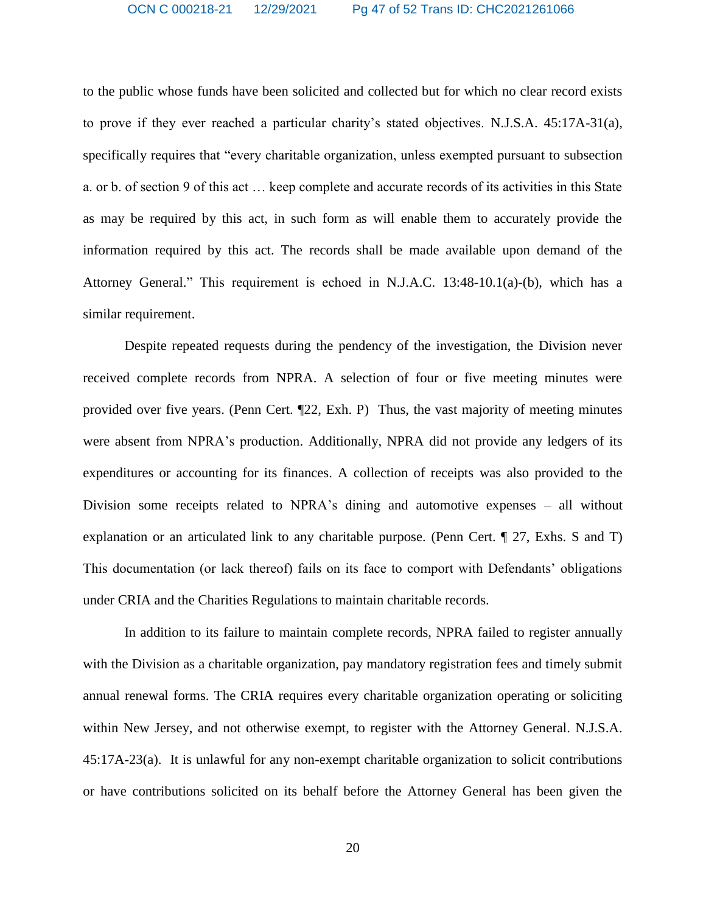to the public whose funds have been solicited and collected but for which no clear record exists to prove if they ever reached a particular charity's stated objectives. N.J.S.A. 45:17A-31(a), specifically requires that "every charitable organization, unless exempted pursuant to subsection a. or b. of section 9 of this act … keep complete and accurate records of its activities in this State as may be required by this act, in such form as will enable them to accurately provide the information required by this act. The records shall be made available upon demand of the Attorney General." This requirement is echoed in N.J.A.C. 13:48-10.1(a)-(b), which has a similar requirement.

Despite repeated requests during the pendency of the investigation, the Division never received complete records from NPRA. A selection of four or five meeting minutes were provided over five years. (Penn Cert. ¶22, Exh. P) Thus, the vast majority of meeting minutes were absent from NPRA's production. Additionally, NPRA did not provide any ledgers of its expenditures or accounting for its finances. A collection of receipts was also provided to the Division some receipts related to NPRA's dining and automotive expenses – all without explanation or an articulated link to any charitable purpose. (Penn Cert. ¶ 27, Exhs. S and T) This documentation (or lack thereof) fails on its face to comport with Defendants' obligations under CRIA and the Charities Regulations to maintain charitable records.

In addition to its failure to maintain complete records, NPRA failed to register annually with the Division as a charitable organization, pay mandatory registration fees and timely submit annual renewal forms. The CRIA requires every charitable organization operating or soliciting within New Jersey, and not otherwise exempt, to register with the Attorney General. N.J.S.A. 45:17A-23(a). It is unlawful for any non-exempt charitable organization to solicit contributions or have contributions solicited on its behalf before the Attorney General has been given the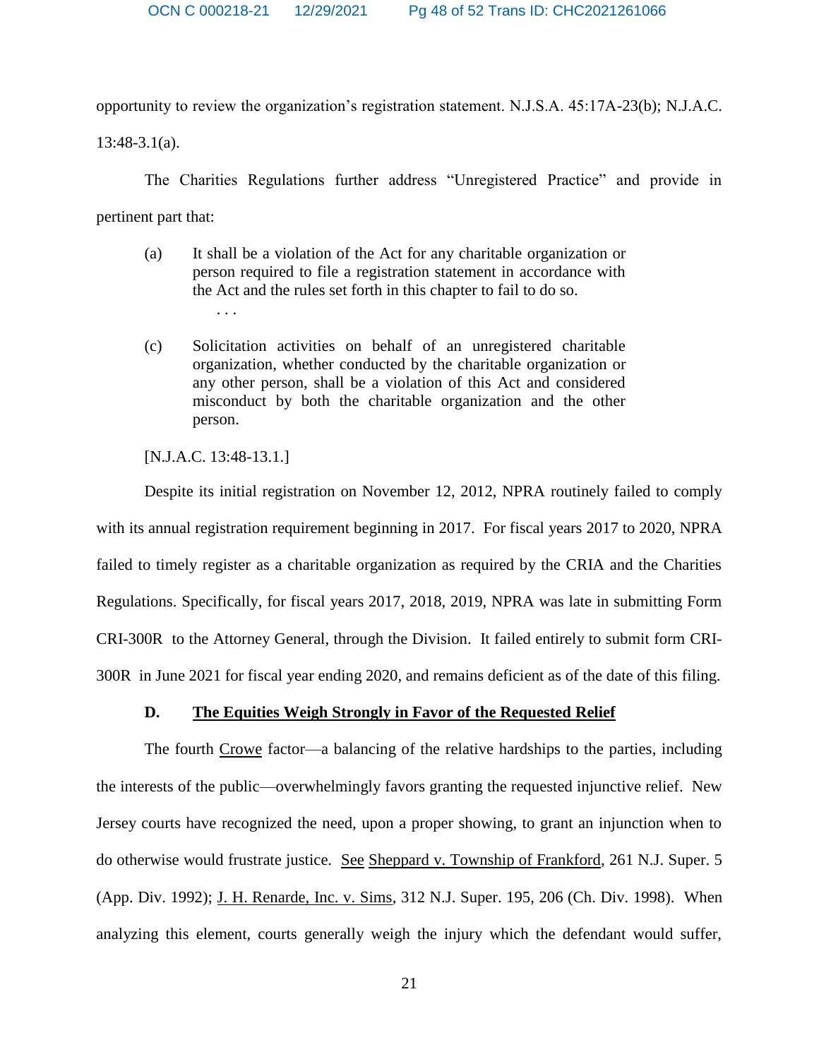opportunity to review the organization's registration statement. N.J.S.A. 45:17A-23(b); N.J.A.C. 13:48-3.1(a).

The Charities Regulations further address "Unregistered Practice" and provide in pertinent part that:

> (a) It shall be a violation of the Act for any charitable organization or person required to file a registration statement in accordance with the Act and the rules set forth in this chapter to fail to do so.
>
> . . .
>
> (c) Solicitation activities on behalf of an unregistered charitable organization, whether conducted by the charitable organization or any other person, shall be a violation of this Act and considered misconduct by both the charitable organization and the other person.

[N.J.A.C. 13:48-13.1.]

Despite its initial registration on November 12, 2012, NPRA routinely failed to comply with its annual registration requirement beginning in 2017. For fiscal years 2017 to 2020, NPRA failed to timely register as a charitable organization as required by the CRIA and the Charities Regulations. Specifically, for fiscal years 2017, 2018, 2019, NPRA was late in submitting Form CRI-300R to the Attorney General, through the Division. It failed entirely to submit form CRI-300R in June 2021 for fiscal year ending 2020, and remains deficient as of the date of this filing.

### D. The Equities Weigh Strongly in Favor of the Requested Relief

The fourth Crowe factor—a balancing of the relative hardships to the parties, including the interests of the public—overwhelmingly favors granting the requested injunctive relief. New Jersey courts have recognized the need, upon a proper showing, to grant an injunction when to do otherwise would frustrate justice. See Sheppard v. Township of Frankford, 261 N.J. Super. 5 (App. Div. 1992); J. H. Renarde, Inc. v. Sims, 312 N.J. Super. 195, 206 (Ch. Div. 1998). When analyzing this element, courts generally weigh the injury which the defendant would suffer,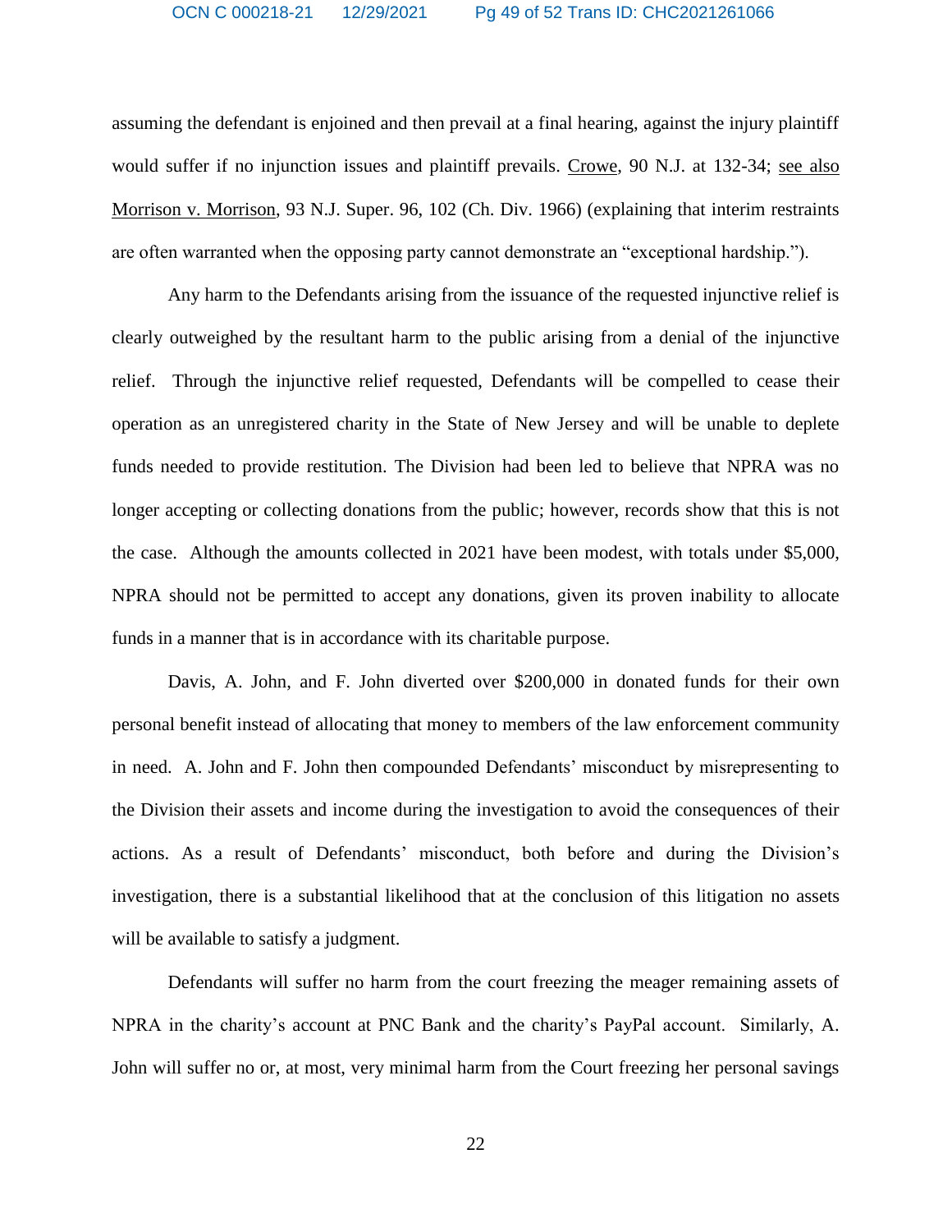assuming the defendant is enjoined and then prevail at a final hearing, against the injury plaintiff would suffer if no injunction issues and plaintiff prevails. Crowe, 90 N.J. at 132-34; see also Morrison v. Morrison, 93 N.J. Super. 96, 102 (Ch. Div. 1966) (explaining that interim restraints are often warranted when the opposing party cannot demonstrate an "exceptional hardship.").

Any harm to the Defendants arising from the issuance of the requested injunctive relief is clearly outweighed by the resultant harm to the public arising from a denial of the injunctive relief. Through the injunctive relief requested, Defendants will be compelled to cease their operation as an unregistered charity in the State of New Jersey and will be unable to deplete funds needed to provide restitution. The Division had been led to believe that NPRA was no longer accepting or collecting donations from the public; however, records show that this is not the case. Although the amounts collected in 2021 have been modest, with totals under $5,000, NPRA should not be permitted to accept any donations, given its proven inability to allocate funds in a manner that is in accordance with its charitable purpose.

Davis, A. John, and F. John diverted over $200,000 in donated funds for their own personal benefit instead of allocating that money to members of the law enforcement community in need. A. John and F. John then compounded Defendants' misconduct by misrepresenting to the Division their assets and income during the investigation to avoid the consequences of their actions. As a result of Defendants' misconduct, both before and during the Division's investigation, there is a substantial likelihood that at the conclusion of this litigation no assets will be available to satisfy a judgment.

Defendants will suffer no harm from the court freezing the meager remaining assets of NPRA in the charity's account at PNC Bank and the charity's PayPal account. Similarly, A. John will suffer no or, at most, very minimal harm from the Court freezing her personal savings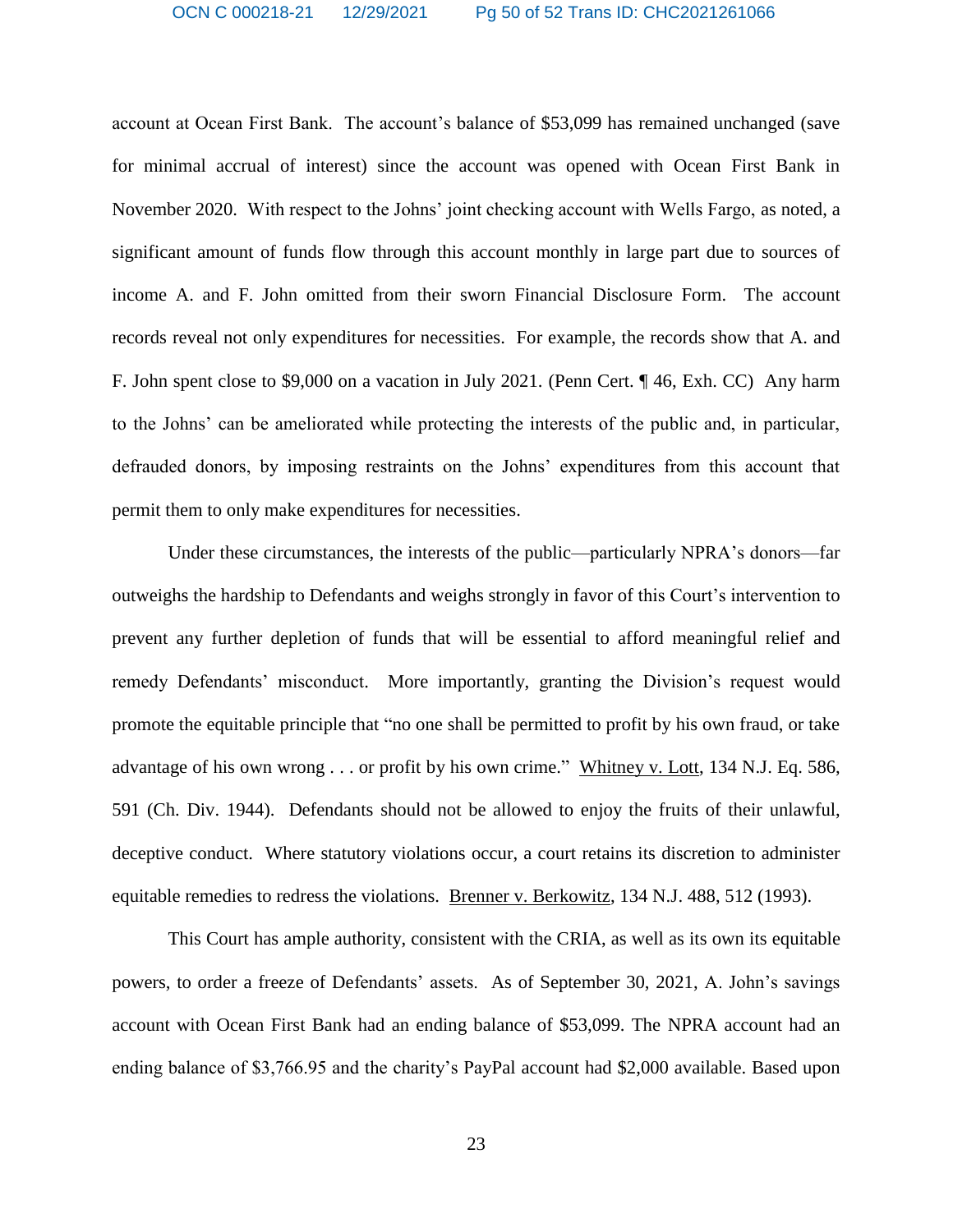account at Ocean First Bank. The account's balance of $53,099 has remained unchanged (save for minimal accrual of interest) since the account was opened with Ocean First Bank in November 2020. With respect to the Johns' joint checking account with Wells Fargo, as noted, a significant amount of funds flow through this account monthly in large part due to sources of income A. and F. John omitted from their sworn Financial Disclosure Form. The account records reveal not only expenditures for necessities. For example, the records show that A. and F. John spent close to $9,000 on a vacation in July 2021. (Penn Cert. ¶ 46, Exh. CC) Any harm to the Johns' can be ameliorated while protecting the interests of the public and, in particular, defrauded donors, by imposing restraints on the Johns' expenditures from this account that permit them to only make expenditures for necessities.

Under these circumstances, the interests of the public—particularly NPRA's donors—far outweighs the hardship to Defendants and weighs strongly in favor of this Court's intervention to prevent any further depletion of funds that will be essential to afford meaningful relief and remedy Defendants' misconduct. More importantly, granting the Division's request would promote the equitable principle that "no one shall be permitted to profit by his own fraud, or take advantage of his own wrong . . . or profit by his own crime." Whitney v. Lott, 134 N.J. Eq. 586, 591 (Ch. Div. 1944). Defendants should not be allowed to enjoy the fruits of their unlawful, deceptive conduct. Where statutory violations occur, a court retains its discretion to administer equitable remedies to redress the violations. Brenner v. Berkowitz, 134 N.J. 488, 512 (1993).

This Court has ample authority, consistent with the CRIA, as well as its own its equitable powers, to order a freeze of Defendants' assets. As of September 30, 2021, A. John's savings account with Ocean First Bank had an ending balance of $53,099. The NPRA account had an ending balance of $3,766.95 and the charity's PayPal account had $2,000 available. Based upon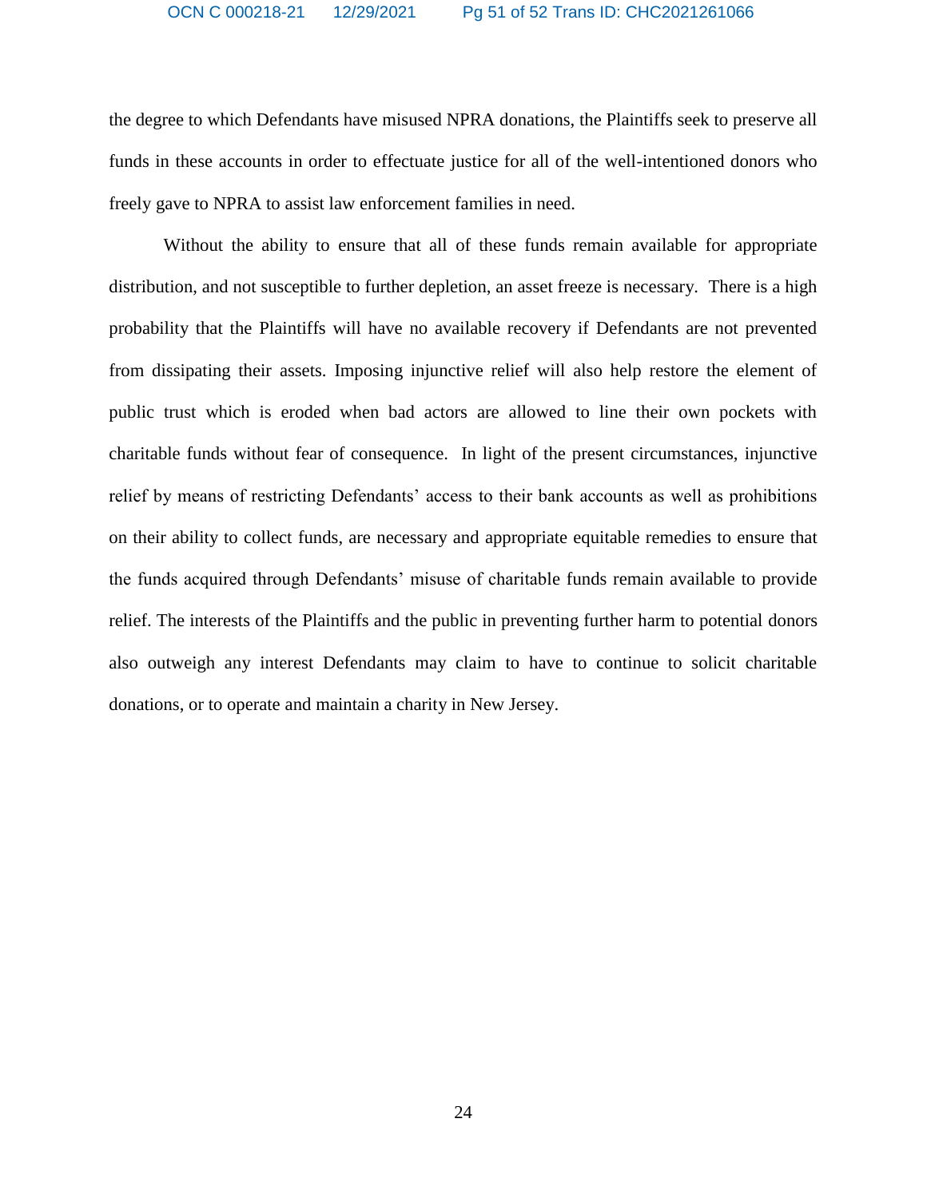the degree to which Defendants have misused NPRA donations, the Plaintiffs seek to preserve all funds in these accounts in order to effectuate justice for all of the well-intentioned donors who freely gave to NPRA to assist law enforcement families in need.

Without the ability to ensure that all of these funds remain available for appropriate distribution, and not susceptible to further depletion, an asset freeze is necessary. There is a high probability that the Plaintiffs will have no available recovery if Defendants are not prevented from dissipating their assets. Imposing injunctive relief will also help restore the element of public trust which is eroded when bad actors are allowed to line their own pockets with charitable funds without fear of consequence. In light of the present circumstances, injunctive relief by means of restricting Defendants' access to their bank accounts as well as prohibitions on their ability to collect funds, are necessary and appropriate equitable remedies to ensure that the funds acquired through Defendants' misuse of charitable funds remain available to provide relief. The interests of the Plaintiffs and the public in preventing further harm to potential donors also outweigh any interest Defendants may claim to have to continue to solicit charitable donations, or to operate and maintain a charity in New Jersey.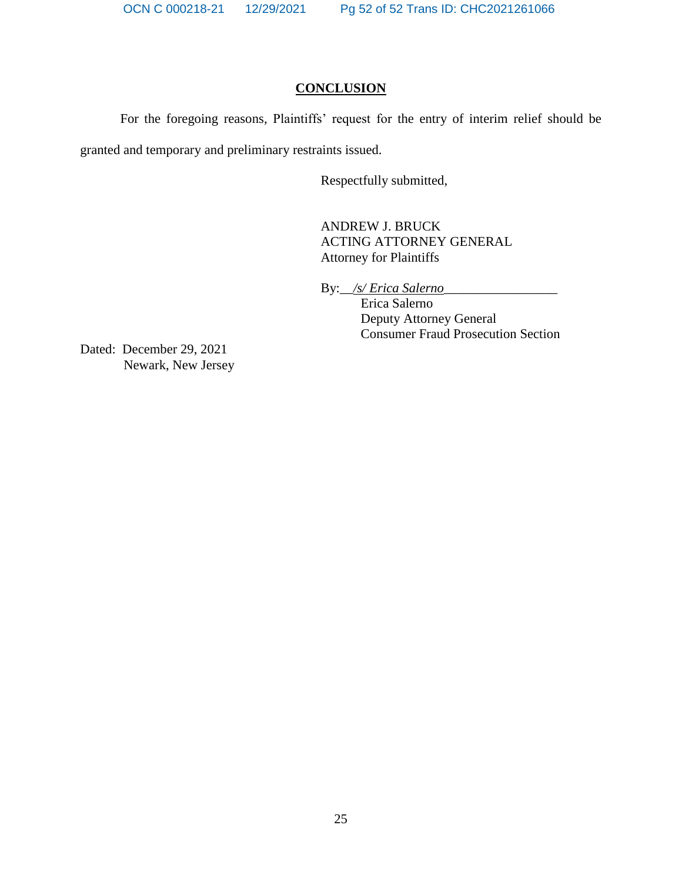## CONCLUSION

For the foregoing reasons, Plaintiffs' request for the entry of interim relief should be granted and temporary and preliminary restraints issued.

Respectfully submitted,

ANDREW J. BRUCK
ACTING ATTORNEY GENERAL
Attorney for Plaintiffs

By: */s/ Erica Salerno*
Erica Salerno
Deputy Attorney General
Consumer Fraud Prosecution Section

Dated: December 29, 2021
Newark, New Jersey